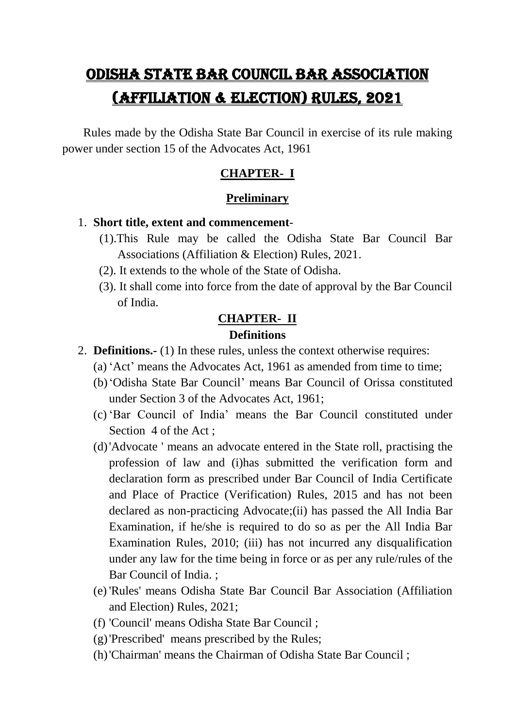# ODISHA STATE BAR COUNCIL BAR ASSOCIATION (AFFILIATION & ELECTION) RULES, 2021

Rules made by the Odisha State Bar Council in exercise of its rule making power under section 15 of the Advocates Act, 1961

## CHAPTER- I

### Preliminary

1. **Short title, extent and commencement**-
   (1).This Rule may be called the Odisha State Bar Council Bar Associations (Affiliation & Election) Rules, 2021.
   (2). It extends to the whole of the State of Odisha.
   (3). It shall come into force from the date of approval by the Bar Council of India.

## CHAPTER- II

### Definitions

2. **Definitions.-** (1) In these rules, unless the context otherwise requires:
   (a) 'Act' means the Advocates Act, 1961 as amended from time to time;
   (b) 'Odisha State Bar Council' means Bar Council of Orissa constituted under Section 3 of the Advocates Act, 1961;
   (c) 'Bar Council of India' means the Bar Council constituted under Section 4 of the Act ;
   (d) 'Advocate ' means an advocate entered in the State roll, practising the profession of law and (i)has submitted the verification form and declaration form as prescribed under Bar Council of India Certificate and Place of Practice (Verification) Rules, 2015 and has not been declared as non-practicing Advocate;(ii) has passed the All India Bar Examination, if he/she is required to do so as per the All India Bar Examination Rules, 2010; (iii) has not incurred any disqualification under any law for the time being in force or as per any rule/rules of the Bar Council of India. ;
   (e) 'Rules' means Odisha State Bar Council Bar Association (Affiliation and Election) Rules, 2021;
   (f) 'Council' means Odisha State Bar Council ;
   (g) 'Prescribed' means prescribed by the Rules;
   (h) 'Chairman' means the Chairman of Odisha State Bar Council ;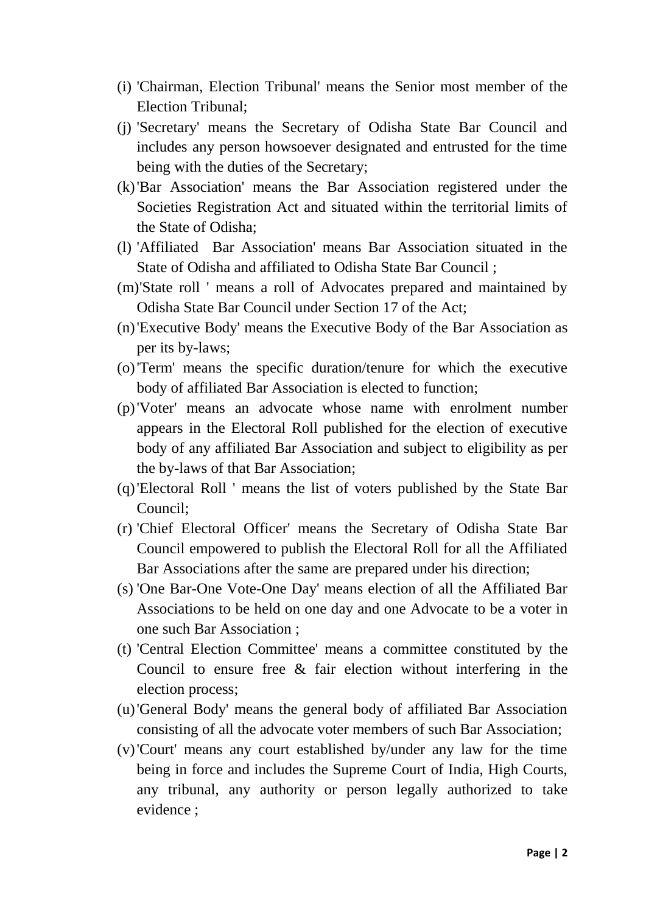(i) 'Chairman, Election Tribunal' means the Senior most member of the Election Tribunal;

(j) 'Secretary' means the Secretary of Odisha State Bar Council and includes any person howsoever designated and entrusted for the time being with the duties of the Secretary;

(k) 'Bar Association' means the Bar Association registered under the Societies Registration Act and situated within the territorial limits of the State of Odisha;

(l) 'Affiliated Bar Association' means Bar Association situated in the State of Odisha and affiliated to Odisha State Bar Council ;

(m) 'State roll ' means a roll of Advocates prepared and maintained by Odisha State Bar Council under Section 17 of the Act;

(n) 'Executive Body' means the Executive Body of the Bar Association as per its by-laws;

(o) 'Term' means the specific duration/tenure for which the executive body of affiliated Bar Association is elected to function;

(p) 'Voter' means an advocate whose name with enrolment number appears in the Electoral Roll published for the election of executive body of any affiliated Bar Association and subject to eligibility as per the by-laws of that Bar Association;

(q) 'Electoral Roll ' means the list of voters published by the State Bar Council;

(r) 'Chief Electoral Officer' means the Secretary of Odisha State Bar Council empowered to publish the Electoral Roll for all the Affiliated Bar Associations after the same are prepared under his direction;

(s) 'One Bar-One Vote-One Day' means election of all the Affiliated Bar Associations to be held on one day and one Advocate to be a voter in one such Bar Association ;

(t) 'Central Election Committee' means a committee constituted by the Council to ensure free & fair election without interfering in the election process;

(u) 'General Body' means the general body of affiliated Bar Association consisting of all the advocate voter members of such Bar Association;

(v) 'Court' means any court established by/under any law for the time being in force and includes the Supreme Court of India, High Courts, any tribunal, any authority or person legally authorized to take evidence ;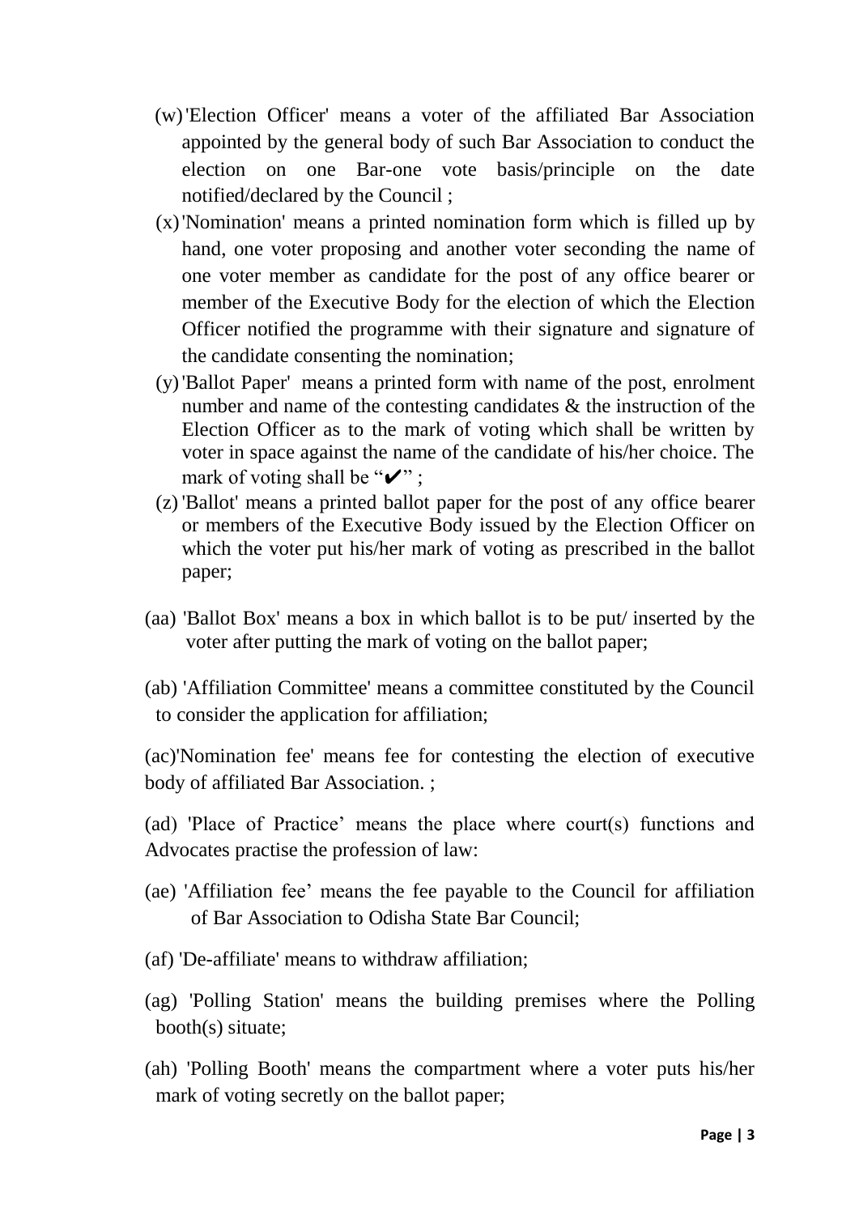(w) 'Election Officer' means a voter of the affiliated Bar Association appointed by the general body of such Bar Association to conduct the election on one Bar-one vote basis/principle on the date notified/declared by the Council ;

(x) 'Nomination' means a printed nomination form which is filled up by hand, one voter proposing and another voter seconding the name of one voter member as candidate for the post of any office bearer or member of the Executive Body for the election of which the Election Officer notified the programme with their signature and signature of the candidate consenting the nomination;

(y) 'Ballot Paper' means a printed form with name of the post, enrolment number and name of the contesting candidates & the instruction of the Election Officer as to the mark of voting which shall be written by voter in space against the name of the candidate of his/her choice. The mark of voting shall be "✔" ;

(z) 'Ballot' means a printed ballot paper for the post of any office bearer or members of the Executive Body issued by the Election Officer on which the voter put his/her mark of voting as prescribed in the ballot paper;

(aa) 'Ballot Box' means a box in which ballot is to be put/ inserted by the voter after putting the mark of voting on the ballot paper;

(ab) 'Affiliation Committee' means a committee constituted by the Council to consider the application for affiliation;

(ac)'Nomination fee' means fee for contesting the election of executive body of affiliated Bar Association. ;

(ad) 'Place of Practice' means the place where court(s) functions and Advocates practise the profession of law:

(ae) 'Affiliation fee' means the fee payable to the Council for affiliation of Bar Association to Odisha State Bar Council;

(af) 'De-affiliate' means to withdraw affiliation;

(ag) 'Polling Station' means the building premises where the Polling booth(s) situate;

(ah) 'Polling Booth' means the compartment where a voter puts his/her mark of voting secretly on the ballot paper;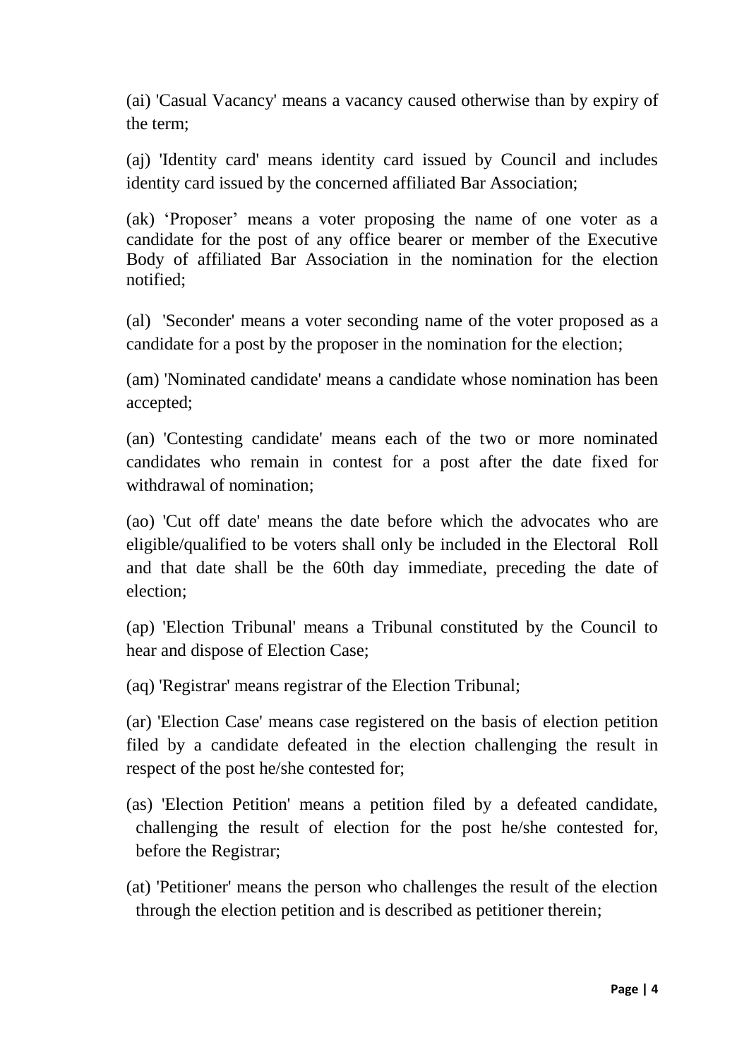(ai) 'Casual Vacancy' means a vacancy caused otherwise than by expiry of the term;

(aj) 'Identity card' means identity card issued by Council and includes identity card issued by the concerned affiliated Bar Association;

(ak) ‘Proposer’ means a voter proposing the name of one voter as a candidate for the post of any office bearer or member of the Executive Body of affiliated Bar Association in the nomination for the election notified;

(al) 'Seconder' means a voter seconding name of the voter proposed as a candidate for a post by the proposer in the nomination for the election;

(am) 'Nominated candidate' means a candidate whose nomination has been accepted;

(an) 'Contesting candidate' means each of the two or more nominated candidates who remain in contest for a post after the date fixed for withdrawal of nomination;

(ao) 'Cut off date' means the date before which the advocates who are eligible/qualified to be voters shall only be included in the Electoral Roll and that date shall be the 60th day immediate, preceding the date of election;

(ap) 'Election Tribunal' means a Tribunal constituted by the Council to hear and dispose of Election Case;

(aq) 'Registrar' means registrar of the Election Tribunal;

(ar) 'Election Case' means case registered on the basis of election petition filed by a candidate defeated in the election challenging the result in respect of the post he/she contested for;

(as) 'Election Petition' means a petition filed by a defeated candidate, challenging the result of election for the post he/she contested for, before the Registrar;

(at) 'Petitioner' means the person who challenges the result of the election through the election petition and is described as petitioner therein;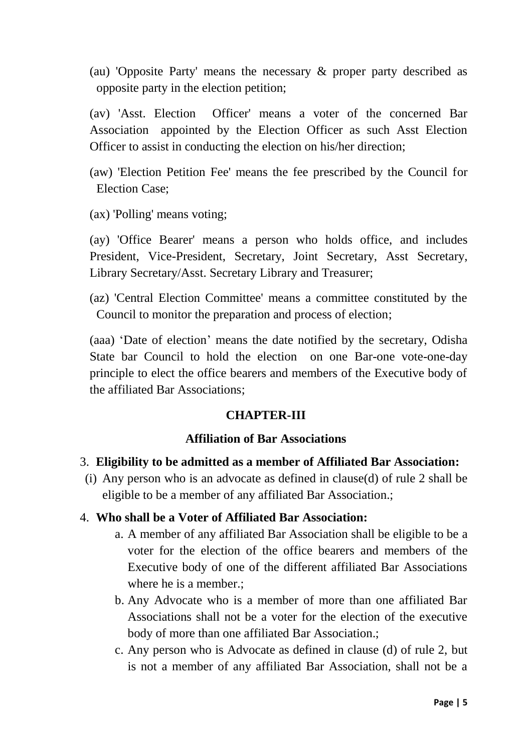(au) 'Opposite Party' means the necessary & proper party described as opposite party in the election petition;

(av) 'Asst. Election Officer' means a voter of the concerned Bar Association appointed by the Election Officer as such Asst Election Officer to assist in conducting the election on his/her direction;

(aw) 'Election Petition Fee' means the fee prescribed by the Council for Election Case;

(ax) 'Polling' means voting;

(ay) 'Office Bearer' means a person who holds office, and includes President, Vice-President, Secretary, Joint Secretary, Asst Secretary, Library Secretary/Asst. Secretary Library and Treasurer;

(az) 'Central Election Committee' means a committee constituted by the Council to monitor the preparation and process of election;

(aaa) 'Date of election' means the date notified by the secretary, Odisha State bar Council to hold the election on one Bar-one vote-one-day principle to elect the office bearers and members of the Executive body of the affiliated Bar Associations;

## CHAPTER-III

### Affiliation of Bar Associations

3. **Eligibility to be admitted as a member of Affiliated Bar Association:**

(i) Any person who is an advocate as defined in clause(d) of rule 2 shall be eligible to be a member of any affiliated Bar Association.;

4. **Who shall be a Voter of Affiliated Bar Association:**

   a. A member of any affiliated Bar Association shall be eligible to be a voter for the election of the office bearers and members of the Executive body of one of the different affiliated Bar Associations where he is a member.;
   b. Any Advocate who is a member of more than one affiliated Bar Associations shall not be a voter for the election of the executive body of more than one affiliated Bar Association.;
   c. Any person who is Advocate as defined in clause (d) of rule 2, but is not a member of any affiliated Bar Association, shall not be a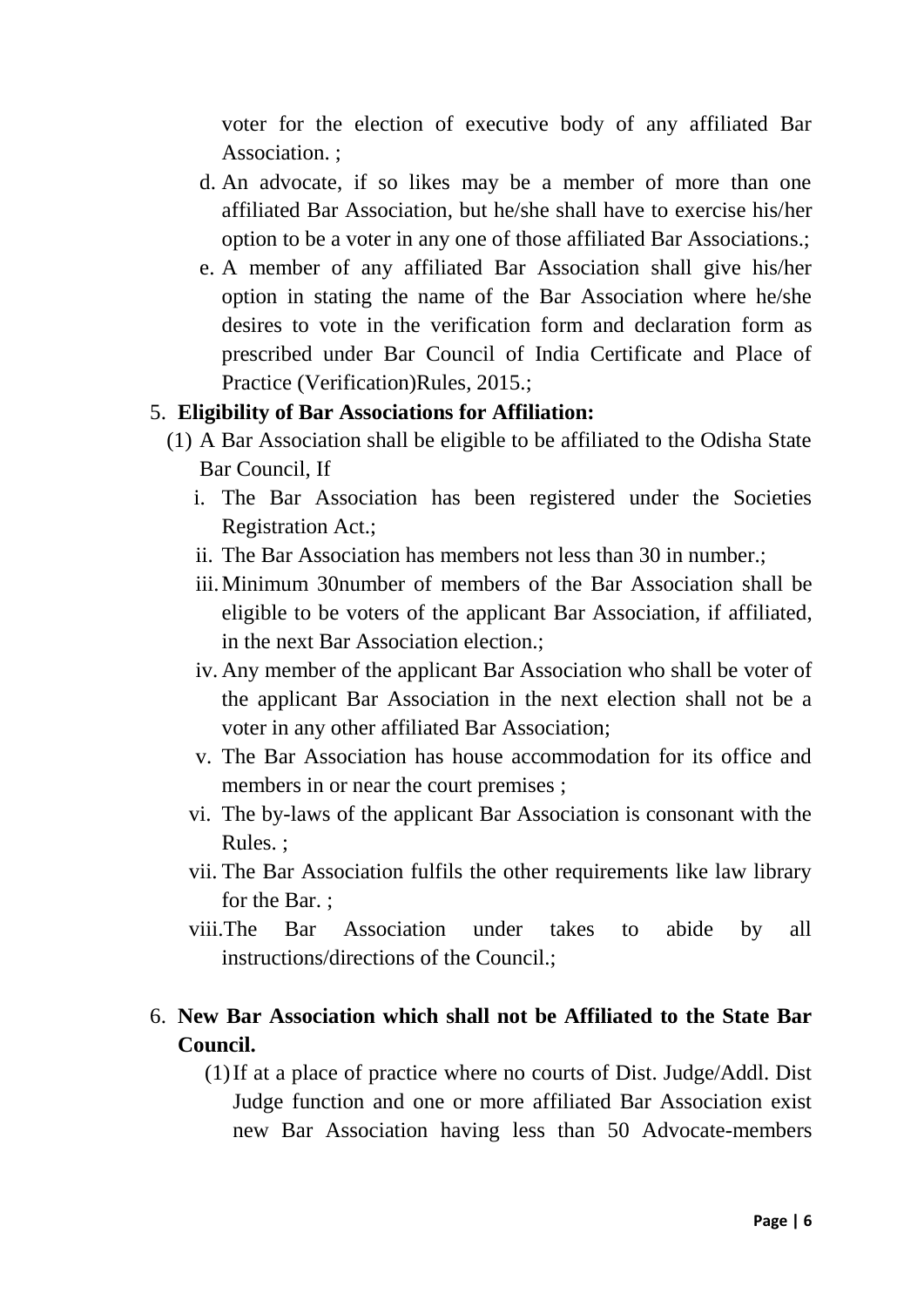voter for the election of executive body of any affiliated Bar Association. ;

d. An advocate, if so likes may be a member of more than one affiliated Bar Association, but he/she shall have to exercise his/her option to be a voter in any one of those affiliated Bar Associations.;
e. A member of any affiliated Bar Association shall give his/her option in stating the name of the Bar Association where he/she desires to vote in the verification form and declaration form as prescribed under Bar Council of India Certificate and Place of Practice (Verification)Rules, 2015.;

5. **Eligibility of Bar Associations for Affiliation:**

(1) A Bar Association shall be eligible to be affiliated to the Odisha State Bar Council, If

i. The Bar Association has been registered under the Societies Registration Act.;
ii. The Bar Association has members not less than 30 in number.;
iii. Minimum 30number of members of the Bar Association shall be eligible to be voters of the applicant Bar Association, if affiliated, in the next Bar Association election.;
iv. Any member of the applicant Bar Association who shall be voter of the applicant Bar Association in the next election shall not be a voter in any other affiliated Bar Association;
v. The Bar Association has house accommodation for its office and members in or near the court premises ;
vi. The by-laws of the applicant Bar Association is consonant with the Rules. ;
vii. The Bar Association fulfils the other requirements like law library for the Bar. ;
viii. The Bar Association under takes to abide by all instructions/directions of the Council.;

6. **New Bar Association which shall not be Affiliated to the State Bar Council.**

(1) If at a place of practice where no courts of Dist. Judge/Addl. Dist Judge function and one or more affiliated Bar Association exist new Bar Association having less than 50 Advocate-members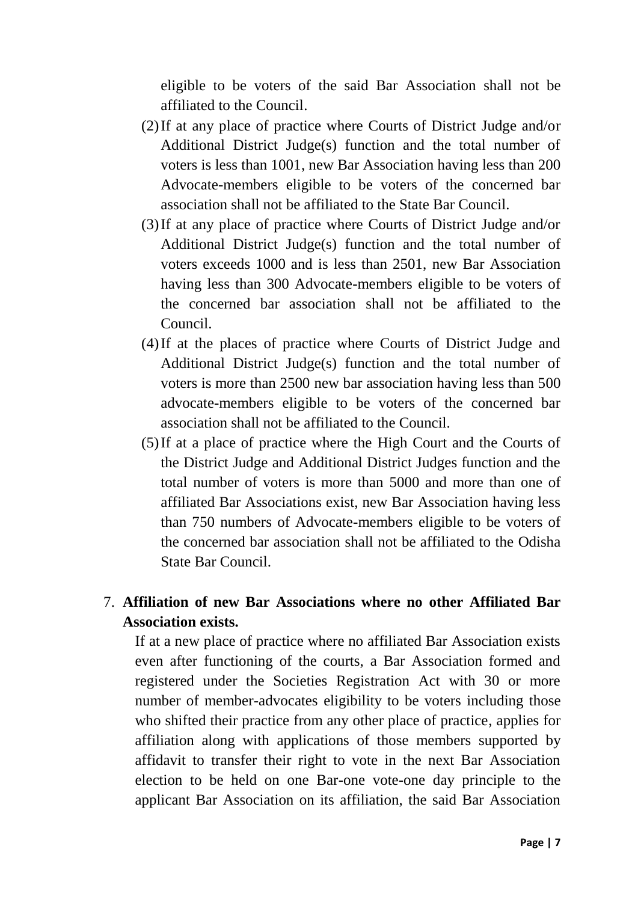eligible to be voters of the said Bar Association shall not be affiliated to the Council.

(2) If at any place of practice where Courts of District Judge and/or Additional District Judge(s) function and the total number of voters is less than 1001, new Bar Association having less than 200 Advocate-members eligible to be voters of the concerned bar association shall not be affiliated to the State Bar Council.

(3) If at any place of practice where Courts of District Judge and/or Additional District Judge(s) function and the total number of voters exceeds 1000 and is less than 2501, new Bar Association having less than 300 Advocate-members eligible to be voters of the concerned bar association shall not be affiliated to the Council.

(4) If at the places of practice where Courts of District Judge and Additional District Judge(s) function and the total number of voters is more than 2500 new bar association having less than 500 advocate-members eligible to be voters of the concerned bar association shall not be affiliated to the Council.

(5) If at a place of practice where the High Court and the Courts of the District Judge and Additional District Judges function and the total number of voters is more than 5000 and more than one of affiliated Bar Associations exist, new Bar Association having less than 750 numbers of Advocate-members eligible to be voters of the concerned bar association shall not be affiliated to the Odisha State Bar Council.

7. **Affiliation of new Bar Associations where no other Affiliated Bar Association exists.**

If at a new place of practice where no affiliated Bar Association exists even after functioning of the courts, a Bar Association formed and registered under the Societies Registration Act with 30 or more number of member-advocates eligibility to be voters including those who shifted their practice from any other place of practice, applies for affiliation along with applications of those members supported by affidavit to transfer their right to vote in the next Bar Association election to be held on one Bar-one vote-one day principle to the applicant Bar Association on its affiliation, the said Bar Association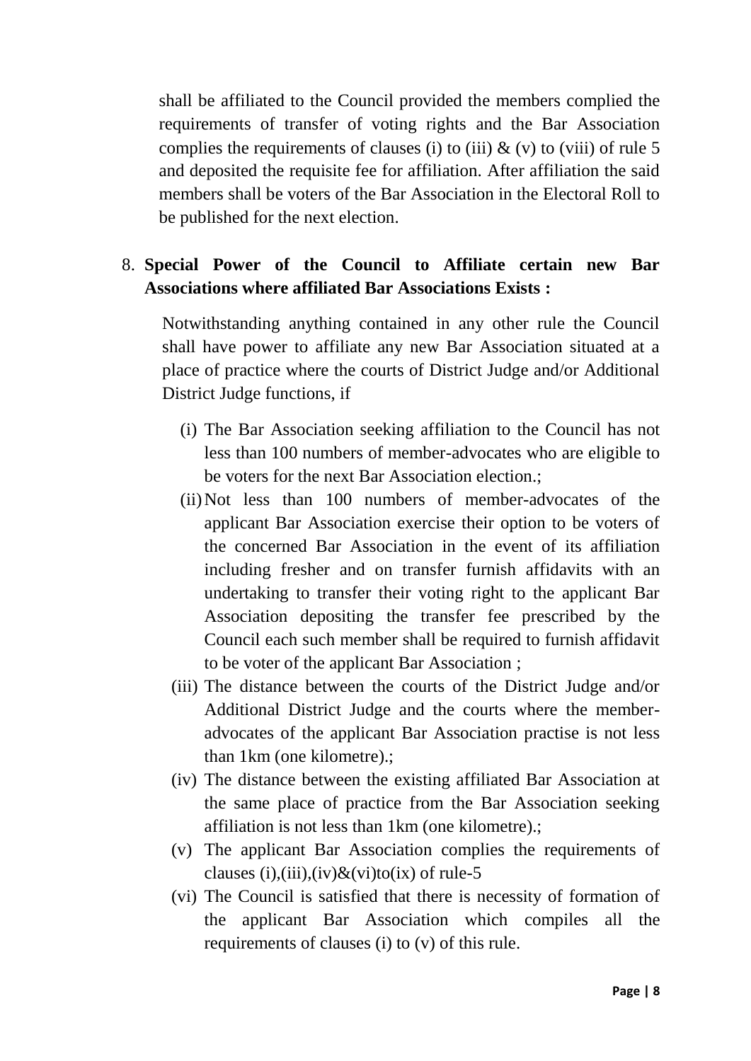shall be affiliated to the Council provided the members complied the requirements of transfer of voting rights and the Bar Association complies the requirements of clauses (i) to (iii) & (v) to (viii) of rule 5 and deposited the requisite fee for affiliation. After affiliation the said members shall be voters of the Bar Association in the Electoral Roll to be published for the next election.

8. **Special Power of the Council to Affiliate certain new Bar Associations where affiliated Bar Associations Exists :**

   Notwithstanding anything contained in any other rule the Council shall have power to affiliate any new Bar Association situated at a place of practice where the courts of District Judge and/or Additional District Judge functions, if

   (i) The Bar Association seeking affiliation to the Council has not less than 100 numbers of member-advocates who are eligible to be voters for the next Bar Association election.;

   (ii) Not less than 100 numbers of member-advocates of the applicant Bar Association exercise their option to be voters of the concerned Bar Association in the event of its affiliation including fresher and on transfer furnish affidavits with an undertaking to transfer their voting right to the applicant Bar Association depositing the transfer fee prescribed by the Council each such member shall be required to furnish affidavit to be voter of the applicant Bar Association ;

   (iii) The distance between the courts of the District Judge and/or Additional District Judge and the courts where the member-advocates of the applicant Bar Association practise is not less than 1km (one kilometre).;

   (iv) The distance between the existing affiliated Bar Association at the same place of practice from the Bar Association seeking affiliation is not less than 1km (one kilometre).;

   (v) The applicant Bar Association complies the requirements of clauses (i),(iii),(iv)&(vi)to(ix) of rule-5

   (vi) The Council is satisfied that there is necessity of formation of the applicant Bar Association which compiles all the requirements of clauses (i) to (v) of this rule.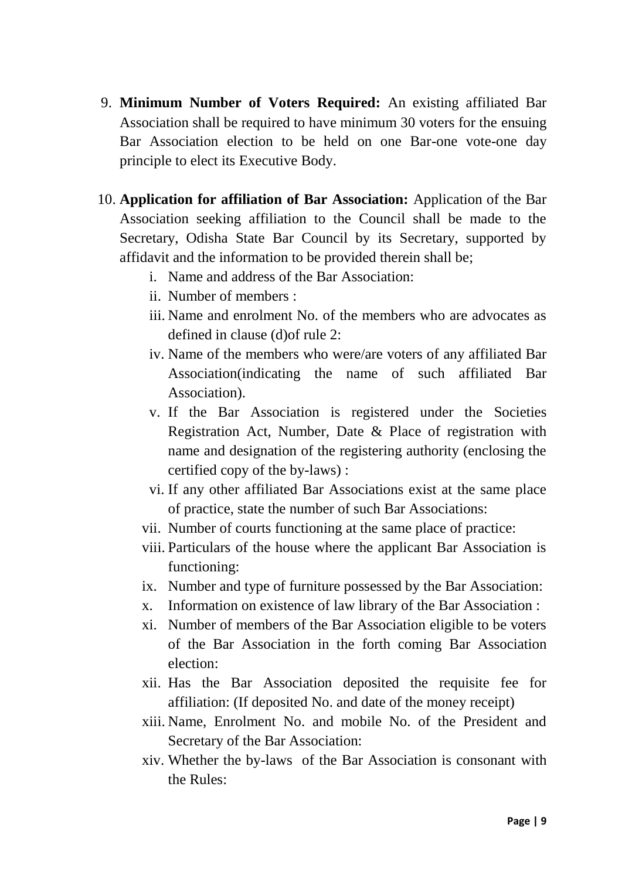9. **Minimum Number of Voters Required:** An existing affiliated Bar Association shall be required to have minimum 30 voters for the ensuing Bar Association election to be held on one Bar-one vote-one day principle to elect its Executive Body.

10. **Application for affiliation of Bar Association:** Application of the Bar Association seeking affiliation to the Council shall be made to the Secretary, Odisha State Bar Council by its Secretary, supported by affidavit and the information to be provided therein shall be;
    i. Name and address of the Bar Association:
    ii. Number of members :
    iii. Name and enrolment No. of the members who are advocates as defined in clause (d)of rule 2:
    iv. Name of the members who were/are voters of any affiliated Bar Association(indicating the name of such affiliated Bar Association).
    v. If the Bar Association is registered under the Societies Registration Act, Number, Date & Place of registration with name and designation of the registering authority (enclosing the certified copy of the by-laws) :
    vi. If any other affiliated Bar Associations exist at the same place of practice, state the number of such Bar Associations:
    vii. Number of courts functioning at the same place of practice:
    viii. Particulars of the house where the applicant Bar Association is functioning:
    ix. Number and type of furniture possessed by the Bar Association:
    x. Information on existence of law library of the Bar Association :
    xi. Number of members of the Bar Association eligible to be voters of the Bar Association in the forth coming Bar Association election:
    xii. Has the Bar Association deposited the requisite fee for affiliation: (If deposited No. and date of the money receipt)
    xiii. Name, Enrolment No. and mobile No. of the President and Secretary of the Bar Association:
    xiv. Whether the by-laws of the Bar Association is consonant with the Rules: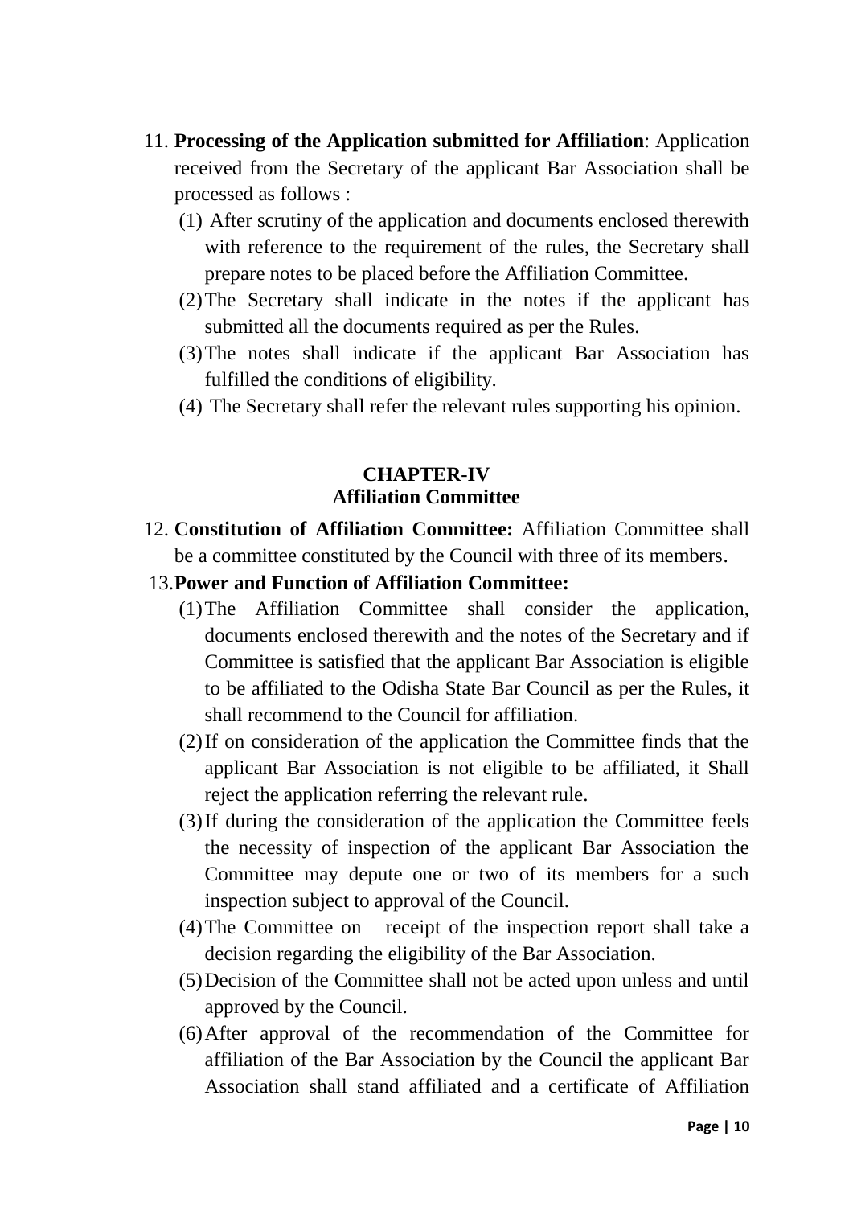11. **Processing of the Application submitted for Affiliation**: Application received from the Secretary of the applicant Bar Association shall be processed as follows :
    (1) After scrutiny of the application and documents enclosed therewith with reference to the requirement of the rules, the Secretary shall prepare notes to be placed before the Affiliation Committee.
    (2) The Secretary shall indicate in the notes if the applicant has submitted all the documents required as per the Rules.
    (3) The notes shall indicate if the applicant Bar Association has fulfilled the conditions of eligibility.
    (4) The Secretary shall refer the relevant rules supporting his opinion.

## CHAPTER-IV
## Affiliation Committee

12. **Constitution of Affiliation Committee:** Affiliation Committee shall be a committee constituted by the Council with three of its members.

13. **Power and Function of Affiliation Committee:**
    (1) The Affiliation Committee shall consider the application, documents enclosed therewith and the notes of the Secretary and if Committee is satisfied that the applicant Bar Association is eligible to be affiliated to the Odisha State Bar Council as per the Rules, it shall recommend to the Council for affiliation.
    (2) If on consideration of the application the Committee finds that the applicant Bar Association is not eligible to be affiliated, it Shall reject the application referring the relevant rule.
    (3) If during the consideration of the application the Committee feels the necessity of inspection of the applicant Bar Association the Committee may depute one or two of its members for a such inspection subject to approval of the Council.
    (4) The Committee on receipt of the inspection report shall take a decision regarding the eligibility of the Bar Association.
    (5) Decision of the Committee shall not be acted upon unless and until approved by the Council.
    (6) After approval of the recommendation of the Committee for affiliation of the Bar Association by the Council the applicant Bar Association shall stand affiliated and a certificate of Affiliation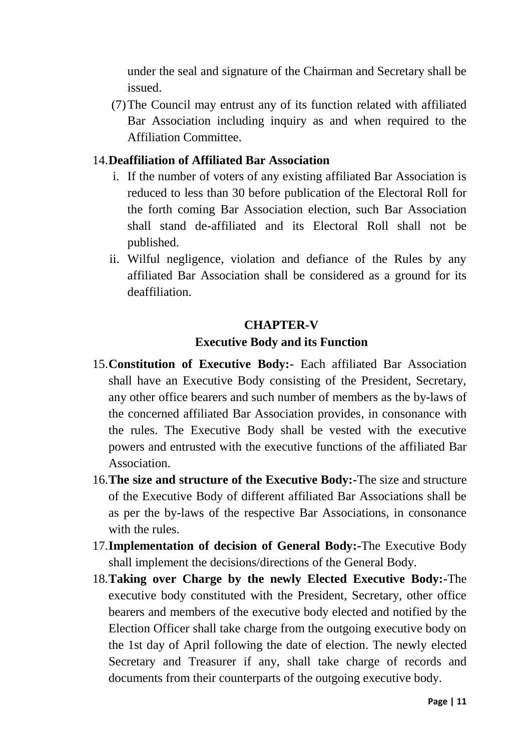under the seal and signature of the Chairman and Secretary shall be issued.

(7) The Council may entrust any of its function related with affiliated Bar Association including inquiry as and when required to the Affiliation Committee.

14. **Deaffiliation of Affiliated Bar Association**

i. If the number of voters of any existing affiliated Bar Association is reduced to less than 30 before publication of the Electoral Roll for the forth coming Bar Association election, such Bar Association shall stand de-affiliated and its Electoral Roll shall not be published.

ii. Wilful negligence, violation and defiance of the Rules by any affiliated Bar Association shall be considered as a ground for its deaffiliation.

## CHAPTER-V

### Executive Body and its Function

15. **Constitution of Executive Body:-** Each affiliated Bar Association shall have an Executive Body consisting of the President, Secretary, any other office bearers and such number of members as the by-laws of the concerned affiliated Bar Association provides, in consonance with the rules. The Executive Body shall be vested with the executive powers and entrusted with the executive functions of the affiliated Bar Association.

16. **The size and structure of the Executive Body:-**The size and structure of the Executive Body of different affiliated Bar Associations shall be as per the by-laws of the respective Bar Associations, in consonance with the rules.

17. **Implementation of decision of General Body:-**The Executive Body shall implement the decisions/directions of the General Body.

18. **Taking over Charge by the newly Elected Executive Body:-**The executive body constituted with the President, Secretary, other office bearers and members of the executive body elected and notified by the Election Officer shall take charge from the outgoing executive body on the 1st day of April following the date of election. The newly elected Secretary and Treasurer if any, shall take charge of records and documents from their counterparts of the outgoing executive body.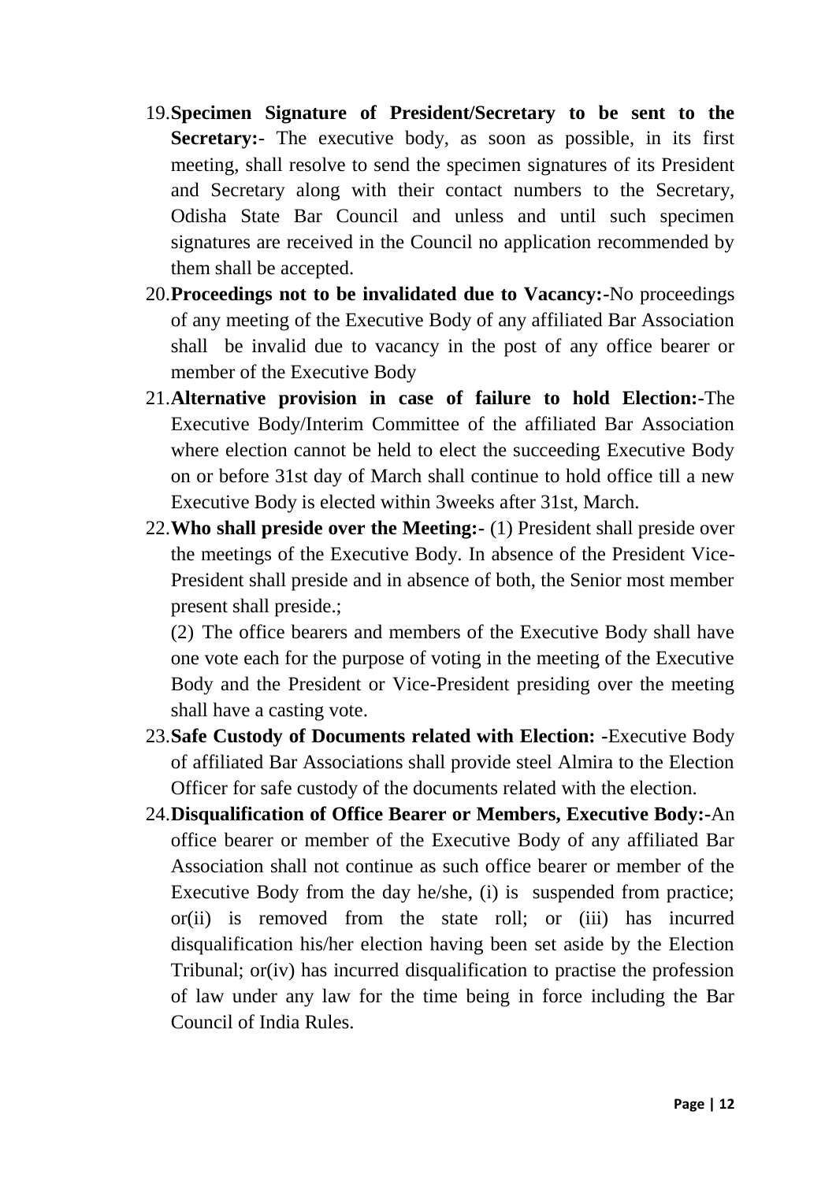19. **Specimen Signature of President/Secretary to be sent to the Secretary:-** The executive body, as soon as possible, in its first meeting, shall resolve to send the specimen signatures of its President and Secretary along with their contact numbers to the Secretary, Odisha State Bar Council and unless and until such specimen signatures are received in the Council no application recommended by them shall be accepted.
20. **Proceedings not to be invalidated due to Vacancy:-**No proceedings of any meeting of the Executive Body of any affiliated Bar Association shall be invalid due to vacancy in the post of any office bearer or member of the Executive Body
21. **Alternative provision in case of failure to hold Election:-**The Executive Body/Interim Committee of the affiliated Bar Association where election cannot be held to elect the succeeding Executive Body on or before 31st day of March shall continue to hold office till a new Executive Body is elected within 3weeks after 31st, March.
22. **Who shall preside over the Meeting:-** (1) President shall preside over the meetings of the Executive Body. In absence of the President Vice-President shall preside and in absence of both, the Senior most member present shall preside.;

    (2) The office bearers and members of the Executive Body shall have one vote each for the purpose of voting in the meeting of the Executive Body and the President or Vice-President presiding over the meeting shall have a casting vote.
23. **Safe Custody of Documents related with Election: -**Executive Body of affiliated Bar Associations shall provide steel Almira to the Election Officer for safe custody of the documents related with the election.
24. **Disqualification of Office Bearer or Members, Executive Body:-**An office bearer or member of the Executive Body of any affiliated Bar Association shall not continue as such office bearer or member of the Executive Body from the day he/she, (i) is suspended from practice; or(ii) is removed from the state roll; or (iii) has incurred disqualification his/her election having been set aside by the Election Tribunal; or(iv) has incurred disqualification to practise the profession of law under any law for the time being in force including the Bar Council of India Rules.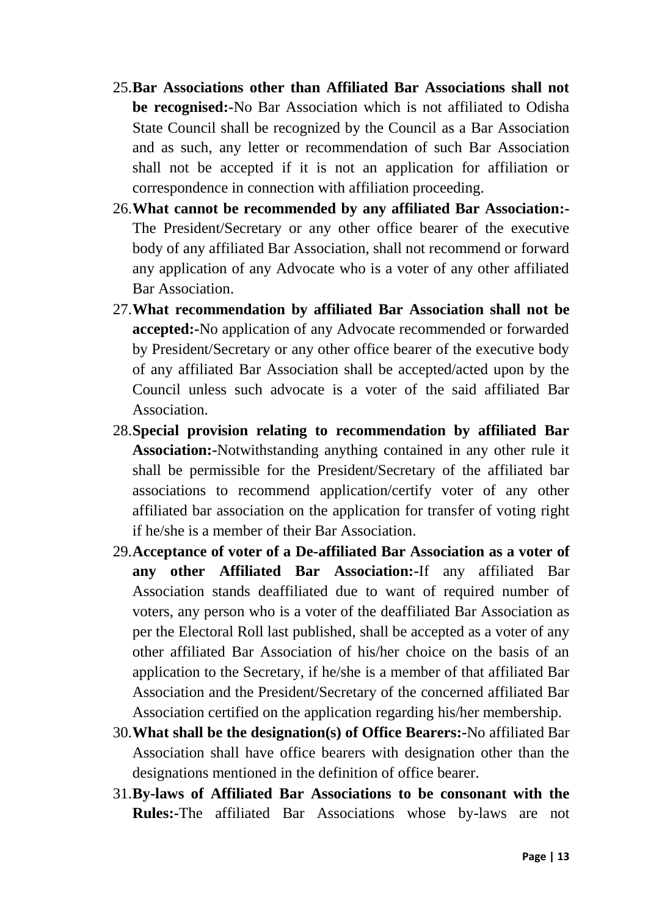25. **Bar Associations other than Affiliated Bar Associations shall not be recognised:-**No Bar Association which is not affiliated to Odisha State Council shall be recognized by the Council as a Bar Association and as such, any letter or recommendation of such Bar Association shall not be accepted if it is not an application for affiliation or correspondence in connection with affiliation proceeding.
26. **What cannot be recommended by any affiliated Bar Association:-** The President/Secretary or any other office bearer of the executive body of any affiliated Bar Association, shall not recommend or forward any application of any Advocate who is a voter of any other affiliated Bar Association.
27. **What recommendation by affiliated Bar Association shall not be accepted:-**No application of any Advocate recommended or forwarded by President/Secretary or any other office bearer of the executive body of any affiliated Bar Association shall be accepted/acted upon by the Council unless such advocate is a voter of the said affiliated Bar Association.
28. **Special provision relating to recommendation by affiliated Bar Association:-**Notwithstanding anything contained in any other rule it shall be permissible for the President/Secretary of the affiliated bar associations to recommend application/certify voter of any other affiliated bar association on the application for transfer of voting right if he/she is a member of their Bar Association.
29. **Acceptance of voter of a De-affiliated Bar Association as a voter of any other Affiliated Bar Association:-**If any affiliated Bar Association stands deaffiliated due to want of required number of voters, any person who is a voter of the deaffiliated Bar Association as per the Electoral Roll last published, shall be accepted as a voter of any other affiliated Bar Association of his/her choice on the basis of an application to the Secretary, if he/she is a member of that affiliated Bar Association and the President/Secretary of the concerned affiliated Bar Association certified on the application regarding his/her membership.
30. **What shall be the designation(s) of Office Bearers:-**No affiliated Bar Association shall have office bearers with designation other than the designations mentioned in the definition of office bearer.
31. **By-laws of Affiliated Bar Associations to be consonant with the Rules:-**The affiliated Bar Associations whose by-laws are not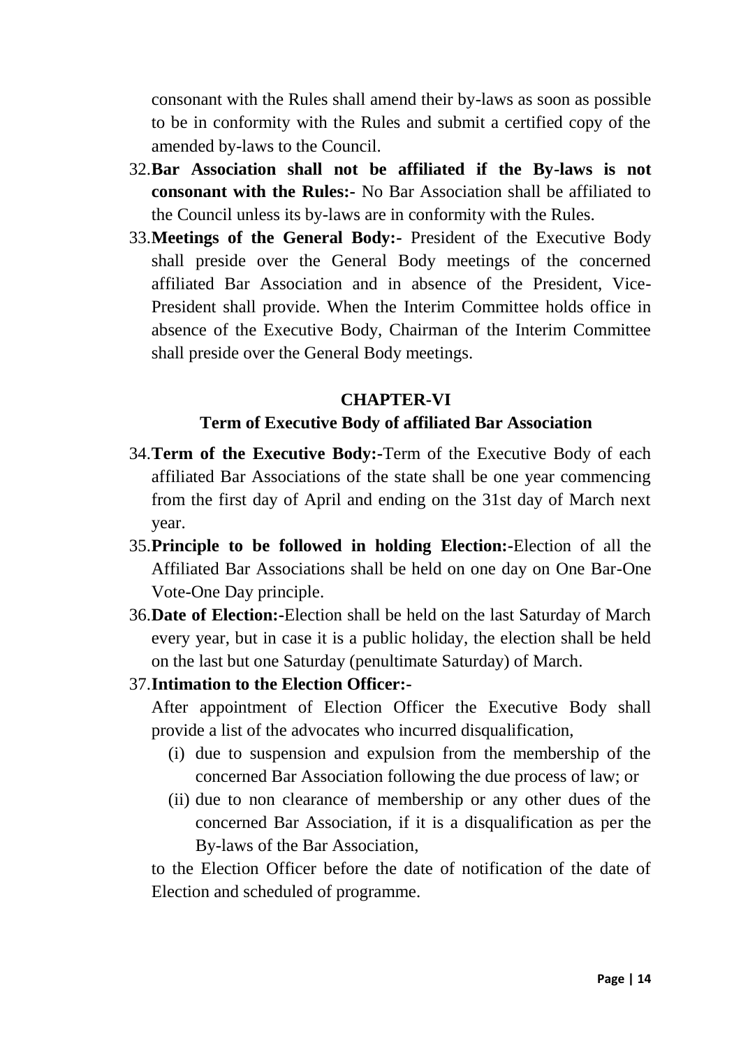consonant with the Rules shall amend their by-laws as soon as possible to be in conformity with the Rules and submit a certified copy of the amended by-laws to the Council.

32. **Bar Association shall not be affiliated if the By-laws is not consonant with the Rules:-** No Bar Association shall be affiliated to the Council unless its by-laws are in conformity with the Rules.

33. **Meetings of the General Body:-** President of the Executive Body shall preside over the General Body meetings of the concerned affiliated Bar Association and in absence of the President, Vice-President shall provide. When the Interim Committee holds office in absence of the Executive Body, Chairman of the Interim Committee shall preside over the General Body meetings.

## CHAPTER-VI

### Term of Executive Body of affiliated Bar Association

34. **Term of the Executive Body:-** Term of the Executive Body of each affiliated Bar Associations of the state shall be one year commencing from the first day of April and ending on the 31st day of March next year.

35. **Principle to be followed in holding Election:-** Election of all the Affiliated Bar Associations shall be held on one day on One Bar-One Vote-One Day principle.

36. **Date of Election:-** Election shall be held on the last Saturday of March every year, but in case it is a public holiday, the election shall be held on the last but one Saturday (penultimate Saturday) of March.

37. **Intimation to the Election Officer:-**

After appointment of Election Officer the Executive Body shall provide a list of the advocates who incurred disqualification,

(i) due to suspension and expulsion from the membership of the concerned Bar Association following the due process of law; or

(ii) due to non clearance of membership or any other dues of the concerned Bar Association, if it is a disqualification as per the By-laws of the Bar Association,

to the Election Officer before the date of notification of the date of Election and scheduled of programme.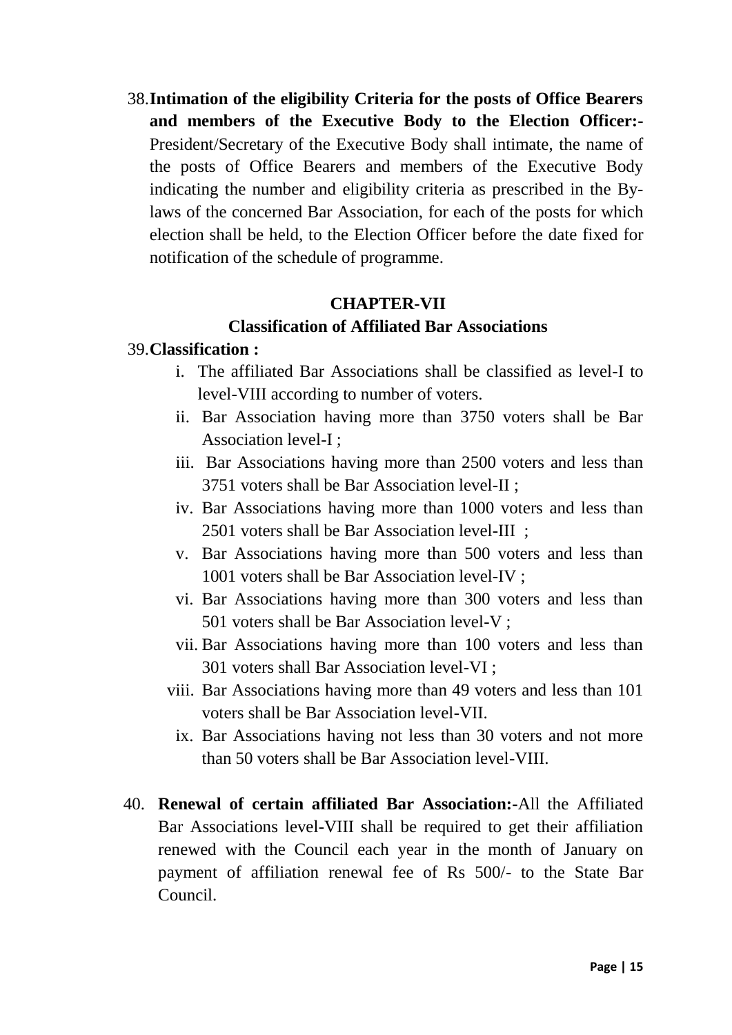38. **Intimation of the eligibility Criteria for the posts of Office Bearers and members of the Executive Body to the Election Officer:**- President/Secretary of the Executive Body shall intimate, the name of the posts of Office Bearers and members of the Executive Body indicating the number and eligibility criteria as prescribed in the By-laws of the concerned Bar Association, for each of the posts for which election shall be held, to the Election Officer before the date fixed for notification of the schedule of programme.

## CHAPTER-VII

### Classification of Affiliated Bar Associations

39. **Classification :**

    i. The affiliated Bar Associations shall be classified as level-I to level-VIII according to number of voters.

    ii. Bar Association having more than 3750 voters shall be Bar Association level-I ;

    iii. Bar Associations having more than 2500 voters and less than 3751 voters shall be Bar Association level-II ;

    iv. Bar Associations having more than 1000 voters and less than 2501 voters shall be Bar Association level-III ;

    v. Bar Associations having more than 500 voters and less than 1001 voters shall be Bar Association level-IV ;

    vi. Bar Associations having more than 300 voters and less than 501 voters shall be Bar Association level-V ;

    vii. Bar Associations having more than 100 voters and less than 301 voters shall Bar Association level-VI ;

    viii. Bar Associations having more than 49 voters and less than 101 voters shall be Bar Association level-VII.

    ix. Bar Associations having not less than 30 voters and not more than 50 voters shall be Bar Association level-VIII.

40. **Renewal of certain affiliated Bar Association:-**All the Affiliated Bar Associations level-VIII shall be required to get their affiliation renewed with the Council each year in the month of January on payment of affiliation renewal fee of Rs 500/- to the State Bar Council.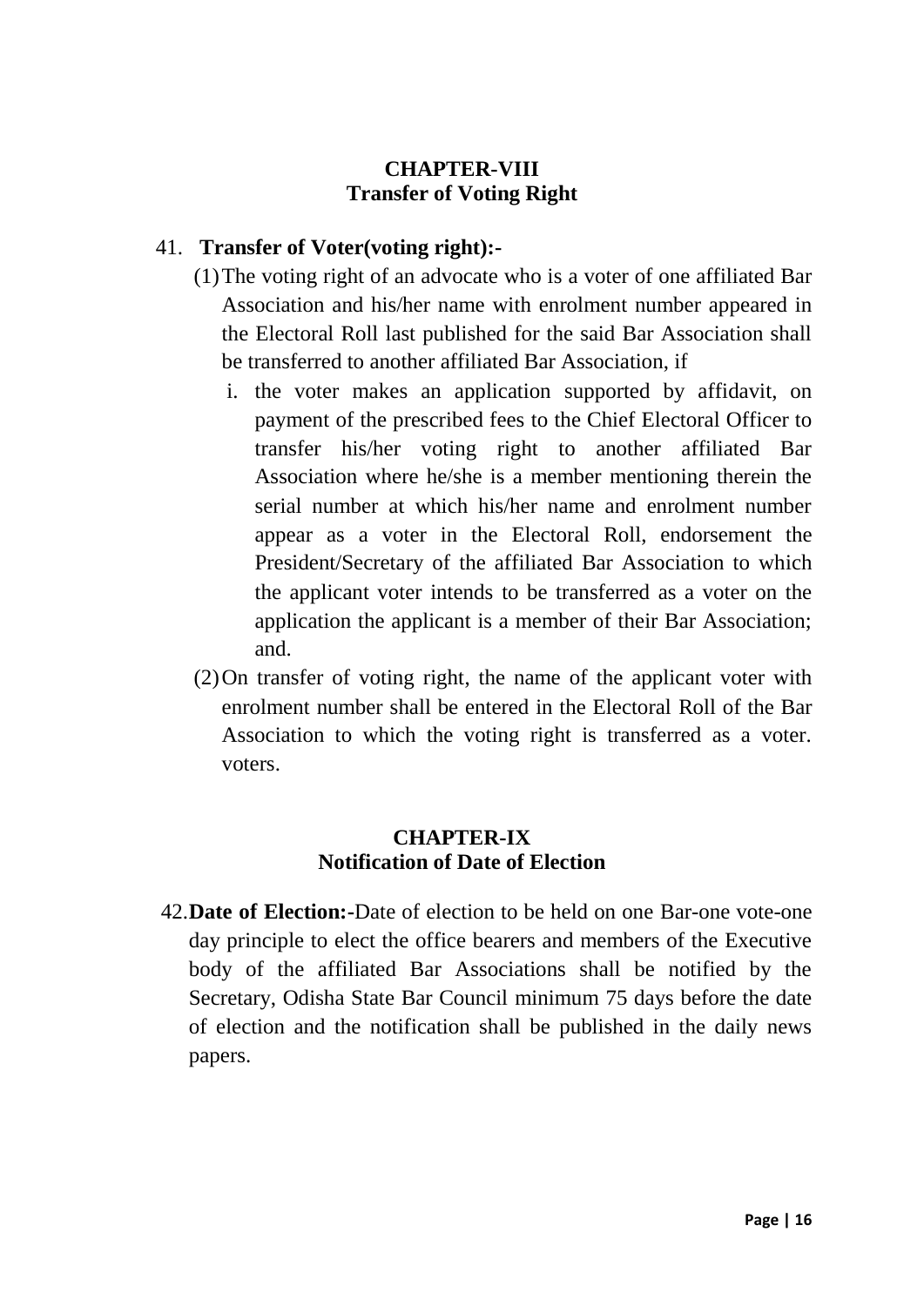## CHAPTER-VIII
## Transfer of Voting Right

41. **Transfer of Voter(voting right):-**

   (1) The voting right of an advocate who is a voter of one affiliated Bar Association and his/her name with enrolment number appeared in the Electoral Roll last published for the said Bar Association shall be transferred to another affiliated Bar Association, if

      i. the voter makes an application supported by affidavit, on payment of the prescribed fees to the Chief Electoral Officer to transfer his/her voting right to another affiliated Bar Association where he/she is a member mentioning therein the serial number at which his/her name and enrolment number appear as a voter in the Electoral Roll, endorsement the President/Secretary of the affiliated Bar Association to which the applicant voter intends to be transferred as a voter on the application the applicant is a member of their Bar Association; and.

   (2) On transfer of voting right, the name of the applicant voter with enrolment number shall be entered in the Electoral Roll of the Bar Association to which the voting right is transferred as a voter. voters.

## CHAPTER-IX
## Notification of Date of Election

42. **Date of Election:-**Date of election to be held on one Bar-one vote-one day principle to elect the office bearers and members of the Executive body of the affiliated Bar Associations shall be notified by the Secretary, Odisha State Bar Council minimum 75 days before the date of election and the notification shall be published in the daily news papers.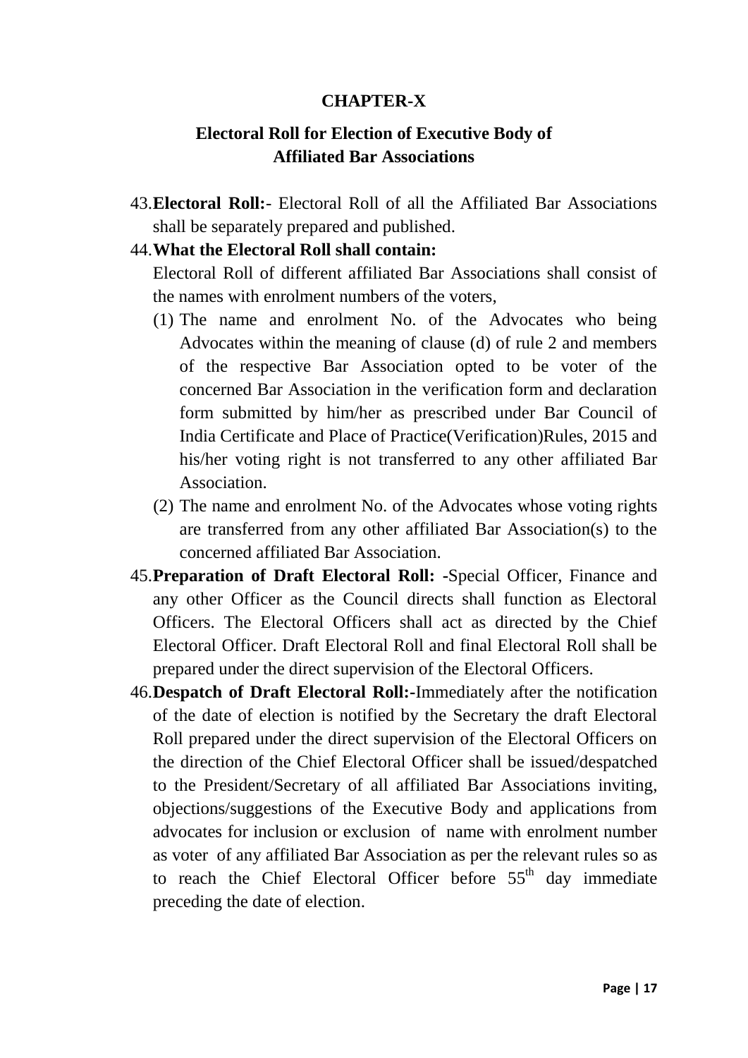# CHAPTER-X

## Electoral Roll for Election of Executive Body of Affiliated Bar Associations

43. **Electoral Roll:**- Electoral Roll of all the Affiliated Bar Associations shall be separately prepared and published.

44. **What the Electoral Roll shall contain:**

    Electoral Roll of different affiliated Bar Associations shall consist of the names with enrolment numbers of the voters,

    (1) The name and enrolment No. of the Advocates who being Advocates within the meaning of clause (d) of rule 2 and members of the respective Bar Association opted to be voter of the concerned Bar Association in the verification form and declaration form submitted by him/her as prescribed under Bar Council of India Certificate and Place of Practice(Verification)Rules, 2015 and his/her voting right is not transferred to any other affiliated Bar Association.

    (2) The name and enrolment No. of the Advocates whose voting rights are transferred from any other affiliated Bar Association(s) to the concerned affiliated Bar Association.

45. **Preparation of Draft Electoral Roll:** -Special Officer, Finance and any other Officer as the Council directs shall function as Electoral Officers. The Electoral Officers shall act as directed by the Chief Electoral Officer. Draft Electoral Roll and final Electoral Roll shall be prepared under the direct supervision of the Electoral Officers.

46. **Despatch of Draft Electoral Roll:**-Immediately after the notification of the date of election is notified by the Secretary the draft Electoral Roll prepared under the direct supervision of the Electoral Officers on the direction of the Chief Electoral Officer shall be issued/despatched to the President/Secretary of all affiliated Bar Associations inviting, objections/suggestions of the Executive Body and applications from advocates for inclusion or exclusion of name with enrolment number as voter of any affiliated Bar Association as per the relevant rules so as to reach the Chief Electoral Officer before 55th day immediate preceding the date of election.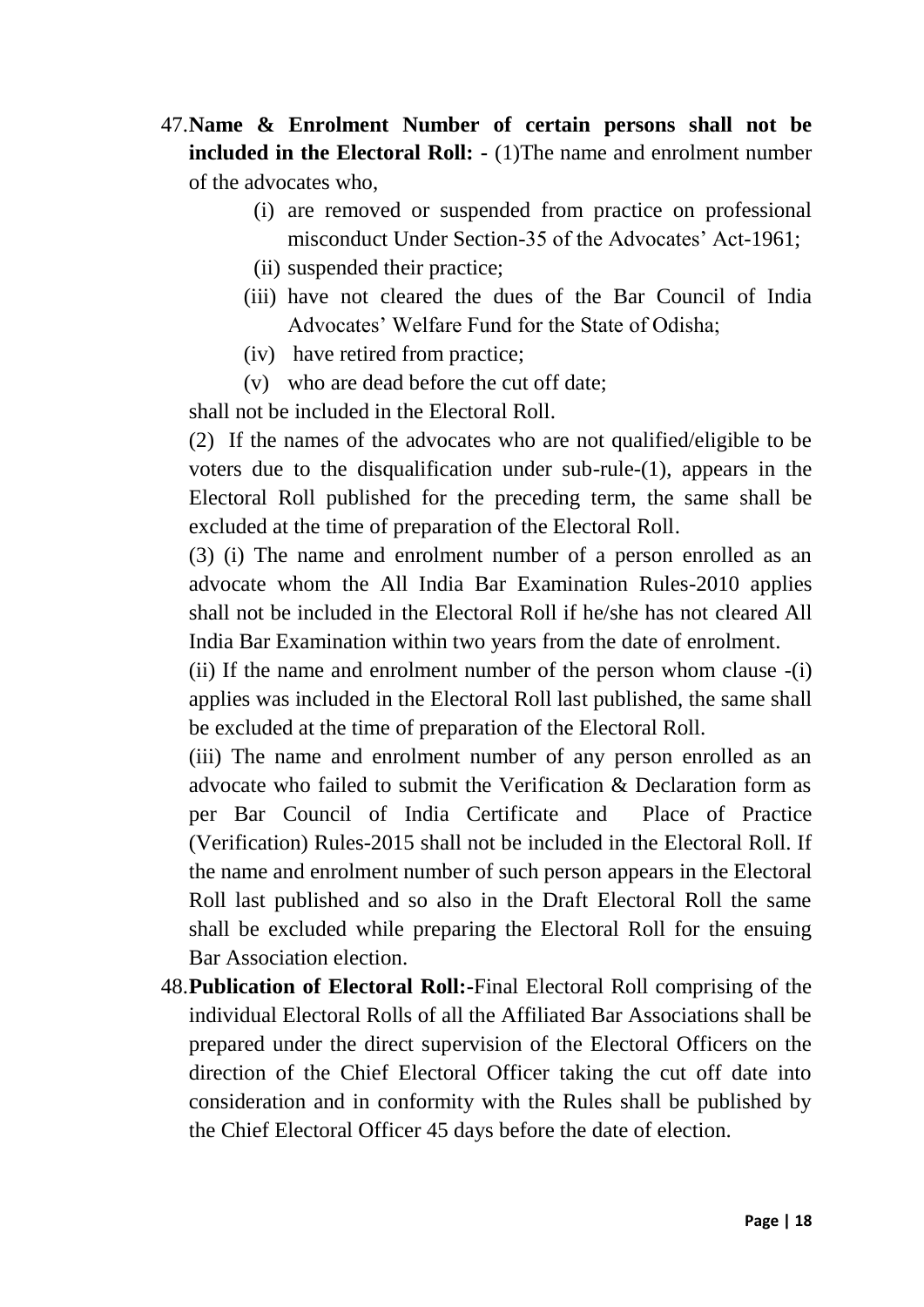47. **Name & Enrolment Number of certain persons shall not be included in the Electoral Roll: -** (1)The name and enrolment number of the advocates who,

   (i) are removed or suspended from practice on professional misconduct Under Section-35 of the Advocates' Act-1961;

   (ii) suspended their practice;

   (iii) have not cleared the dues of the Bar Council of India Advocates' Welfare Fund for the State of Odisha;

   (iv) have retired from practice;

   (v) who are dead before the cut off date;

   shall not be included in the Electoral Roll.

   (2) If the names of the advocates who are not qualified/eligible to be voters due to the disqualification under sub-rule-(1), appears in the Electoral Roll published for the preceding term, the same shall be excluded at the time of preparation of the Electoral Roll.

   (3) (i) The name and enrolment number of a person enrolled as an advocate whom the All India Bar Examination Rules-2010 applies shall not be included in the Electoral Roll if he/she has not cleared All India Bar Examination within two years from the date of enrolment.

   (ii) If the name and enrolment number of the person whom clause -(i) applies was included in the Electoral Roll last published, the same shall be excluded at the time of preparation of the Electoral Roll.

   (iii) The name and enrolment number of any person enrolled as an advocate who failed to submit the Verification & Declaration form as per Bar Council of India Certificate and Place of Practice (Verification) Rules-2015 shall not be included in the Electoral Roll. If the name and enrolment number of such person appears in the Electoral Roll last published and so also in the Draft Electoral Roll the same shall be excluded while preparing the Electoral Roll for the ensuing Bar Association election.

48. **Publication of Electoral Roll:-**Final Electoral Roll comprising of the individual Electoral Rolls of all the Affiliated Bar Associations shall be prepared under the direct supervision of the Electoral Officers on the direction of the Chief Electoral Officer taking the cut off date into consideration and in conformity with the Rules shall be published by the Chief Electoral Officer 45 days before the date of election.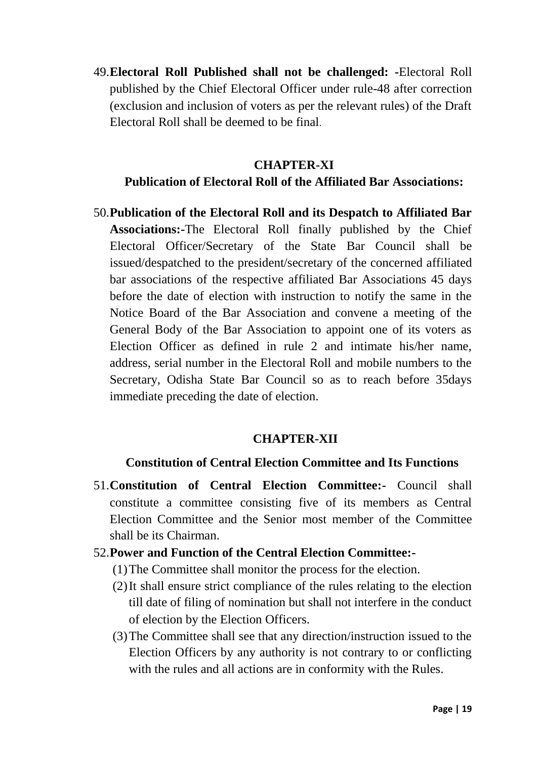49. **Electoral Roll Published shall not be challenged: -**Electoral Roll published by the Chief Electoral Officer under rule-48 after correction (exclusion and inclusion of voters as per the relevant rules) of the Draft Electoral Roll shall be deemed to be final.

## CHAPTER-XI

## Publication of Electoral Roll of the Affiliated Bar Associations:

50. **Publication of the Electoral Roll and its Despatch to Affiliated Bar Associations:-**The Electoral Roll finally published by the Chief Electoral Officer/Secretary of the State Bar Council shall be issued/despatched to the president/secretary of the concerned affiliated bar associations of the respective affiliated Bar Associations 45 days before the date of election with instruction to notify the same in the Notice Board of the Bar Association and convene a meeting of the General Body of the Bar Association to appoint one of its voters as Election Officer as defined in rule 2 and intimate his/her name, address, serial number in the Electoral Roll and mobile numbers to the Secretary, Odisha State Bar Council so as to reach before 35days immediate preceding the date of election.

## CHAPTER-XII

## Constitution of Central Election Committee and Its Functions

51. **Constitution of Central Election Committee:-** Council shall constitute a committee consisting five of its members as Central Election Committee and the Senior most member of the Committee shall be its Chairman.

52. **Power and Function of the Central Election Committee:-**
    (1) The Committee shall monitor the process for the election.
    (2) It shall ensure strict compliance of the rules relating to the election till date of filing of nomination but shall not interfere in the conduct of election by the Election Officers.
    (3) The Committee shall see that any direction/instruction issued to the Election Officers by any authority is not contrary to or conflicting with the rules and all actions are in conformity with the Rules.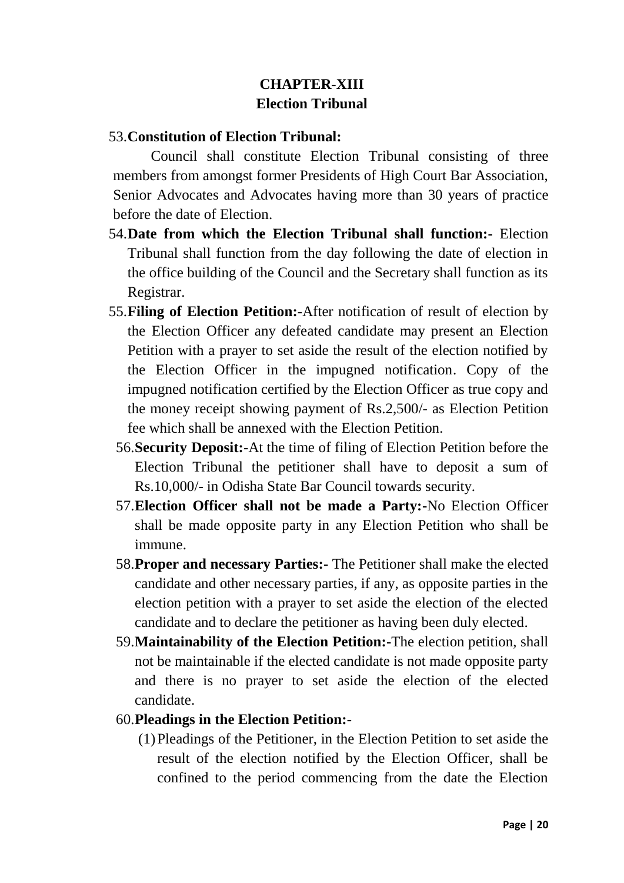## CHAPTER-XIII
## Election Tribunal

53. **Constitution of Election Tribunal:**

Council shall constitute Election Tribunal consisting of three members from amongst former Presidents of High Court Bar Association, Senior Advocates and Advocates having more than 30 years of practice before the date of Election.

54. **Date from which the Election Tribunal shall function:-** Election Tribunal shall function from the day following the date of election in the office building of the Council and the Secretary shall function as its Registrar.

55. **Filing of Election Petition:-**After notification of result of election by the Election Officer any defeated candidate may present an Election Petition with a prayer to set aside the result of the election notified by the Election Officer in the impugned notification. Copy of the impugned notification certified by the Election Officer as true copy and the money receipt showing payment of Rs.2,500/- as Election Petition fee which shall be annexed with the Election Petition.

56. **Security Deposit:-**At the time of filing of Election Petition before the Election Tribunal the petitioner shall have to deposit a sum of Rs.10,000/- in Odisha State Bar Council towards security.

57. **Election Officer shall not be made a Party:-**No Election Officer shall be made opposite party in any Election Petition who shall be immune.

58. **Proper and necessary Parties:-** The Petitioner shall make the elected candidate and other necessary parties, if any, as opposite parties in the election petition with a prayer to set aside the election of the elected candidate and to declare the petitioner as having been duly elected.

59. **Maintainability of the Election Petition:-**The election petition, shall not be maintainable if the elected candidate is not made opposite party and there is no prayer to set aside the election of the elected candidate.

60. **Pleadings in the Election Petition:-**

   (1) Pleadings of the Petitioner, in the Election Petition to set aside the result of the election notified by the Election Officer, shall be confined to the period commencing from the date the Election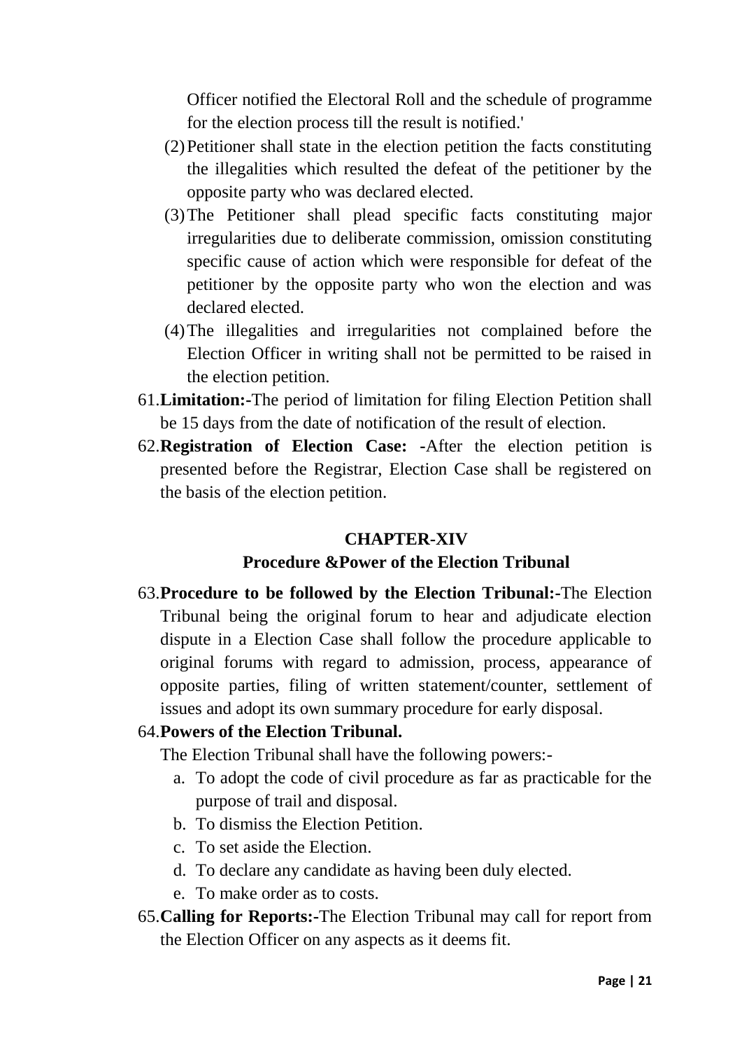Officer notified the Electoral Roll and the schedule of programme for the election process till the result is notified.'

(2) Petitioner shall state in the election petition the facts constituting the illegalities which resulted the defeat of the petitioner by the opposite party who was declared elected.

(3) The Petitioner shall plead specific facts constituting major irregularities due to deliberate commission, omission constituting specific cause of action which were responsible for defeat of the petitioner by the opposite party who won the election and was declared elected.

(4) The illegalities and irregularities not complained before the Election Officer in writing shall not be permitted to be raised in the election petition.

61. **Limitation:-**The period of limitation for filing Election Petition shall be 15 days from the date of notification of the result of election.

62. **Registration of Election Case: -**After the election petition is presented before the Registrar, Election Case shall be registered on the basis of the election petition.

## CHAPTER-XIV

### Procedure &Power of the Election Tribunal

63. **Procedure to be followed by the Election Tribunal:-**The Election Tribunal being the original forum to hear and adjudicate election dispute in a Election Case shall follow the procedure applicable to original forums with regard to admission, process, appearance of opposite parties, filing of written statement/counter, settlement of issues and adopt its own summary procedure for early disposal.

64. **Powers of the Election Tribunal.**

The Election Tribunal shall have the following powers:-

a. To adopt the code of civil procedure as far as practicable for the purpose of trail and disposal.
b. To dismiss the Election Petition.
c. To set aside the Election.
d. To declare any candidate as having been duly elected.
e. To make order as to costs.

65. **Calling for Reports:-**The Election Tribunal may call for report from the Election Officer on any aspects as it deems fit.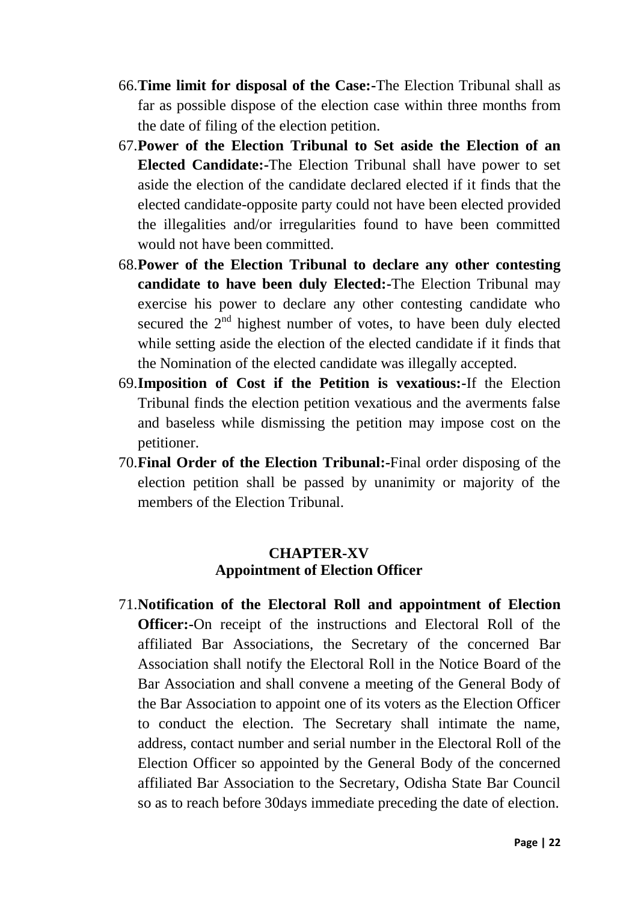66. **Time limit for disposal of the Case:-**The Election Tribunal shall as far as possible dispose of the election case within three months from the date of filing of the election petition.

67. **Power of the Election Tribunal to Set aside the Election of an Elected Candidate:-**The Election Tribunal shall have power to set aside the election of the candidate declared elected if it finds that the elected candidate-opposite party could not have been elected provided the illegalities and/or irregularities found to have been committed would not have been committed.

68. **Power of the Election Tribunal to declare any other contesting candidate to have been duly Elected:-**The Election Tribunal may exercise his power to declare any other contesting candidate who secured the 2nd highest number of votes, to have been duly elected while setting aside the election of the elected candidate if it finds that the Nomination of the elected candidate was illegally accepted.

69. **Imposition of Cost if the Petition is vexatious:-**If the Election Tribunal finds the election petition vexatious and the averments false and baseless while dismissing the petition may impose cost on the petitioner.

70. **Final Order of the Election Tribunal:-**Final order disposing of the election petition shall be passed by unanimity or majority of the members of the Election Tribunal.

## CHAPTER-XV
## Appointment of Election Officer

71. **Notification of the Electoral Roll and appointment of Election Officer:-**On receipt of the instructions and Electoral Roll of the affiliated Bar Associations, the Secretary of the concerned Bar Association shall notify the Electoral Roll in the Notice Board of the Bar Association and shall convene a meeting of the General Body of the Bar Association to appoint one of its voters as the Election Officer to conduct the election. The Secretary shall intimate the name, address, contact number and serial number in the Electoral Roll of the Election Officer so appointed by the General Body of the concerned affiliated Bar Association to the Secretary, Odisha State Bar Council so as to reach before 30days immediate preceding the date of election.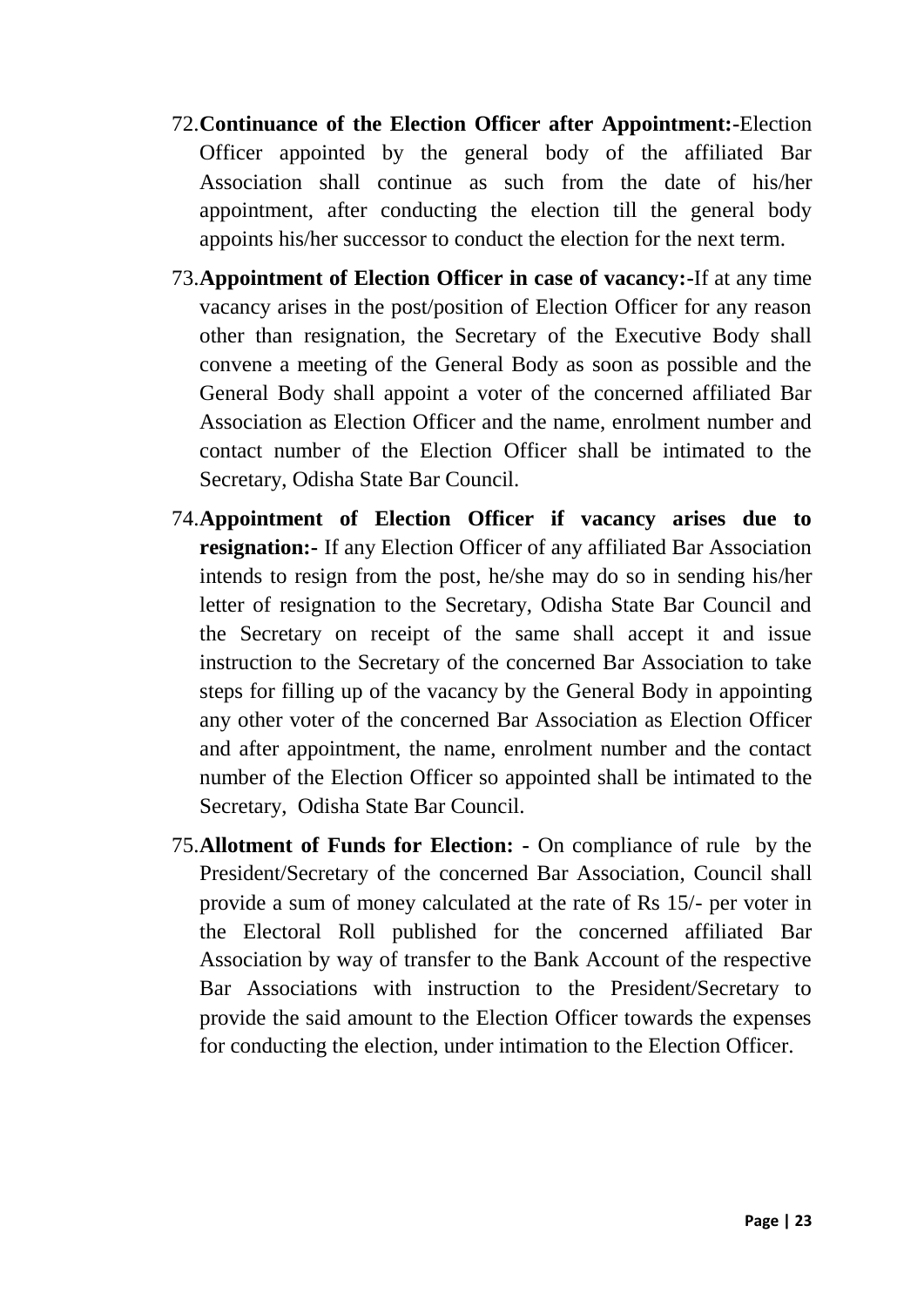72. **Continuance of the Election Officer after Appointment:-** Election Officer appointed by the general body of the affiliated Bar Association shall continue as such from the date of his/her appointment, after conducting the election till the general body appoints his/her successor to conduct the election for the next term.

73. **Appointment of Election Officer in case of vacancy:-** If at any time vacancy arises in the post/position of Election Officer for any reason other than resignation, the Secretary of the Executive Body shall convene a meeting of the General Body as soon as possible and the General Body shall appoint a voter of the concerned affiliated Bar Association as Election Officer and the name, enrolment number and contact number of the Election Officer shall be intimated to the Secretary, Odisha State Bar Council.

74. **Appointment of Election Officer if vacancy arises due to resignation:-** If any Election Officer of any affiliated Bar Association intends to resign from the post, he/she may do so in sending his/her letter of resignation to the Secretary, Odisha State Bar Council and the Secretary on receipt of the same shall accept it and issue instruction to the Secretary of the concerned Bar Association to take steps for filling up of the vacancy by the General Body in appointing any other voter of the concerned Bar Association as Election Officer and after appointment, the name, enrolment number and the contact number of the Election Officer so appointed shall be intimated to the Secretary, Odisha State Bar Council.

75. **Allotment of Funds for Election: -** On compliance of rule by the President/Secretary of the concerned Bar Association, Council shall provide a sum of money calculated at the rate of Rs 15/- per voter in the Electoral Roll published for the concerned affiliated Bar Association by way of transfer to the Bank Account of the respective Bar Associations with instruction to the President/Secretary to provide the said amount to the Election Officer towards the expenses for conducting the election, under intimation to the Election Officer.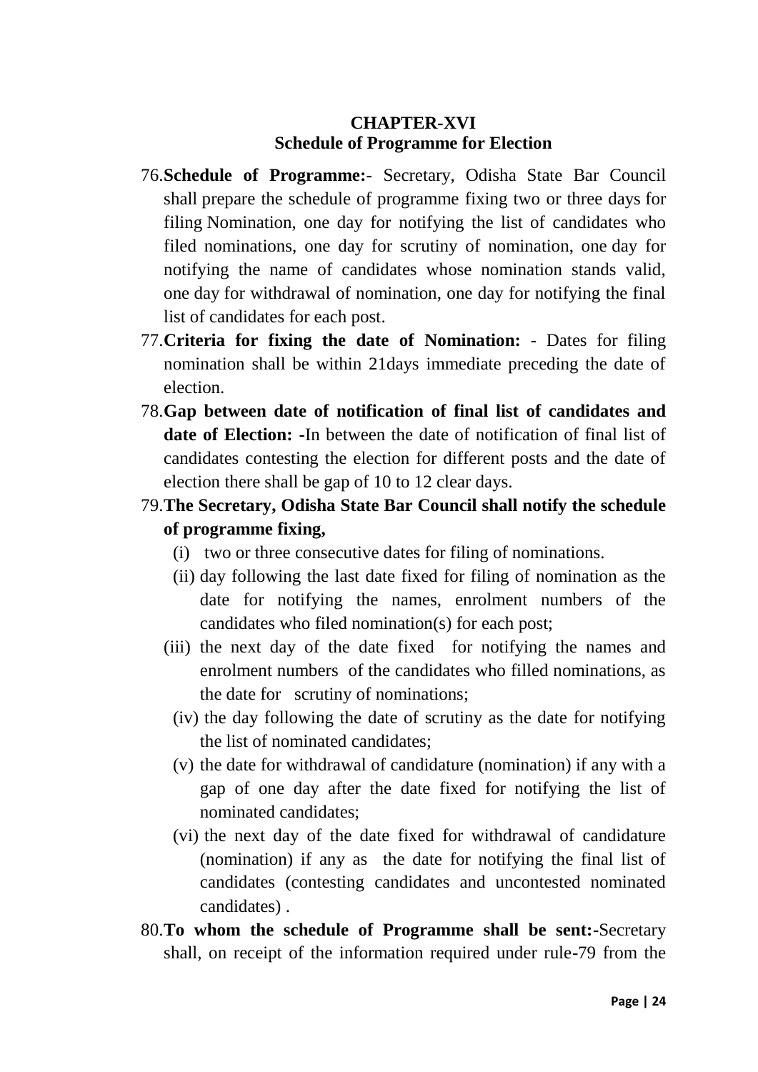## CHAPTER-XVI
## Schedule of Programme for Election

76.**Schedule of Programme:-** Secretary, Odisha State Bar Council shall prepare the schedule of programme fixing two or three days for filing Nomination, one day for notifying the list of candidates who filed nominations, one day for scrutiny of nomination, one day for notifying the name of candidates whose nomination stands valid, one day for withdrawal of nomination, one day for notifying the final list of candidates for each post.

77.**Criteria for fixing the date of Nomination:** - Dates for filing nomination shall be within 21days immediate preceding the date of election.

78.**Gap between date of notification of final list of candidates and date of Election: -**In between the date of notification of final list of candidates contesting the election for different posts and the date of election there shall be gap of 10 to 12 clear days.

79.**The Secretary, Odisha State Bar Council shall notify the schedule of programme fixing,**

(i) two or three consecutive dates for filing of nominations.

(ii) day following the last date fixed for filing of nomination as the date for notifying the names, enrolment numbers of the candidates who filed nomination(s) for each post;

(iii) the next day of the date fixed for notifying the names and enrolment numbers of the candidates who filled nominations, as the date for scrutiny of nominations;

(iv) the day following the date of scrutiny as the date for notifying the list of nominated candidates;

(v) the date for withdrawal of candidature (nomination) if any with a gap of one day after the date fixed for notifying the list of nominated candidates;

(vi) the next day of the date fixed for withdrawal of candidature (nomination) if any as the date for notifying the final list of candidates (contesting candidates and uncontested nominated candidates) .

80.**To whom the schedule of Programme shall be sent:-**Secretary shall, on receipt of the information required under rule-79 from the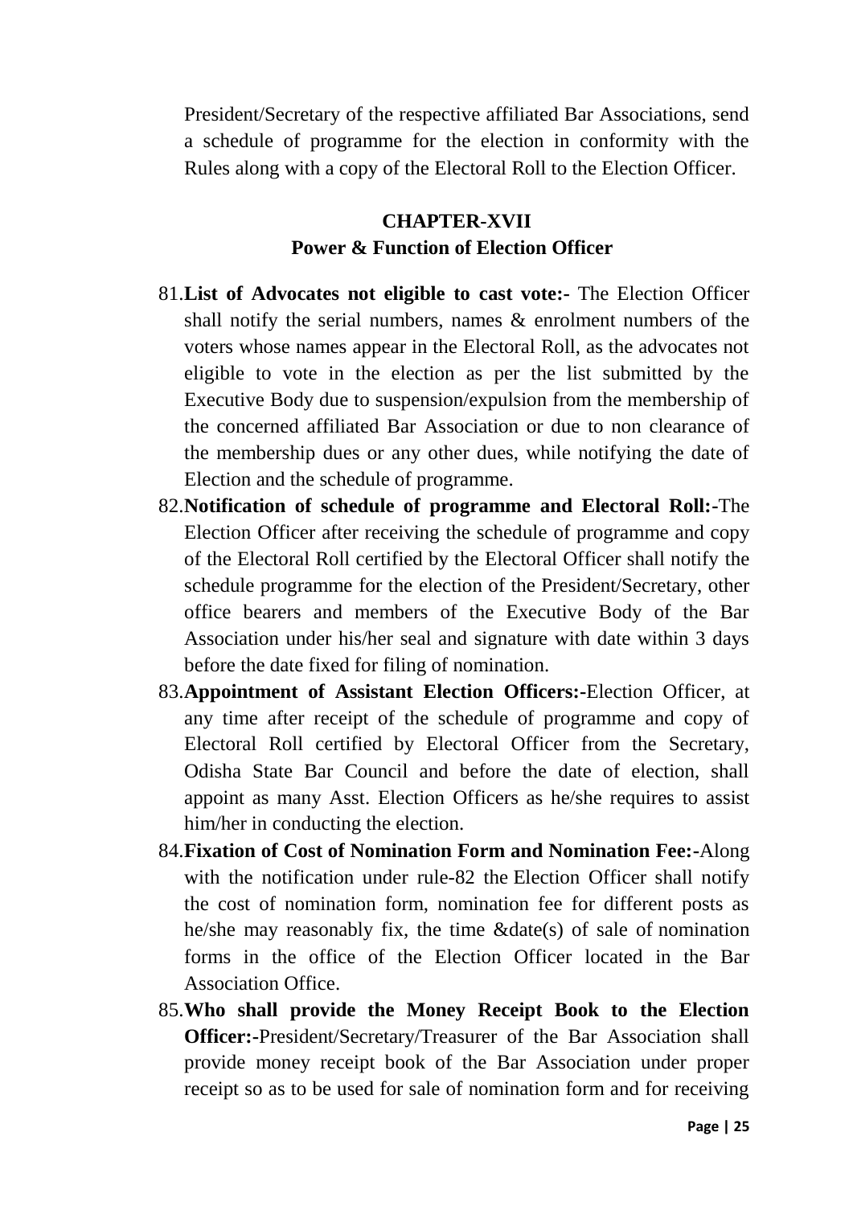President/Secretary of the respective affiliated Bar Associations, send a schedule of programme for the election in conformity with the Rules along with a copy of the Electoral Roll to the Election Officer.

## CHAPTER-XVII
### Power & Function of Election Officer

81. **List of Advocates not eligible to cast vote:-** The Election Officer shall notify the serial numbers, names & enrolment numbers of the voters whose names appear in the Electoral Roll, as the advocates not eligible to vote in the election as per the list submitted by the Executive Body due to suspension/expulsion from the membership of the concerned affiliated Bar Association or due to non clearance of the membership dues or any other dues, while notifying the date of Election and the schedule of programme.
82. **Notification of schedule of programme and Electoral Roll:-**The Election Officer after receiving the schedule of programme and copy of the Electoral Roll certified by the Electoral Officer shall notify the schedule programme for the election of the President/Secretary, other office bearers and members of the Executive Body of the Bar Association under his/her seal and signature with date within 3 days before the date fixed for filing of nomination.
83. **Appointment of Assistant Election Officers:-**Election Officer, at any time after receipt of the schedule of programme and copy of Electoral Roll certified by Electoral Officer from the Secretary, Odisha State Bar Council and before the date of election, shall appoint as many Asst. Election Officers as he/she requires to assist him/her in conducting the election.
84. **Fixation of Cost of Nomination Form and Nomination Fee:-**Along with the notification under rule-82 the Election Officer shall notify the cost of nomination form, nomination fee for different posts as he/she may reasonably fix, the time &date(s) of sale of nomination forms in the office of the Election Officer located in the Bar Association Office.
85. **Who shall provide the Money Receipt Book to the Election Officer:-**President/Secretary/Treasurer of the Bar Association shall provide money receipt book of the Bar Association under proper receipt so as to be used for sale of nomination form and for receiving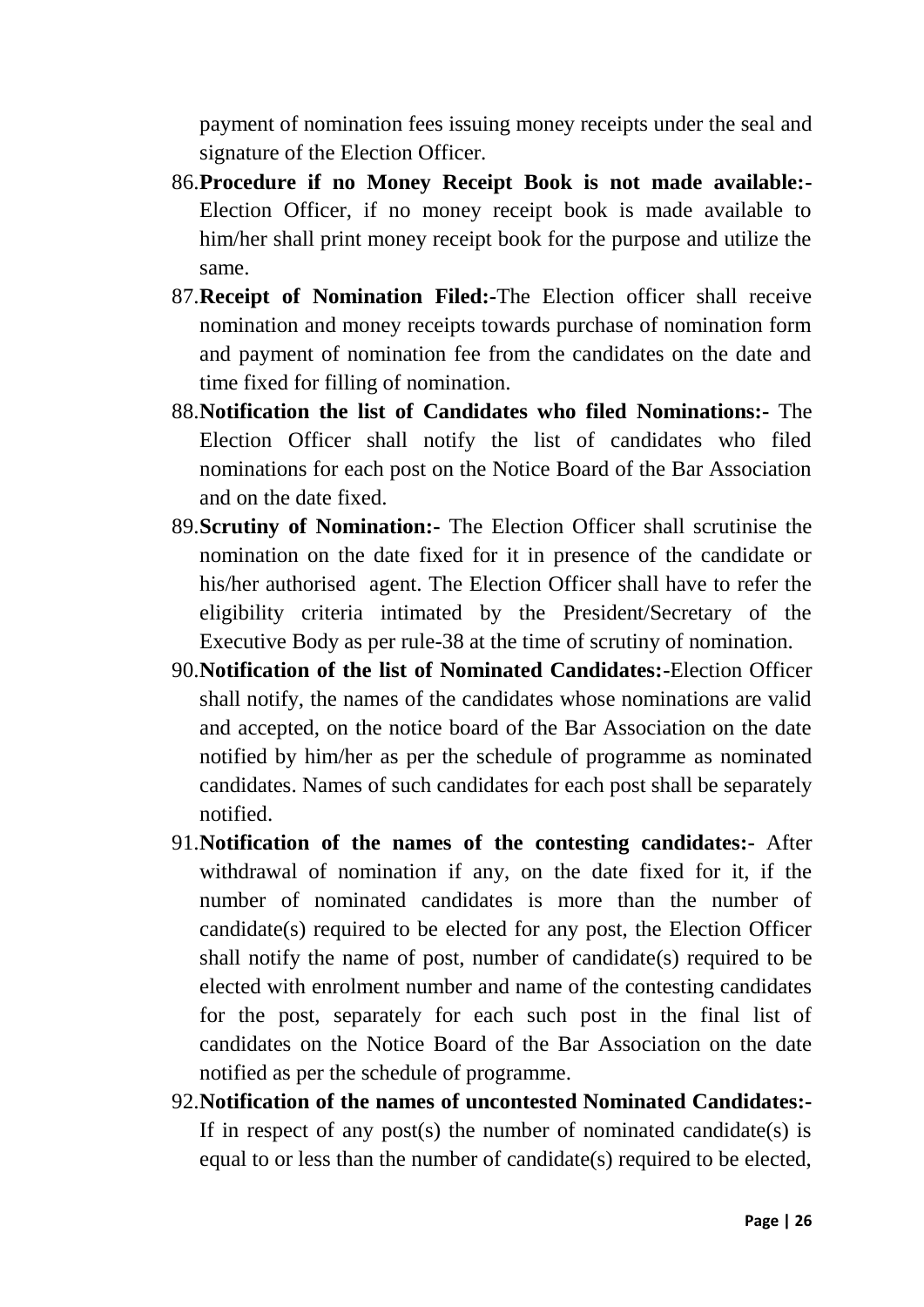payment of nomination fees issuing money receipts under the seal and signature of the Election Officer.

86. **Procedure if no Money Receipt Book is not made available:-** Election Officer, if no money receipt book is made available to him/her shall print money receipt book for the purpose and utilize the same.

87. **Receipt of Nomination Filed:-**The Election officer shall receive nomination and money receipts towards purchase of nomination form and payment of nomination fee from the candidates on the date and time fixed for filling of nomination.

88. **Notification the list of Candidates who filed Nominations:-** The Election Officer shall notify the list of candidates who filed nominations for each post on the Notice Board of the Bar Association and on the date fixed.

89. **Scrutiny of Nomination:-** The Election Officer shall scrutinise the nomination on the date fixed for it in presence of the candidate or his/her authorised agent. The Election Officer shall have to refer the eligibility criteria intimated by the President/Secretary of the Executive Body as per rule-38 at the time of scrutiny of nomination.

90. **Notification of the list of Nominated Candidates:-**Election Officer shall notify, the names of the candidates whose nominations are valid and accepted, on the notice board of the Bar Association on the date notified by him/her as per the schedule of programme as nominated candidates. Names of such candidates for each post shall be separately notified.

91. **Notification of the names of the contesting candidates:-** After withdrawal of nomination if any, on the date fixed for it, if the number of nominated candidates is more than the number of candidate(s) required to be elected for any post, the Election Officer shall notify the name of post, number of candidate(s) required to be elected with enrolment number and name of the contesting candidates for the post, separately for each such post in the final list of candidates on the Notice Board of the Bar Association on the date notified as per the schedule of programme.

92. **Notification of the names of uncontested Nominated Candidates:-** If in respect of any post(s) the number of nominated candidate(s) is equal to or less than the number of candidate(s) required to be elected,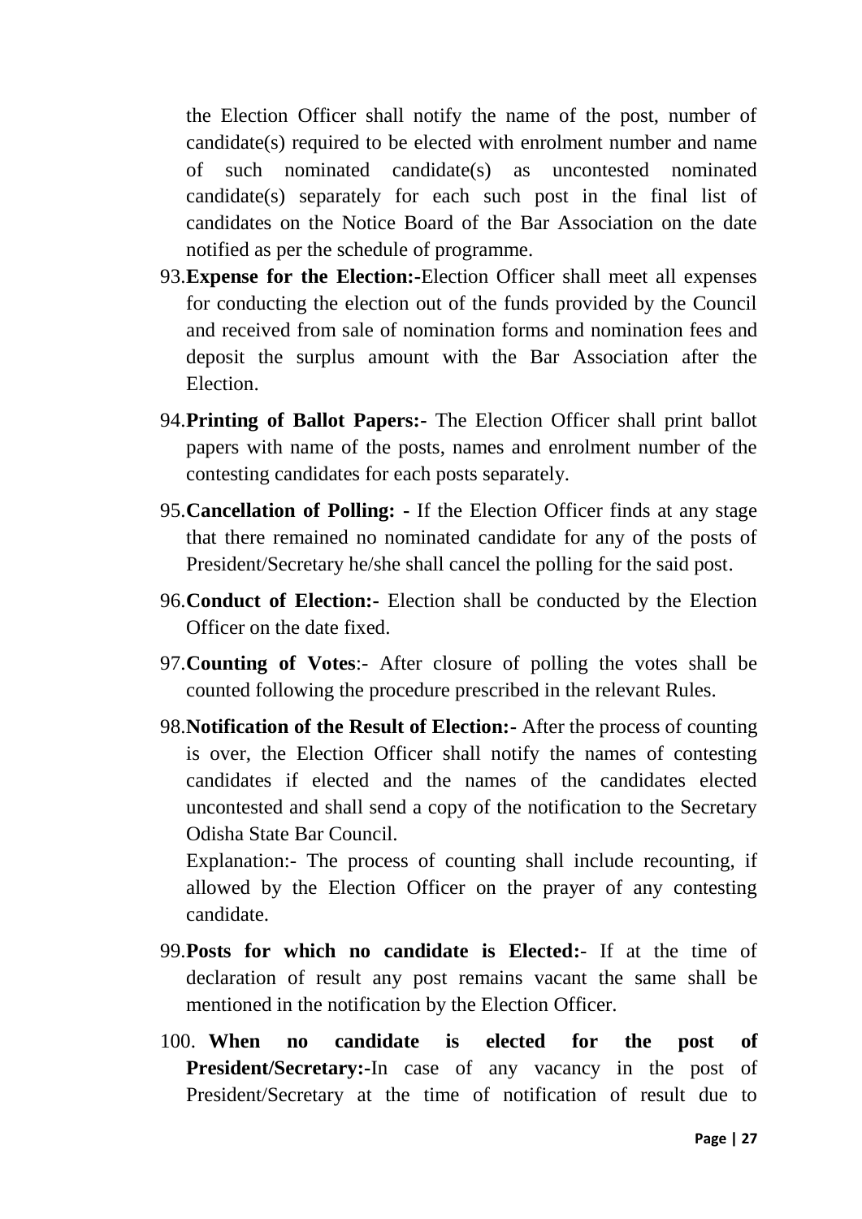the Election Officer shall notify the name of the post, number of candidate(s) required to be elected with enrolment number and name of such nominated candidate(s) as uncontested nominated candidate(s) separately for each such post in the final list of candidates on the Notice Board of the Bar Association on the date notified as per the schedule of programme.

93. **Expense for the Election:-**Election Officer shall meet all expenses for conducting the election out of the funds provided by the Council and received from sale of nomination forms and nomination fees and deposit the surplus amount with the Bar Association after the Election.

94. **Printing of Ballot Papers:-** The Election Officer shall print ballot papers with name of the posts, names and enrolment number of the contesting candidates for each posts separately.

95. **Cancellation of Polling: -** If the Election Officer finds at any stage that there remained no nominated candidate for any of the posts of President/Secretary he/she shall cancel the polling for the said post.

96. **Conduct of Election:-** Election shall be conducted by the Election Officer on the date fixed.

97. **Counting of Votes**:- After closure of polling the votes shall be counted following the procedure prescribed in the relevant Rules.

98. **Notification of the Result of Election:-** After the process of counting is over, the Election Officer shall notify the names of contesting candidates if elected and the names of the candidates elected uncontested and shall send a copy of the notification to the Secretary Odisha State Bar Council.

    Explanation:- The process of counting shall include recounting, if allowed by the Election Officer on the prayer of any contesting candidate.

99. **Posts for which no candidate is Elected:-** If at the time of declaration of result any post remains vacant the same shall be mentioned in the notification by the Election Officer.

100. **When no candidate is elected for the post of President/Secretary:-**In case of any vacancy in the post of President/Secretary at the time of notification of result due to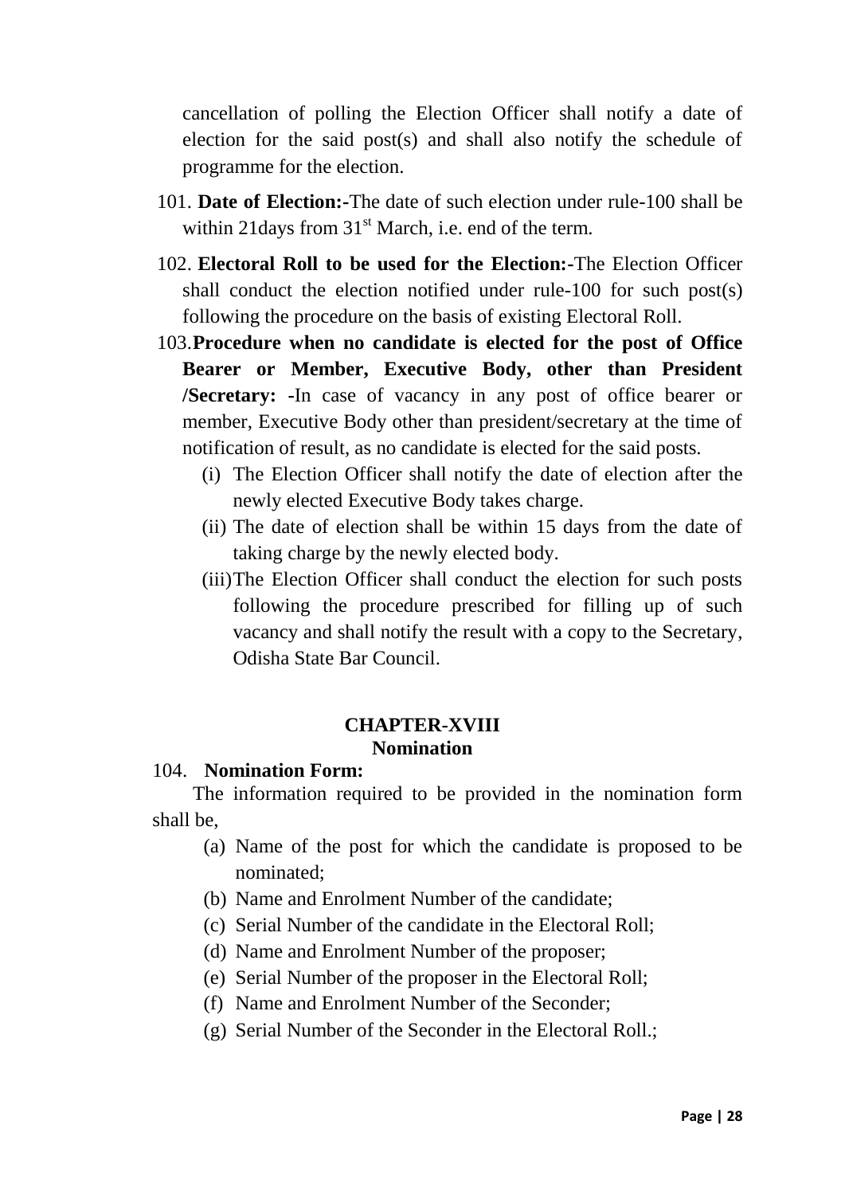cancellation of polling the Election Officer shall notify a date of election for the said post(s) and shall also notify the schedule of programme for the election.

101. **Date of Election:-**The date of such election under rule-100 shall be within 21days from 31st March, i.e. end of the term.

102. **Electoral Roll to be used for the Election:-**The Election Officer shall conduct the election notified under rule-100 for such post(s) following the procedure on the basis of existing Electoral Roll.

103. **Procedure when no candidate is elected for the post of Office Bearer or Member, Executive Body, other than President /Secretary: -**In case of vacancy in any post of office bearer or member, Executive Body other than president/secretary at the time of notification of result, as no candidate is elected for the said posts.

   (i) The Election Officer shall notify the date of election after the newly elected Executive Body takes charge.

   (ii) The date of election shall be within 15 days from the date of taking charge by the newly elected body.

   (iii) The Election Officer shall conduct the election for such posts following the procedure prescribed for filling up of such vacancy and shall notify the result with a copy to the Secretary, Odisha State Bar Council.

## CHAPTER-XVIII
### Nomination

104. **Nomination Form:**

The information required to be provided in the nomination form shall be,

   (a) Name of the post for which the candidate is proposed to be nominated;
   (b) Name and Enrolment Number of the candidate;
   (c) Serial Number of the candidate in the Electoral Roll;
   (d) Name and Enrolment Number of the proposer;
   (e) Serial Number of the proposer in the Electoral Roll;
   (f) Name and Enrolment Number of the Seconder;
   (g) Serial Number of the Seconder in the Electoral Roll.;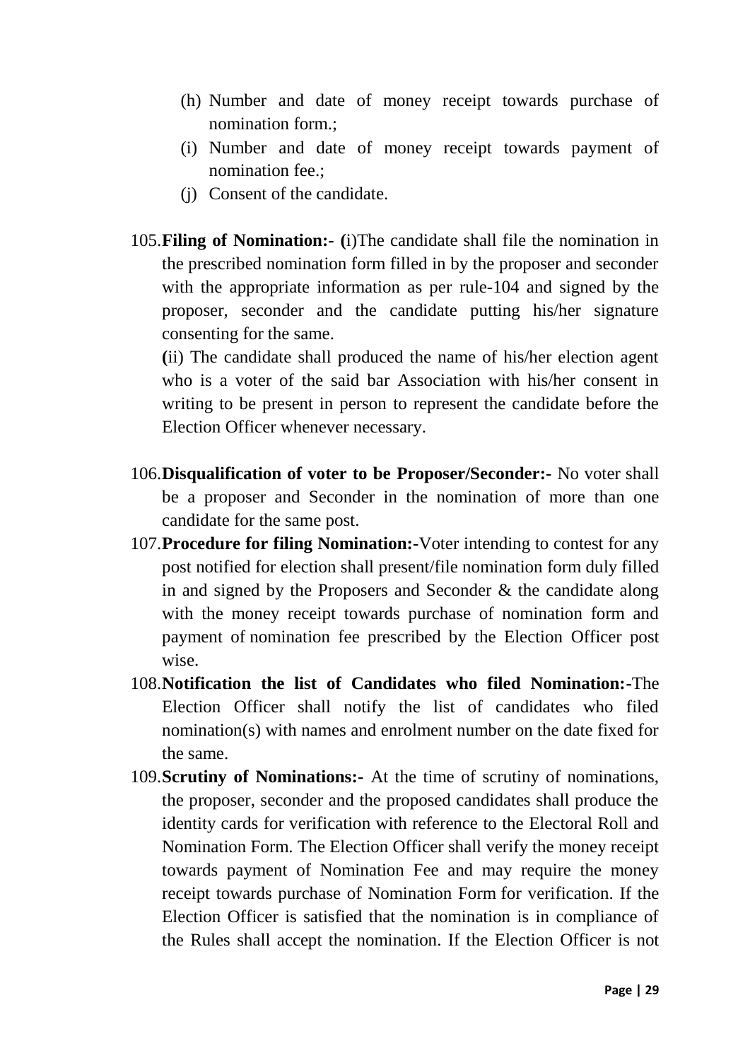(h) Number and date of money receipt towards purchase of nomination form.;

(i) Number and date of money receipt towards payment of nomination fee.;

(j) Consent of the candidate.

105. **Filing of Nomination:- (**i)The candidate shall file the nomination in the prescribed nomination form filled in by the proposer and seconder with the appropriate information as per rule-104 and signed by the proposer, seconder and the candidate putting his/her signature consenting for the same.

**(**ii) The candidate shall produced the name of his/her election agent who is a voter of the said bar Association with his/her consent in writing to be present in person to represent the candidate before the Election Officer whenever necessary.

106. **Disqualification of voter to be Proposer/Seconder:-** No voter shall be a proposer and Seconder in the nomination of more than one candidate for the same post.

107. **Procedure for filing Nomination:-**Voter intending to contest for any post notified for election shall present/file nomination form duly filled in and signed by the Proposers and Seconder & the candidate along with the money receipt towards purchase of nomination form and payment of nomination fee prescribed by the Election Officer post wise.

108. **Notification the list of Candidates who filed Nomination:-**The Election Officer shall notify the list of candidates who filed nomination(s) with names and enrolment number on the date fixed for the same.

109. **Scrutiny of Nominations:-** At the time of scrutiny of nominations, the proposer, seconder and the proposed candidates shall produce the identity cards for verification with reference to the Electoral Roll and Nomination Form. The Election Officer shall verify the money receipt towards payment of Nomination Fee and may require the money receipt towards purchase of Nomination Form for verification. If the Election Officer is satisfied that the nomination is in compliance of the Rules shall accept the nomination. If the Election Officer is not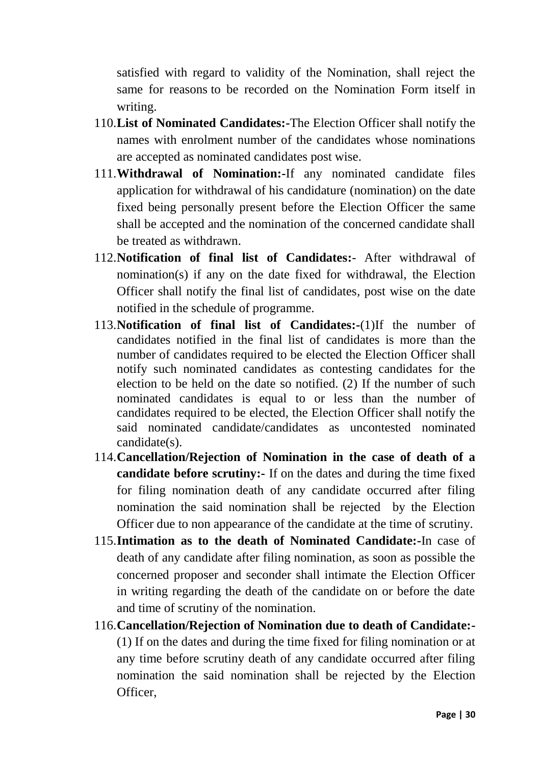satisfied with regard to validity of the Nomination, shall reject the same for reasons to be recorded on the Nomination Form itself in writing.

110. **List of Nominated Candidates:-**The Election Officer shall notify the names with enrolment number of the candidates whose nominations are accepted as nominated candidates post wise.

111. **Withdrawal of Nomination:-**If any nominated candidate files application for withdrawal of his candidature (nomination) on the date fixed being personally present before the Election Officer the same shall be accepted and the nomination of the concerned candidate shall be treated as withdrawn.

112. **Notification of final list of Candidates:-** After withdrawal of nomination(s) if any on the date fixed for withdrawal, the Election Officer shall notify the final list of candidates, post wise on the date notified in the schedule of programme.

113. **Notification of final list of Candidates:-**(1)If the number of candidates notified in the final list of candidates is more than the number of candidates required to be elected the Election Officer shall notify such nominated candidates as contesting candidates for the election to be held on the date so notified. (2) If the number of such nominated candidates is equal to or less than the number of candidates required to be elected, the Election Officer shall notify the said nominated candidate/candidates as uncontested nominated candidate(s).

114. **Cancellation/Rejection of Nomination in the case of death of a candidate before scrutiny:-** If on the dates and during the time fixed for filing nomination death of any candidate occurred after filing nomination the said nomination shall be rejected by the Election Officer due to non appearance of the candidate at the time of scrutiny.

115. **Intimation as to the death of Nominated Candidate:-**In case of death of any candidate after filing nomination, as soon as possible the concerned proposer and seconder shall intimate the Election Officer in writing regarding the death of the candidate on or before the date and time of scrutiny of the nomination.

116. **Cancellation/Rejection of Nomination due to death of Candidate:-** (1) If on the dates and during the time fixed for filing nomination or at any time before scrutiny death of any candidate occurred after filing nomination the said nomination shall be rejected by the Election Officer,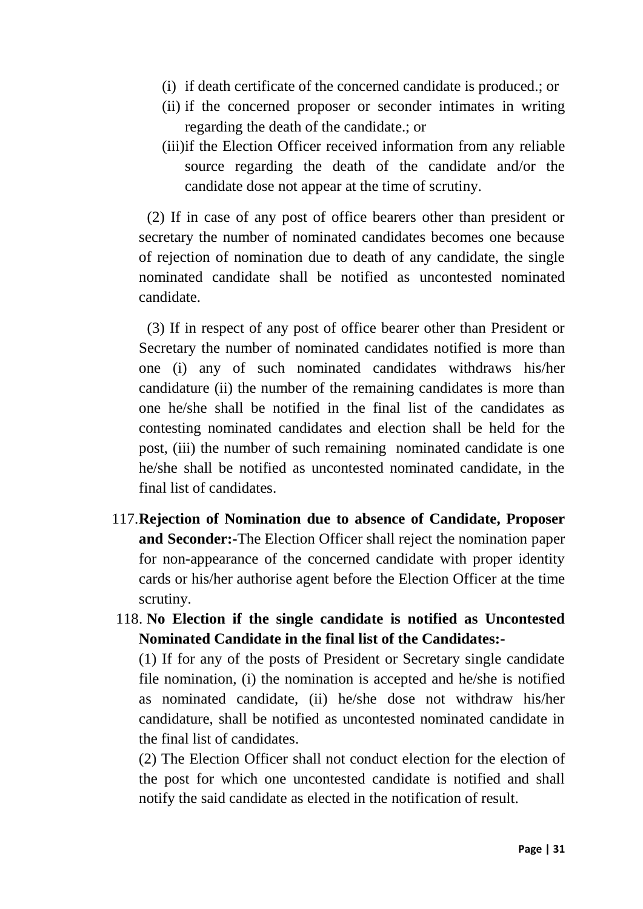(i) if death certificate of the concerned candidate is produced.; or
(ii) if the concerned proposer or seconder intimates in writing regarding the death of the candidate.; or
(iii)if the Election Officer received information from any reliable source regarding the death of the candidate and/or the candidate dose not appear at the time of scrutiny.

(2) If in case of any post of office bearers other than president or secretary the number of nominated candidates becomes one because of rejection of nomination due to death of any candidate, the single nominated candidate shall be notified as uncontested nominated candidate.

(3) If in respect of any post of office bearer other than President or Secretary the number of nominated candidates notified is more than one (i) any of such nominated candidates withdraws his/her candidature (ii) the number of the remaining candidates is more than one he/she shall be notified in the final list of the candidates as contesting nominated candidates and election shall be held for the post, (iii) the number of such remaining nominated candidate is one he/she shall be notified as uncontested nominated candidate, in the final list of candidates.

117.**Rejection of Nomination due to absence of Candidate, Proposer and Seconder:-**The Election Officer shall reject the nomination paper for non-appearance of the concerned candidate with proper identity cards or his/her authorise agent before the Election Officer at the time scrutiny.

118. **No Election if the single candidate is notified as Uncontested Nominated Candidate in the final list of the Candidates:-**

(1) If for any of the posts of President or Secretary single candidate file nomination, (i) the nomination is accepted and he/she is notified as nominated candidate, (ii) he/she dose not withdraw his/her candidature, shall be notified as uncontested nominated candidate in the final list of candidates.

(2) The Election Officer shall not conduct election for the election of the post for which one uncontested candidate is notified and shall notify the said candidate as elected in the notification of result.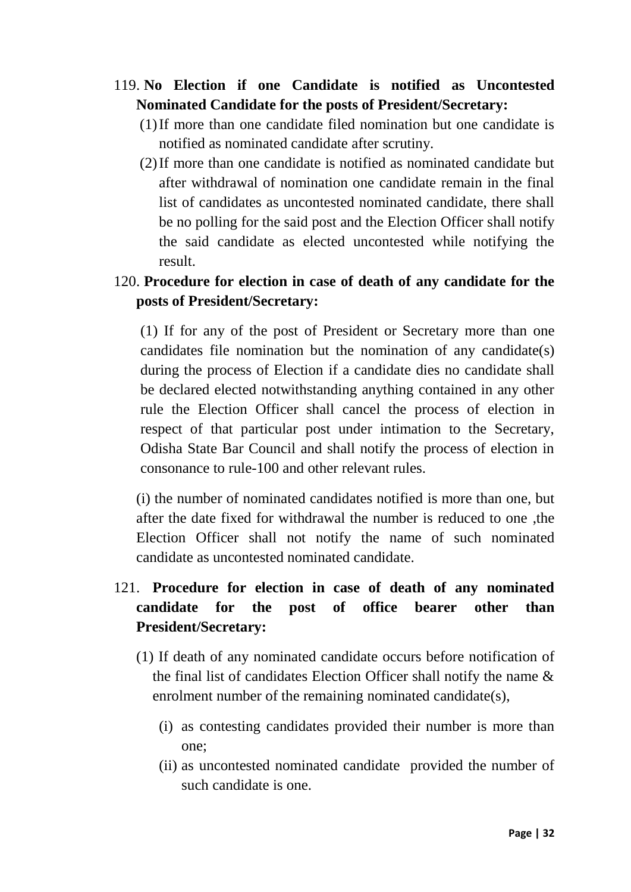119. **No Election if one Candidate is notified as Uncontested Nominated Candidate for the posts of President/Secretary:**

(1) If more than one candidate filed nomination but one candidate is notified as nominated candidate after scrutiny.

(2) If more than one candidate is notified as nominated candidate but after withdrawal of nomination one candidate remain in the final list of candidates as uncontested nominated candidate, there shall be no polling for the said post and the Election Officer shall notify the said candidate as elected uncontested while notifying the result.

120. **Procedure for election in case of death of any candidate for the posts of President/Secretary:**

(1) If for any of the post of President or Secretary more than one candidates file nomination but the nomination of any candidate(s) during the process of Election if a candidate dies no candidate shall be declared elected notwithstanding anything contained in any other rule the Election Officer shall cancel the process of election in respect of that particular post under intimation to the Secretary, Odisha State Bar Council and shall notify the process of election in consonance to rule-100 and other relevant rules.

(i) the number of nominated candidates notified is more than one, but after the date fixed for withdrawal the number is reduced to one ,the Election Officer shall not notify the name of such nominated candidate as uncontested nominated candidate.

121. **Procedure for election in case of death of any nominated candidate for the post of office bearer other than President/Secretary:**

(1) If death of any nominated candidate occurs before notification of the final list of candidates Election Officer shall notify the name & enrolment number of the remaining nominated candidate(s),

(i) as contesting candidates provided their number is more than one;

(ii) as uncontested nominated candidate provided the number of such candidate is one.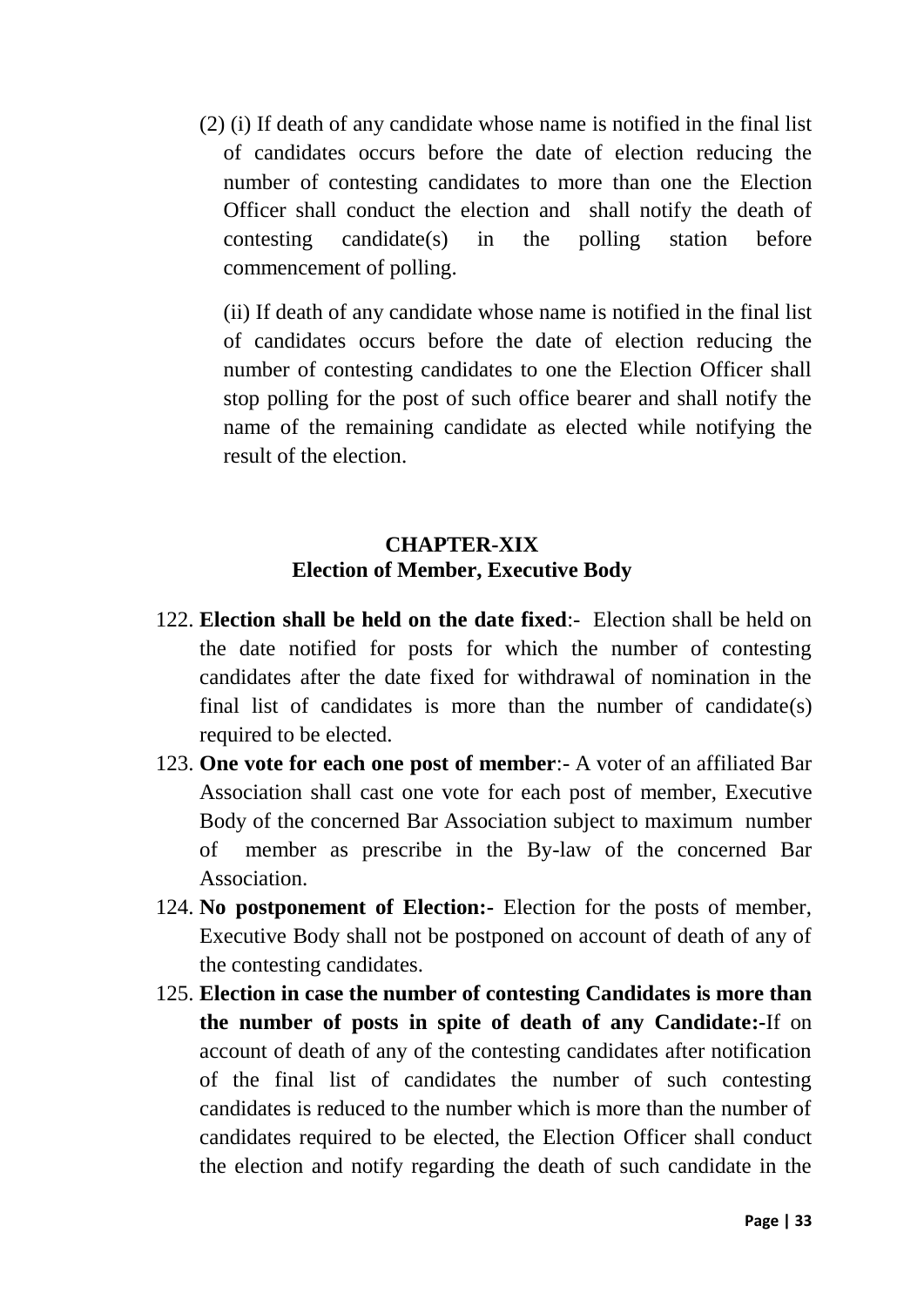(2) (i) If death of any candidate whose name is notified in the final list of candidates occurs before the date of election reducing the number of contesting candidates to more than one the Election Officer shall conduct the election and shall notify the death of contesting candidate(s) in the polling station before commencement of polling.

(ii) If death of any candidate whose name is notified in the final list of candidates occurs before the date of election reducing the number of contesting candidates to one the Election Officer shall stop polling for the post of such office bearer and shall notify the name of the remaining candidate as elected while notifying the result of the election.

## CHAPTER-XIX
## Election of Member, Executive Body

122. **Election shall be held on the date fixed**:- Election shall be held on the date notified for posts for which the number of contesting candidates after the date fixed for withdrawal of nomination in the final list of candidates is more than the number of candidate(s) required to be elected.
123. **One vote for each one post of member**:- A voter of an affiliated Bar Association shall cast one vote for each post of member, Executive Body of the concerned Bar Association subject to maximum number of member as prescribe in the By-law of the concerned Bar Association.
124. **No postponement of Election:-** Election for the posts of member, Executive Body shall not be postponed on account of death of any of the contesting candidates.
125. **Election in case the number of contesting Candidates is more than the number of posts in spite of death of any Candidate:-**If on account of death of any of the contesting candidates after notification of the final list of candidates the number of such contesting candidates is reduced to the number which is more than the number of candidates required to be elected, the Election Officer shall conduct the election and notify regarding the death of such candidate in the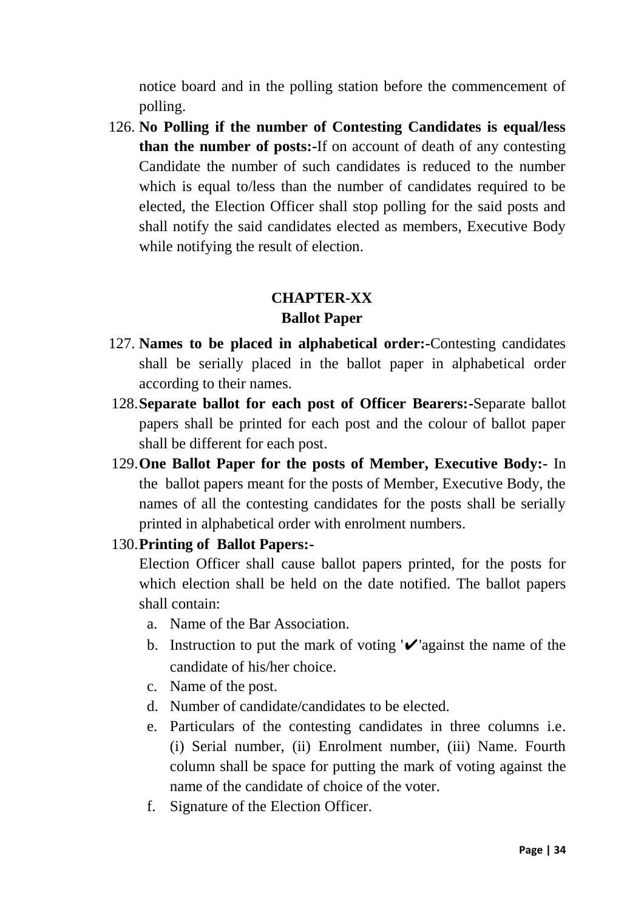notice board and in the polling station before the commencement of polling.

126. **No Polling if the number of Contesting Candidates is equal/less than the number of posts:-**If on account of death of any contesting Candidate the number of such candidates is reduced to the number which is equal to/less than the number of candidates required to be elected, the Election Officer shall stop polling for the said posts and shall notify the said candidates elected as members, Executive Body while notifying the result of election.

## CHAPTER-XX
## Ballot Paper

127. **Names to be placed in alphabetical order:-**Contesting candidates shall be serially placed in the ballot paper in alphabetical order according to their names.
128. **Separate ballot for each post of Officer Bearers:-**Separate ballot papers shall be printed for each post and the colour of ballot paper shall be different for each post.
129. **One Ballot Paper for the posts of Member, Executive Body:-** In the ballot papers meant for the posts of Member, Executive Body, the names of all the contesting candidates for the posts shall be serially printed in alphabetical order with enrolment numbers.
130. **Printing of Ballot Papers:-**
   Election Officer shall cause ballot papers printed, for the posts for which election shall be held on the date notified. The ballot papers shall contain:
   a. Name of the Bar Association.
   b. Instruction to put the mark of voting '✔'against the name of the candidate of his/her choice.
   c. Name of the post.
   d. Number of candidate/candidates to be elected.
   e. Particulars of the contesting candidates in three columns i.e. (i) Serial number, (ii) Enrolment number, (iii) Name. Fourth column shall be space for putting the mark of voting against the name of the candidate of choice of the voter.
   f. Signature of the Election Officer.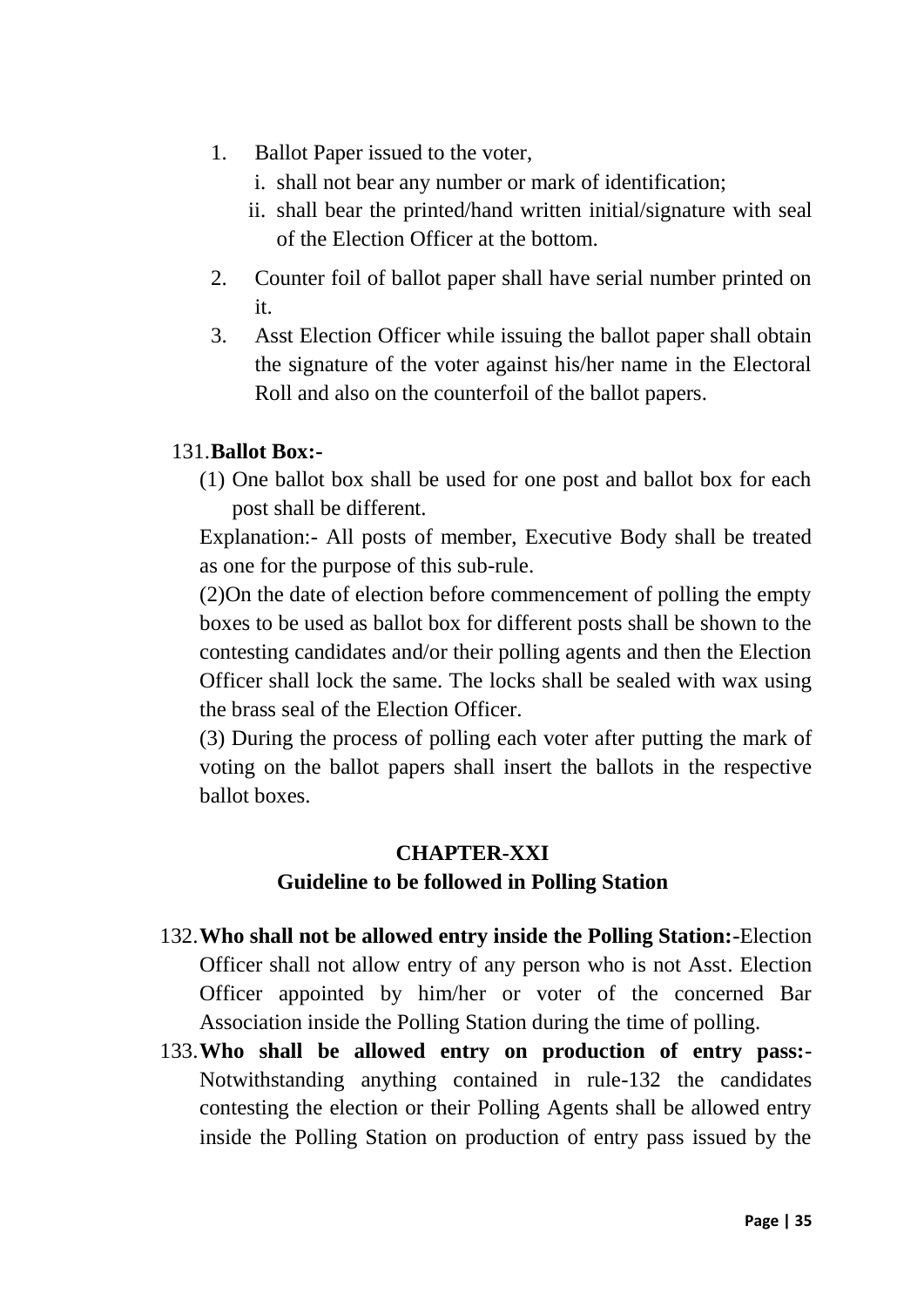1. Ballot Paper issued to the voter,
   i. shall not bear any number or mark of identification;
   ii. shall bear the printed/hand written initial/signature with seal of the Election Officer at the bottom.
2. Counter foil of ballot paper shall have serial number printed on it.
3. Asst Election Officer while issuing the ballot paper shall obtain the signature of the voter against his/her name in the Electoral Roll and also on the counterfoil of the ballot papers.

131. **Ballot Box:-**

(1) One ballot box shall be used for one post and ballot box for each post shall be different.

Explanation:- All posts of member, Executive Body shall be treated as one for the purpose of this sub-rule.

(2)On the date of election before commencement of polling the empty boxes to be used as ballot box for different posts shall be shown to the contesting candidates and/or their polling agents and then the Election Officer shall lock the same. The locks shall be sealed with wax using the brass seal of the Election Officer.

(3) During the process of polling each voter after putting the mark of voting on the ballot papers shall insert the ballots in the respective ballot boxes.

## CHAPTER-XXI
## Guideline to be followed in Polling Station

132. **Who shall not be allowed entry inside the Polling Station:-**Election Officer shall not allow entry of any person who is not Asst. Election Officer appointed by him/her or voter of the concerned Bar Association inside the Polling Station during the time of polling.

133. **Who shall be allowed entry on production of entry pass:-** Notwithstanding anything contained in rule-132 the candidates contesting the election or their Polling Agents shall be allowed entry inside the Polling Station on production of entry pass issued by the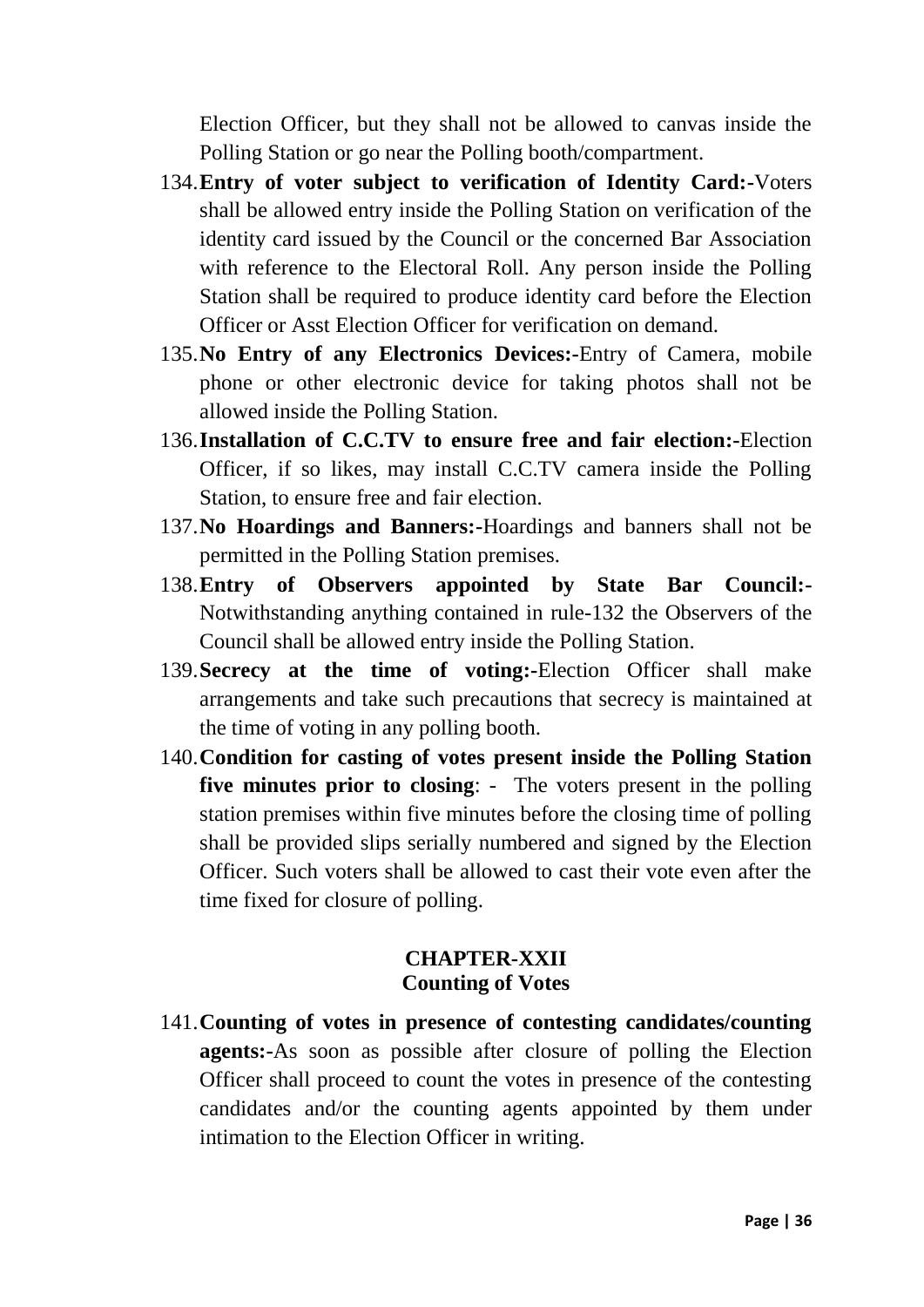Election Officer, but they shall not be allowed to canvas inside the Polling Station or go near the Polling booth/compartment.

134. **Entry of voter subject to verification of Identity Card:-**Voters shall be allowed entry inside the Polling Station on verification of the identity card issued by the Council or the concerned Bar Association with reference to the Electoral Roll. Any person inside the Polling Station shall be required to produce identity card before the Election Officer or Asst Election Officer for verification on demand.

135. **No Entry of any Electronics Devices:-**Entry of Camera, mobile phone or other electronic device for taking photos shall not be allowed inside the Polling Station.

136. **Installation of C.C.TV to ensure free and fair election:-**Election Officer, if so likes, may install C.C.TV camera inside the Polling Station, to ensure free and fair election.

137. **No Hoardings and Banners:-**Hoardings and banners shall not be permitted in the Polling Station premises.

138. **Entry of Observers appointed by State Bar Council:-** Notwithstanding anything contained in rule-132 the Observers of the Council shall be allowed entry inside the Polling Station.

139. **Secrecy at the time of voting:-**Election Officer shall make arrangements and take such precautions that secrecy is maintained at the time of voting in any polling booth.

140. **Condition for casting of votes present inside the Polling Station five minutes prior to closing**: - The voters present in the polling station premises within five minutes before the closing time of polling shall be provided slips serially numbered and signed by the Election Officer. Such voters shall be allowed to cast their vote even after the time fixed for closure of polling.

## CHAPTER-XXII
## Counting of Votes

141. **Counting of votes in presence of contesting candidates/counting agents:-**As soon as possible after closure of polling the Election Officer shall proceed to count the votes in presence of the contesting candidates and/or the counting agents appointed by them under intimation to the Election Officer in writing.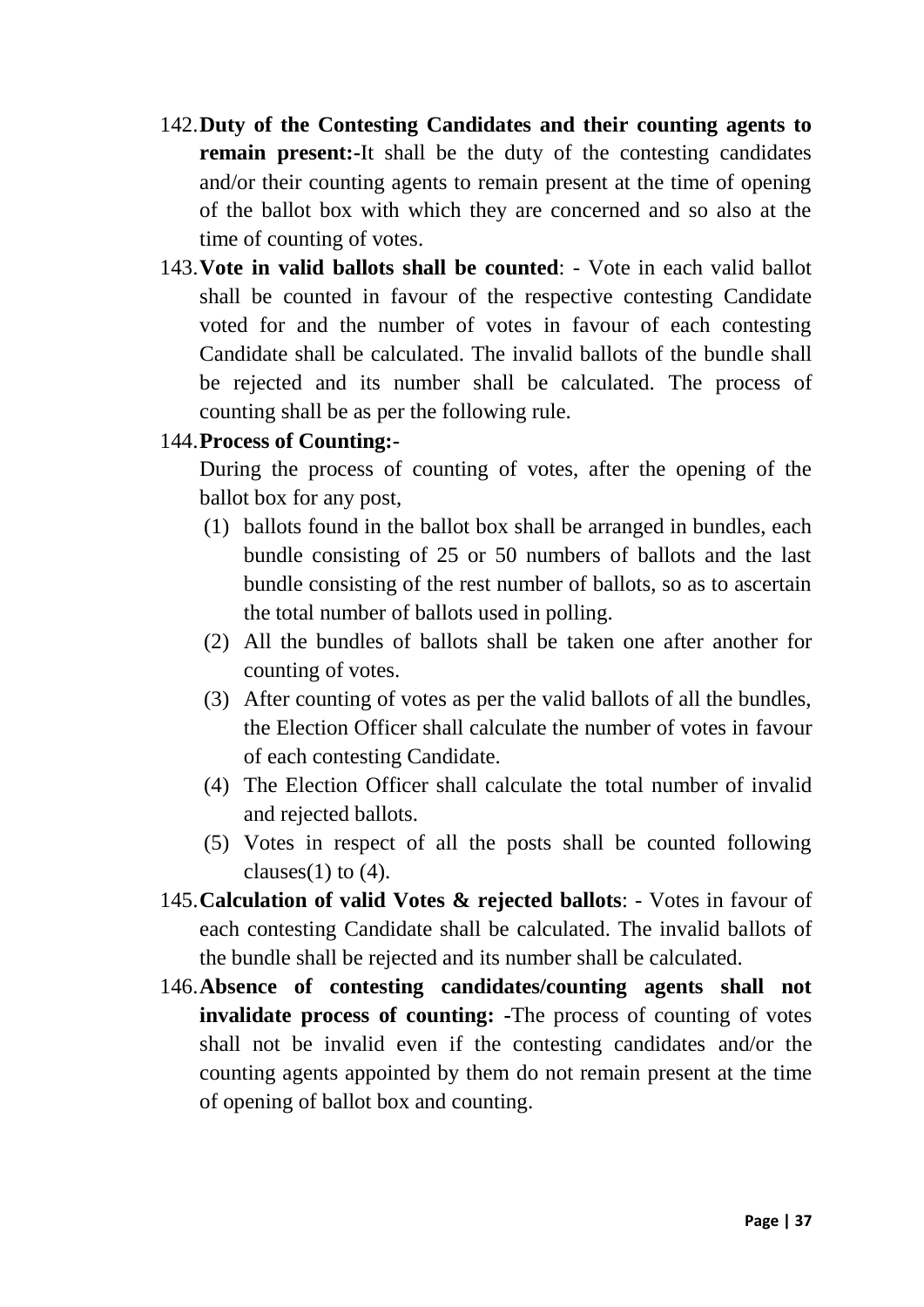142. **Duty of the Contesting Candidates and their counting agents to remain present:-**It shall be the duty of the contesting candidates and/or their counting agents to remain present at the time of opening of the ballot box with which they are concerned and so also at the time of counting of votes.

143. **Vote in valid ballots shall be counted**: - Vote in each valid ballot shall be counted in favour of the respective contesting Candidate voted for and the number of votes in favour of each contesting Candidate shall be calculated. The invalid ballots of the bundle shall be rejected and its number shall be calculated. The process of counting shall be as per the following rule.

144. **Process of Counting:-**

 During the process of counting of votes, after the opening of the ballot box for any post,

 (1) ballots found in the ballot box shall be arranged in bundles, each bundle consisting of 25 or 50 numbers of ballots and the last bundle consisting of the rest number of ballots, so as to ascertain the total number of ballots used in polling.

 (2) All the bundles of ballots shall be taken one after another for counting of votes.

 (3) After counting of votes as per the valid ballots of all the bundles, the Election Officer shall calculate the number of votes in favour of each contesting Candidate.

 (4) The Election Officer shall calculate the total number of invalid and rejected ballots.

 (5) Votes in respect of all the posts shall be counted following clauses(1) to (4).

145. **Calculation of valid Votes & rejected ballots**: - Votes in favour of each contesting Candidate shall be calculated. The invalid ballots of the bundle shall be rejected and its number shall be calculated.

146. **Absence of contesting candidates/counting agents shall not invalidate process of counting: -**The process of counting of votes shall not be invalid even if the contesting candidates and/or the counting agents appointed by them do not remain present at the time of opening of ballot box and counting.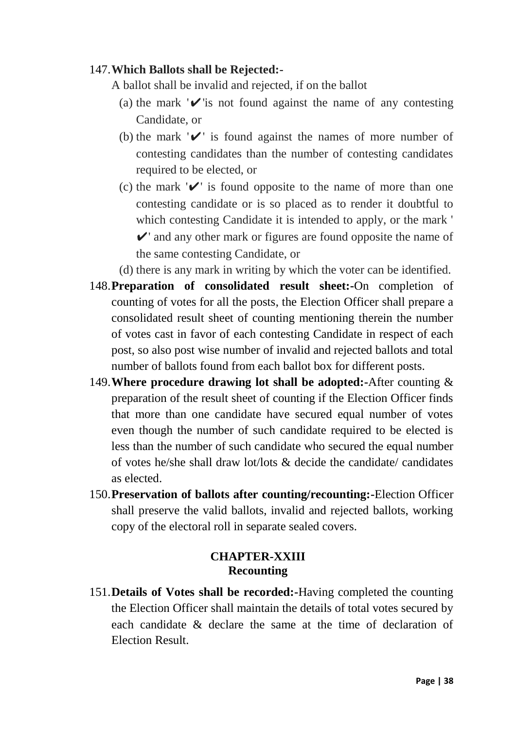147. **Which Ballots shall be Rejected:-**

A ballot shall be invalid and rejected, if on the ballot

(a) the mark '✔'is not found against the name of any contesting Candidate, or

(b) the mark '✔' is found against the names of more number of contesting candidates than the number of contesting candidates required to be elected, or

(c) the mark '✔' is found opposite to the name of more than one contesting candidate or is so placed as to render it doubtful to which contesting Candidate it is intended to apply, or the mark '✔' and any other mark or figures are found opposite the name of the same contesting Candidate, or

(d) there is any mark in writing by which the voter can be identified.

148. **Preparation of consolidated result sheet:-**On completion of counting of votes for all the posts, the Election Officer shall prepare a consolidated result sheet of counting mentioning therein the number of votes cast in favor of each contesting Candidate in respect of each post, so also post wise number of invalid and rejected ballots and total number of ballots found from each ballot box for different posts.

149. **Where procedure drawing lot shall be adopted:-**After counting & preparation of the result sheet of counting if the Election Officer finds that more than one candidate have secured equal number of votes even though the number of such candidate required to be elected is less than the number of such candidate who secured the equal number of votes he/she shall draw lot/lots & decide the candidate/ candidates as elected.

150. **Preservation of ballots after counting/recounting:-**Election Officer shall preserve the valid ballots, invalid and rejected ballots, working copy of the electoral roll in separate sealed covers.

## CHAPTER-XXIII
## Recounting

151. **Details of Votes shall be recorded:-**Having completed the counting the Election Officer shall maintain the details of total votes secured by each candidate & declare the same at the time of declaration of Election Result.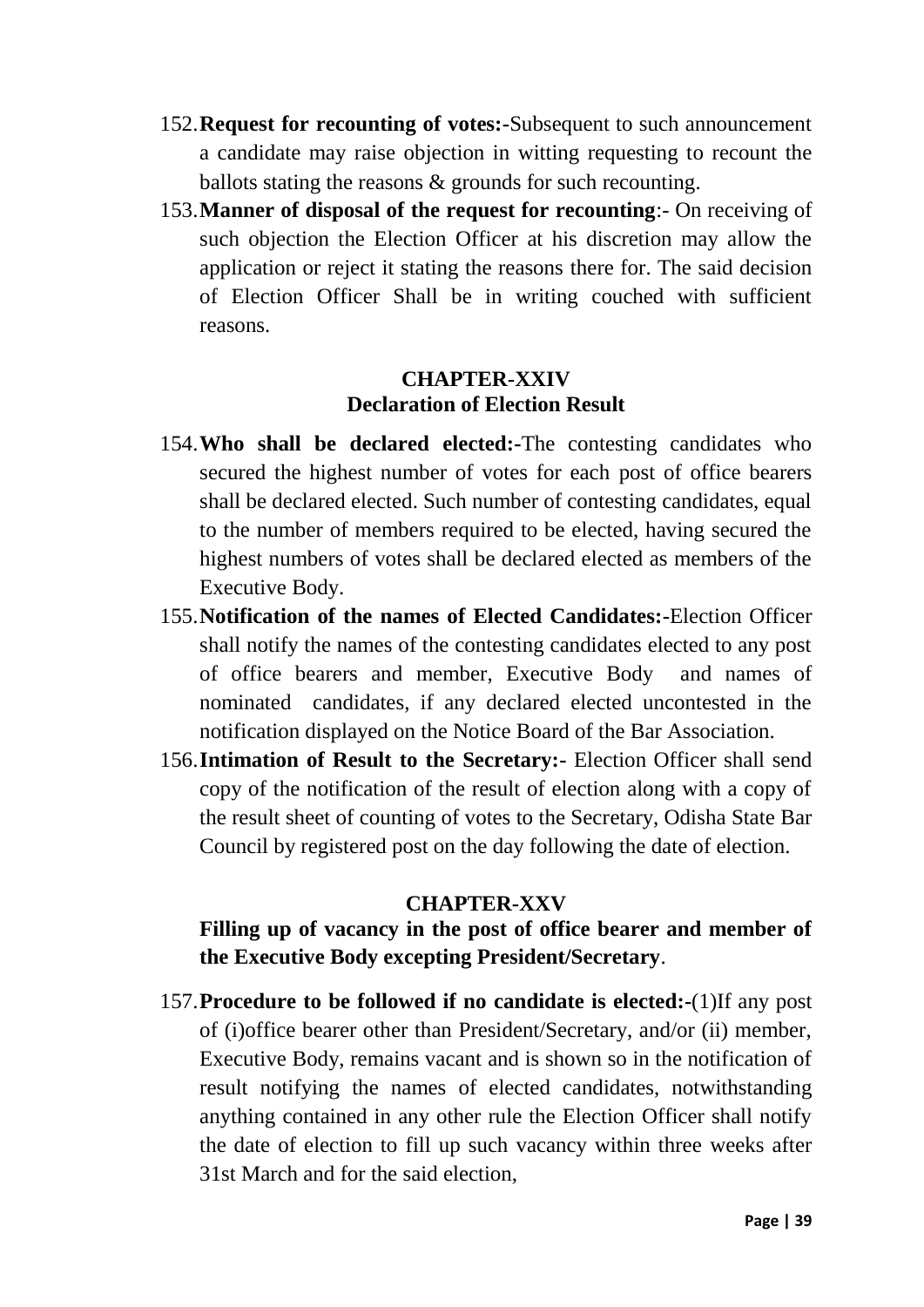152. **Request for recounting of votes:-**Subsequent to such announcement a candidate may raise objection in witting requesting to recount the ballots stating the reasons & grounds for such recounting.

153. **Manner of disposal of the request for recounting**:- On receiving of such objection the Election Officer at his discretion may allow the application or reject it stating the reasons there for. The said decision of Election Officer Shall be in writing couched with sufficient reasons.

## CHAPTER-XXIV
## Declaration of Election Result

154. **Who shall be declared elected:-**The contesting candidates who secured the highest number of votes for each post of office bearers shall be declared elected. Such number of contesting candidates, equal to the number of members required to be elected, having secured the highest numbers of votes shall be declared elected as members of the Executive Body.

155. **Notification of the names of Elected Candidates:-**Election Officer shall notify the names of the contesting candidates elected to any post of office bearers and member, Executive Body and names of nominated candidates, if any declared elected uncontested in the notification displayed on the Notice Board of the Bar Association.

156. **Intimation of Result to the Secretary:-** Election Officer shall send copy of the notification of the result of election along with a copy of the result sheet of counting of votes to the Secretary, Odisha State Bar Council by registered post on the day following the date of election.

## CHAPTER-XXV

**Filling up of vacancy in the post of office bearer and member of the Executive Body excepting President/Secretary**.

157. **Procedure to be followed if no candidate is elected:-**(1)If any post of (i)office bearer other than President/Secretary, and/or (ii) member, Executive Body, remains vacant and is shown so in the notification of result notifying the names of elected candidates, notwithstanding anything contained in any other rule the Election Officer shall notify the date of election to fill up such vacancy within three weeks after 31st March and for the said election,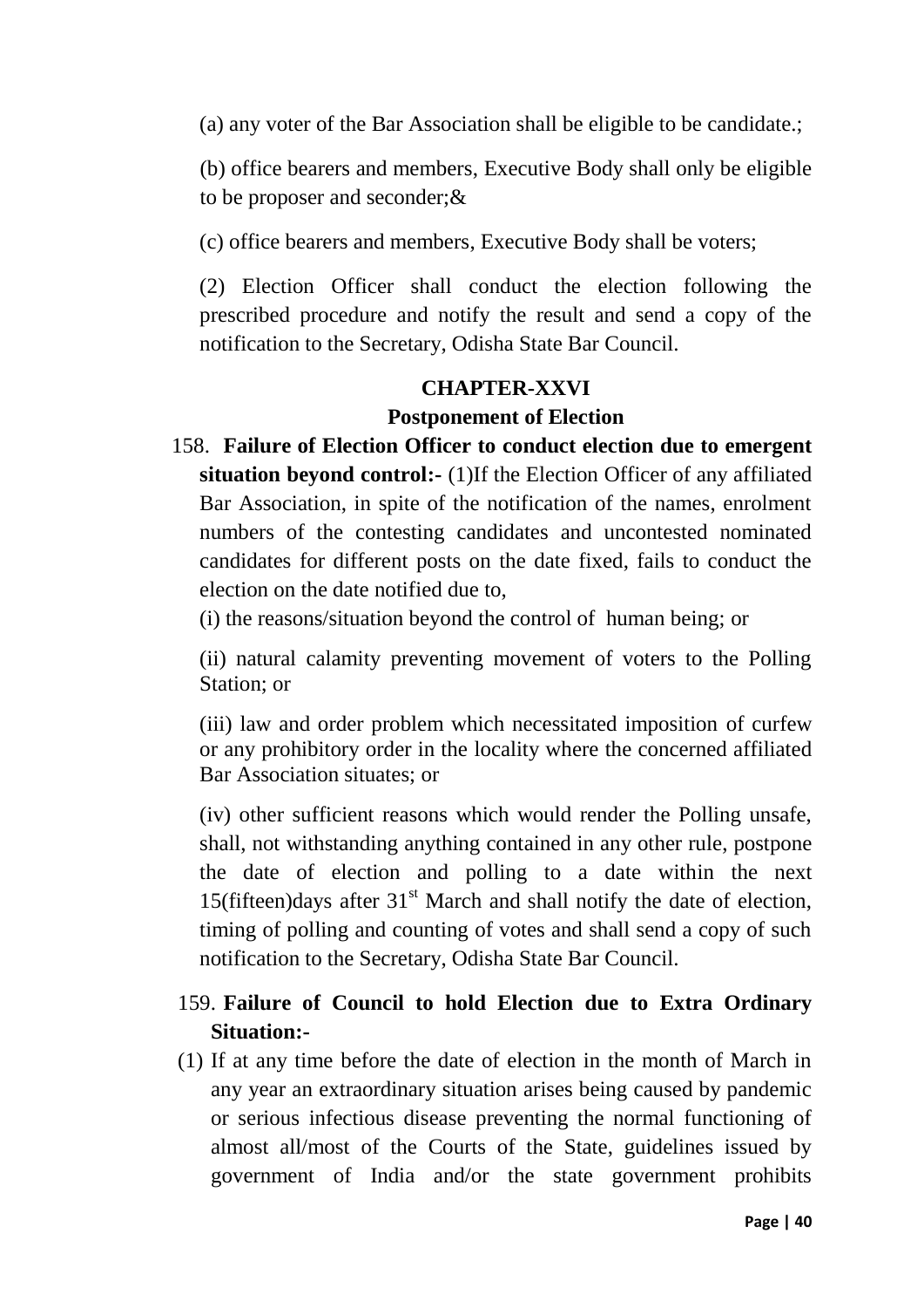(a) any voter of the Bar Association shall be eligible to be candidate.;

(b) office bearers and members, Executive Body shall only be eligible to be proposer and seconder;&

(c) office bearers and members, Executive Body shall be voters;

(2) Election Officer shall conduct the election following the prescribed procedure and notify the result and send a copy of the notification to the Secretary, Odisha State Bar Council.

## CHAPTER-XXVI

### Postponement of Election

158. **Failure of Election Officer to conduct election due to emergent situation beyond control:-** (1)If the Election Officer of any affiliated Bar Association, in spite of the notification of the names, enrolment numbers of the contesting candidates and uncontested nominated candidates for different posts on the date fixed, fails to conduct the election on the date notified due to,

(i) the reasons/situation beyond the control of human being; or

(ii) natural calamity preventing movement of voters to the Polling Station; or

(iii) law and order problem which necessitated imposition of curfew or any prohibitory order in the locality where the concerned affiliated Bar Association situates; or

(iv) other sufficient reasons which would render the Polling unsafe, shall, not withstanding anything contained in any other rule, postpone the date of election and polling to a date within the next 15(fifteen)days after 31st March and shall notify the date of election, timing of polling and counting of votes and shall send a copy of such notification to the Secretary, Odisha State Bar Council.

159. **Failure of Council to hold Election due to Extra Ordinary Situation:-**

(1) If at any time before the date of election in the month of March in any year an extraordinary situation arises being caused by pandemic or serious infectious disease preventing the normal functioning of almost all/most of the Courts of the State, guidelines issued by government of India and/or the state government prohibits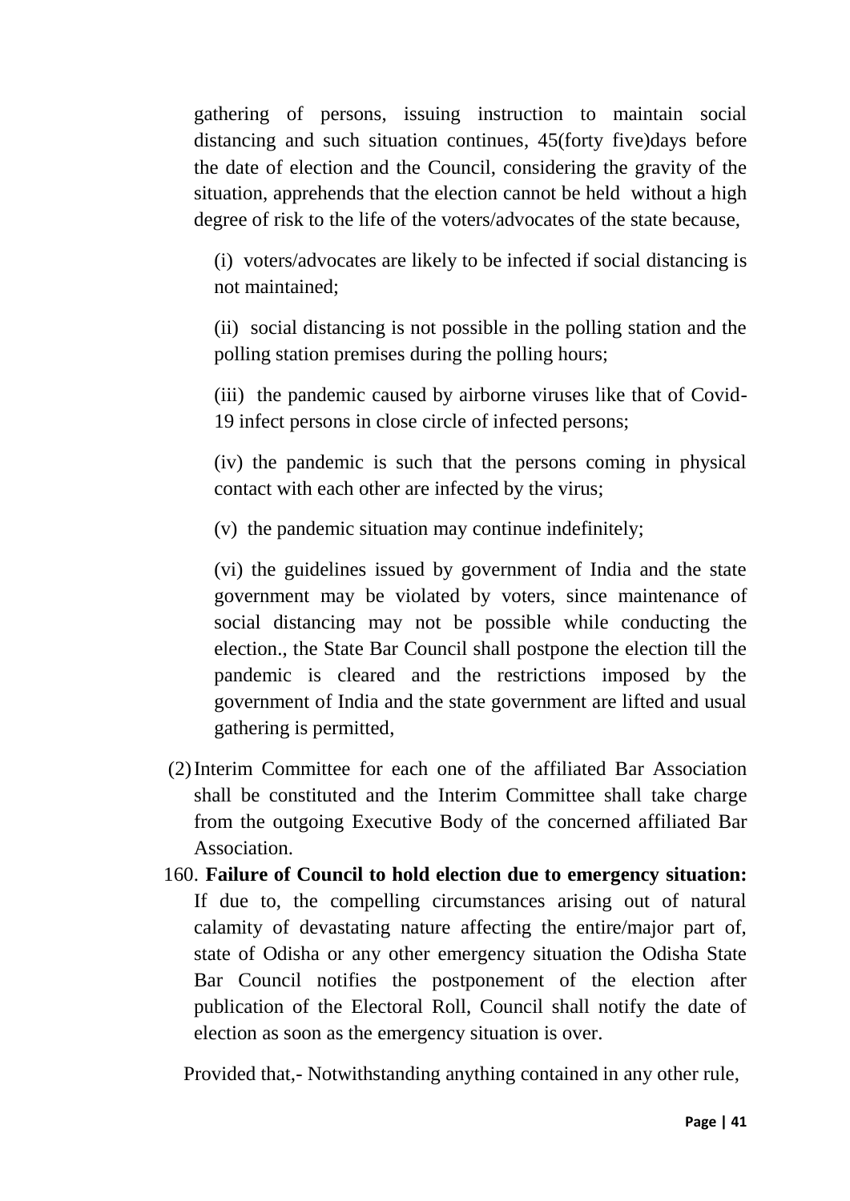gathering of persons, issuing instruction to maintain social distancing and such situation continues, 45(forty five)days before the date of election and the Council, considering the gravity of the situation, apprehends that the election cannot be held without a high degree of risk to the life of the voters/advocates of the state because,

(i) voters/advocates are likely to be infected if social distancing is not maintained;

(ii) social distancing is not possible in the polling station and the polling station premises during the polling hours;

(iii) the pandemic caused by airborne viruses like that of Covid-19 infect persons in close circle of infected persons;

(iv) the pandemic is such that the persons coming in physical contact with each other are infected by the virus;

(v) the pandemic situation may continue indefinitely;

(vi) the guidelines issued by government of India and the state government may be violated by voters, since maintenance of social distancing may not be possible while conducting the election., the State Bar Council shall postpone the election till the pandemic is cleared and the restrictions imposed by the government of India and the state government are lifted and usual gathering is permitted,

(2) Interim Committee for each one of the affiliated Bar Association shall be constituted and the Interim Committee shall take charge from the outgoing Executive Body of the concerned affiliated Bar Association.

160. **Failure of Council to hold election due to emergency situation:** If due to, the compelling circumstances arising out of natural calamity of devastating nature affecting the entire/major part of, state of Odisha or any other emergency situation the Odisha State Bar Council notifies the postponement of the election after publication of the Electoral Roll, Council shall notify the date of election as soon as the emergency situation is over.

Provided that,- Notwithstanding anything contained in any other rule,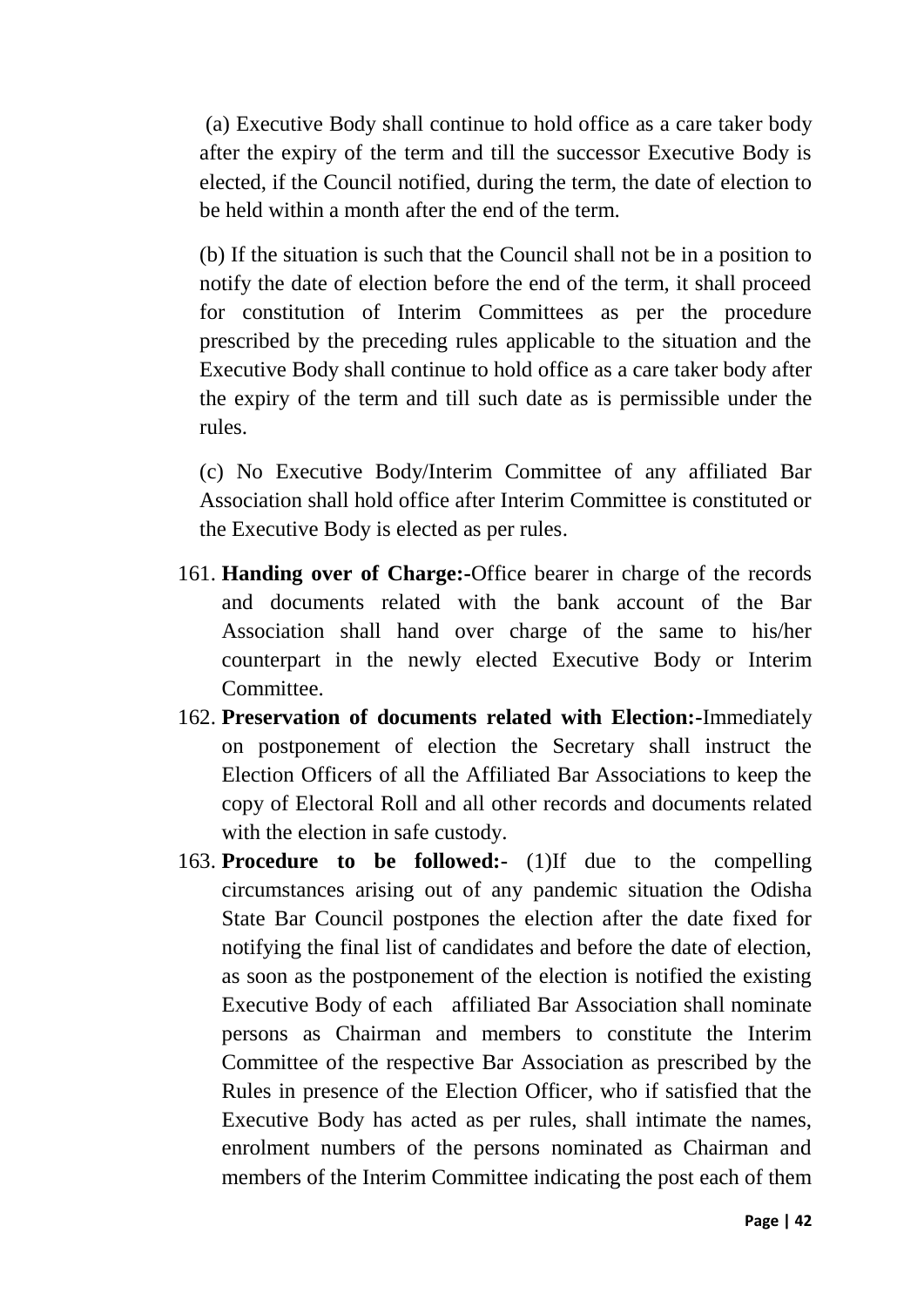(a) Executive Body shall continue to hold office as a care taker body after the expiry of the term and till the successor Executive Body is elected, if the Council notified, during the term, the date of election to be held within a month after the end of the term.

(b) If the situation is such that the Council shall not be in a position to notify the date of election before the end of the term, it shall proceed for constitution of Interim Committees as per the procedure prescribed by the preceding rules applicable to the situation and the Executive Body shall continue to hold office as a care taker body after the expiry of the term and till such date as is permissible under the rules.

(c) No Executive Body/Interim Committee of any affiliated Bar Association shall hold office after Interim Committee is constituted or the Executive Body is elected as per rules.

161. **Handing over of Charge:-**Office bearer in charge of the records and documents related with the bank account of the Bar Association shall hand over charge of the same to his/her counterpart in the newly elected Executive Body or Interim Committee.
162. **Preservation of documents related with Election:-**Immediately on postponement of election the Secretary shall instruct the Election Officers of all the Affiliated Bar Associations to keep the copy of Electoral Roll and all other records and documents related with the election in safe custody.
163. **Procedure to be followed:-** (1)If due to the compelling circumstances arising out of any pandemic situation the Odisha State Bar Council postpones the election after the date fixed for notifying the final list of candidates and before the date of election, as soon as the postponement of the election is notified the existing Executive Body of each affiliated Bar Association shall nominate persons as Chairman and members to constitute the Interim Committee of the respective Bar Association as prescribed by the Rules in presence of the Election Officer, who if satisfied that the Executive Body has acted as per rules, shall intimate the names, enrolment numbers of the persons nominated as Chairman and members of the Interim Committee indicating the post each of them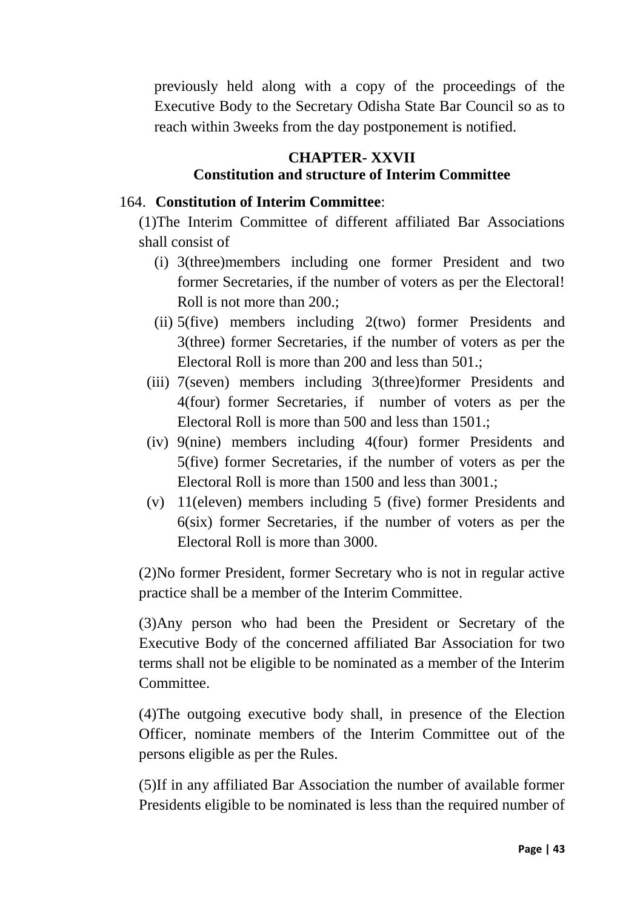previously held along with a copy of the proceedings of the Executive Body to the Secretary Odisha State Bar Council so as to reach within 3weeks from the day postponement is notified.

## CHAPTER- XXVII
## Constitution and structure of Interim Committee

164. **Constitution of Interim Committee**:

(1)The Interim Committee of different affiliated Bar Associations shall consist of

(i) 3(three)members including one former President and two former Secretaries, if the number of voters as per the Electoral! Roll is not more than 200.;

(ii) 5(five) members including 2(two) former Presidents and 3(three) former Secretaries, if the number of voters as per the Electoral Roll is more than 200 and less than 501.;

(iii) 7(seven) members including 3(three)former Presidents and 4(four) former Secretaries, if number of voters as per the Electoral Roll is more than 500 and less than 1501.;

(iv) 9(nine) members including 4(four) former Presidents and 5(five) former Secretaries, if the number of voters as per the Electoral Roll is more than 1500 and less than 3001.;

(v) 11(eleven) members including 5 (five) former Presidents and 6(six) former Secretaries, if the number of voters as per the Electoral Roll is more than 3000.

(2)No former President, former Secretary who is not in regular active practice shall be a member of the Interim Committee.

(3)Any person who had been the President or Secretary of the Executive Body of the concerned affiliated Bar Association for two terms shall not be eligible to be nominated as a member of the Interim Committee.

(4)The outgoing executive body shall, in presence of the Election Officer, nominate members of the Interim Committee out of the persons eligible as per the Rules.

(5)If in any affiliated Bar Association the number of available former Presidents eligible to be nominated is less than the required number of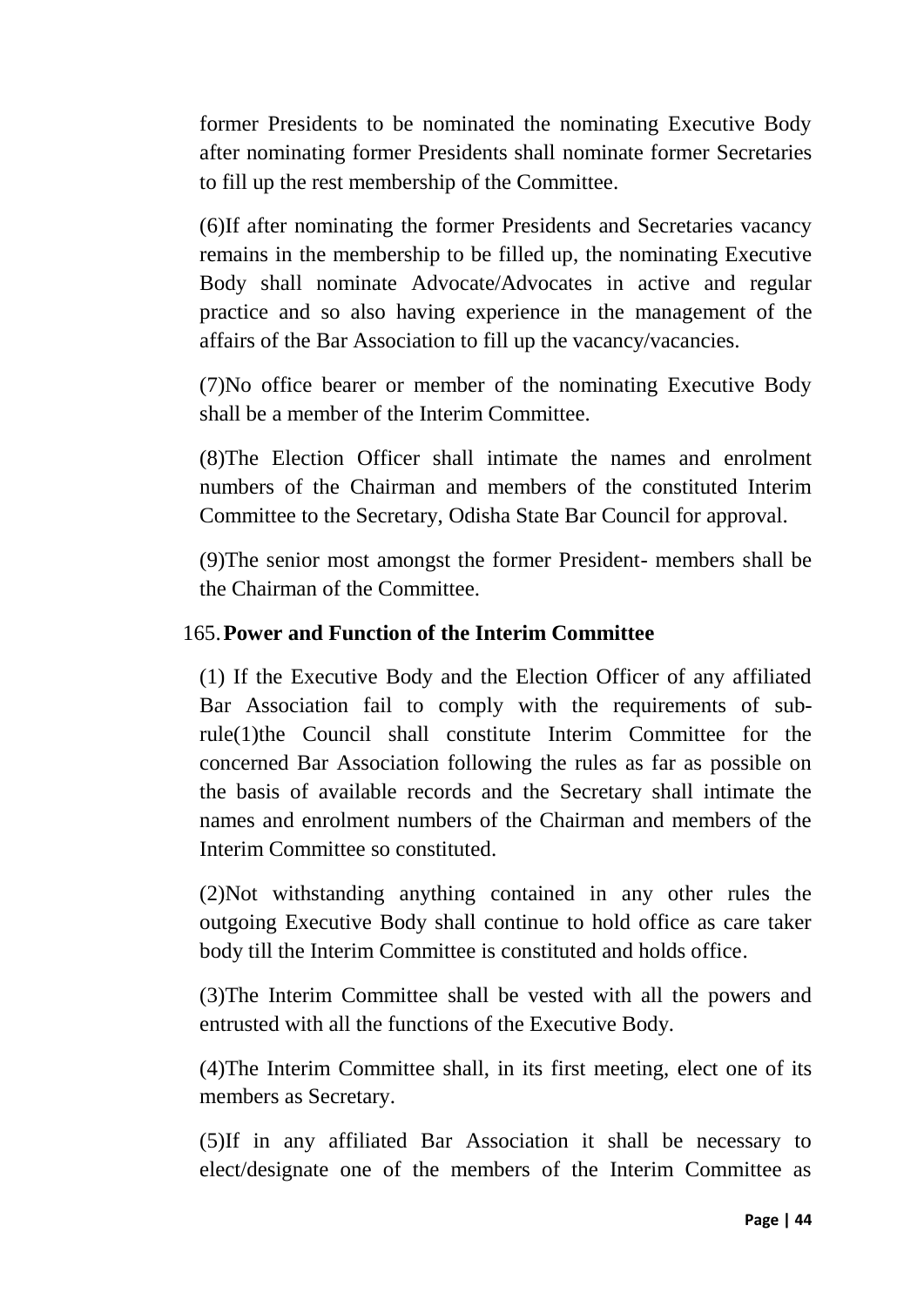former Presidents to be nominated the nominating Executive Body after nominating former Presidents shall nominate former Secretaries to fill up the rest membership of the Committee.

(6)If after nominating the former Presidents and Secretaries vacancy remains in the membership to be filled up, the nominating Executive Body shall nominate Advocate/Advocates in active and regular practice and so also having experience in the management of the affairs of the Bar Association to fill up the vacancy/vacancies.

(7)No office bearer or member of the nominating Executive Body shall be a member of the Interim Committee.

(8)The Election Officer shall intimate the names and enrolment numbers of the Chairman and members of the constituted Interim Committee to the Secretary, Odisha State Bar Council for approval.

(9)The senior most amongst the former President- members shall be the Chairman of the Committee.

165. **Power and Function of the Interim Committee**

(1) If the Executive Body and the Election Officer of any affiliated Bar Association fail to comply with the requirements of sub-rule(1)the Council shall constitute Interim Committee for the concerned Bar Association following the rules as far as possible on the basis of available records and the Secretary shall intimate the names and enrolment numbers of the Chairman and members of the Interim Committee so constituted.

(2)Not withstanding anything contained in any other rules the outgoing Executive Body shall continue to hold office as care taker body till the Interim Committee is constituted and holds office.

(3)The Interim Committee shall be vested with all the powers and entrusted with all the functions of the Executive Body.

(4)The Interim Committee shall, in its first meeting, elect one of its members as Secretary.

(5)If in any affiliated Bar Association it shall be necessary to elect/designate one of the members of the Interim Committee as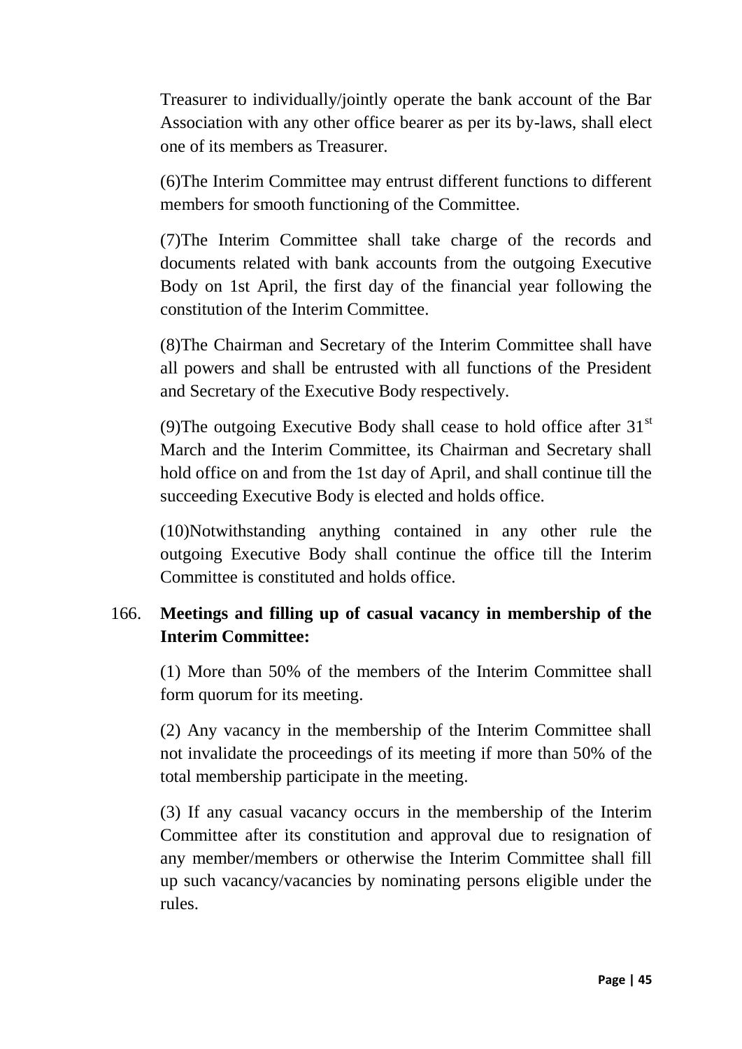Treasurer to individually/jointly operate the bank account of the Bar Association with any other office bearer as per its by-laws, shall elect one of its members as Treasurer.

(6)The Interim Committee may entrust different functions to different members for smooth functioning of the Committee.

(7)The Interim Committee shall take charge of the records and documents related with bank accounts from the outgoing Executive Body on 1st April, the first day of the financial year following the constitution of the Interim Committee.

(8)The Chairman and Secretary of the Interim Committee shall have all powers and shall be entrusted with all functions of the President and Secretary of the Executive Body respectively.

(9)The outgoing Executive Body shall cease to hold office after 31st March and the Interim Committee, its Chairman and Secretary shall hold office on and from the 1st day of April, and shall continue till the succeeding Executive Body is elected and holds office.

(10)Notwithstanding anything contained in any other rule the outgoing Executive Body shall continue the office till the Interim Committee is constituted and holds office.

166. **Meetings and filling up of casual vacancy in membership of the Interim Committee:**

(1) More than 50% of the members of the Interim Committee shall form quorum for its meeting.

(2) Any vacancy in the membership of the Interim Committee shall not invalidate the proceedings of its meeting if more than 50% of the total membership participate in the meeting.

(3) If any casual vacancy occurs in the membership of the Interim Committee after its constitution and approval due to resignation of any member/members or otherwise the Interim Committee shall fill up such vacancy/vacancies by nominating persons eligible under the rules.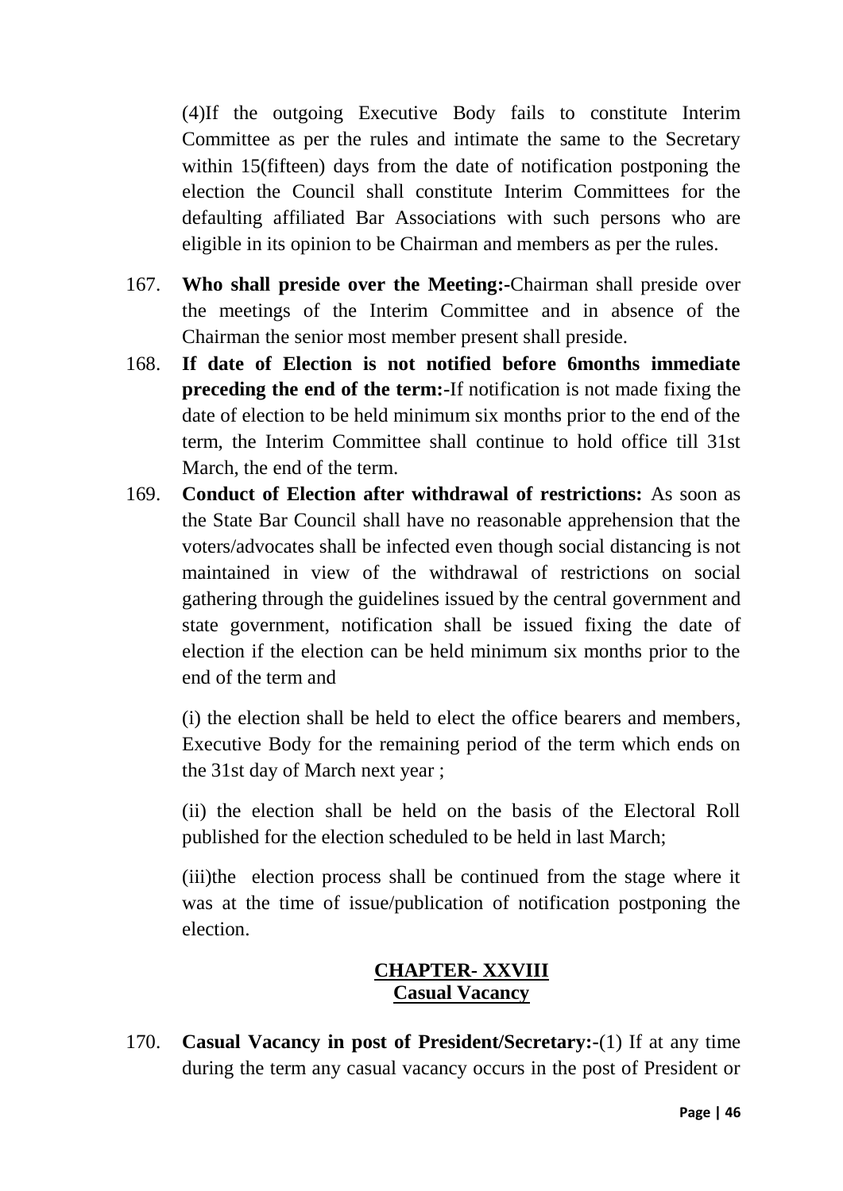(4)If the outgoing Executive Body fails to constitute Interim Committee as per the rules and intimate the same to the Secretary within 15(fifteen) days from the date of notification postponing the election the Council shall constitute Interim Committees for the defaulting affiliated Bar Associations with such persons who are eligible in its opinion to be Chairman and members as per the rules.

167. **Who shall preside over the Meeting:-**Chairman shall preside over the meetings of the Interim Committee and in absence of the Chairman the senior most member present shall preside.

168. **If date of Election is not notified before 6months immediate preceding the end of the term:-**If notification is not made fixing the date of election to be held minimum six months prior to the end of the term, the Interim Committee shall continue to hold office till 31st March, the end of the term.

169. **Conduct of Election after withdrawal of restrictions:** As soon as the State Bar Council shall have no reasonable apprehension that the voters/advocates shall be infected even though social distancing is not maintained in view of the withdrawal of restrictions on social gathering through the guidelines issued by the central government and state government, notification shall be issued fixing the date of election if the election can be held minimum six months prior to the end of the term and

(i) the election shall be held to elect the office bearers and members, Executive Body for the remaining period of the term which ends on the 31st day of March next year ;

(ii) the election shall be held on the basis of the Electoral Roll published for the election scheduled to be held in last March;

(iii)the election process shall be continued from the stage where it was at the time of issue/publication of notification postponing the election.

## CHAPTER- XXVIII
## Casual Vacancy

170. **Casual Vacancy in post of President/Secretary:-**(1) If at any time during the term any casual vacancy occurs in the post of President or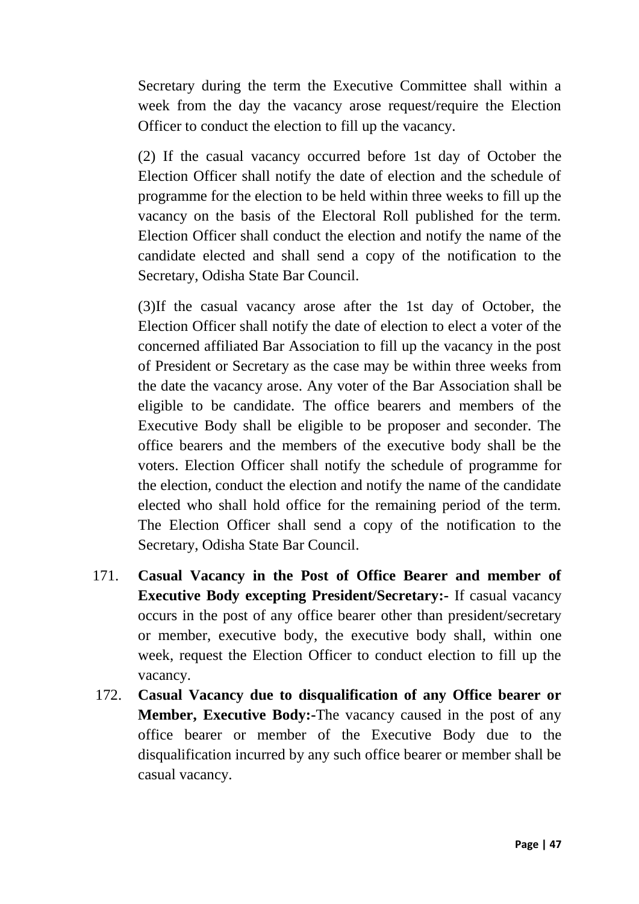Secretary during the term the Executive Committee shall within a week from the day the vacancy arose request/require the Election Officer to conduct the election to fill up the vacancy.

(2) If the casual vacancy occurred before 1st day of October the Election Officer shall notify the date of election and the schedule of programme for the election to be held within three weeks to fill up the vacancy on the basis of the Electoral Roll published for the term. Election Officer shall conduct the election and notify the name of the candidate elected and shall send a copy of the notification to the Secretary, Odisha State Bar Council.

(3)If the casual vacancy arose after the 1st day of October, the Election Officer shall notify the date of election to elect a voter of the concerned affiliated Bar Association to fill up the vacancy in the post of President or Secretary as the case may be within three weeks from the date the vacancy arose. Any voter of the Bar Association shall be eligible to be candidate. The office bearers and members of the Executive Body shall be eligible to be proposer and seconder. The office bearers and the members of the executive body shall be the voters. Election Officer shall notify the schedule of programme for the election, conduct the election and notify the name of the candidate elected who shall hold office for the remaining period of the term. The Election Officer shall send a copy of the notification to the Secretary, Odisha State Bar Council.

171. **Casual Vacancy in the Post of Office Bearer and member of Executive Body excepting President/Secretary:-** If casual vacancy occurs in the post of any office bearer other than president/secretary or member, executive body, the executive body shall, within one week, request the Election Officer to conduct election to fill up the vacancy.

172. **Casual Vacancy due to disqualification of any Office bearer or Member, Executive Body:-**The vacancy caused in the post of any office bearer or member of the Executive Body due to the disqualification incurred by any such office bearer or member shall be casual vacancy.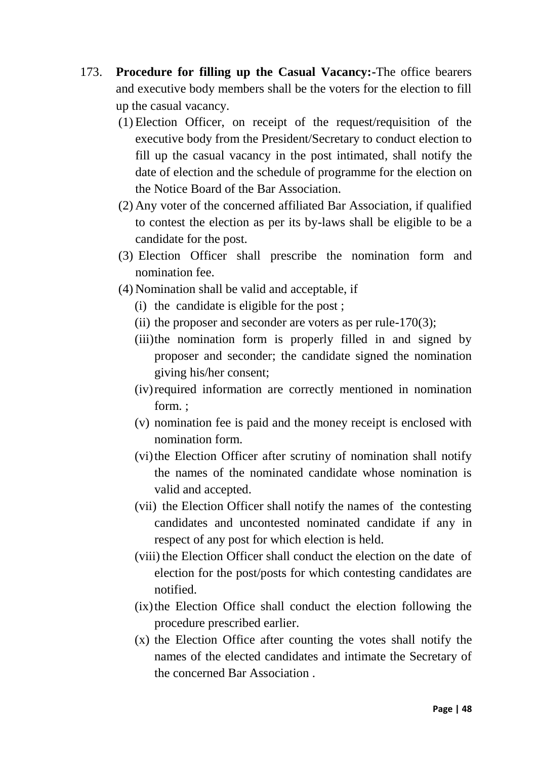173. **Procedure for filling up the Casual Vacancy:-**The office bearers and executive body members shall be the voters for the election to fill up the casual vacancy.

(1) Election Officer, on receipt of the request/requisition of the executive body from the President/Secretary to conduct election to fill up the casual vacancy in the post intimated, shall notify the date of election and the schedule of programme for the election on the Notice Board of the Bar Association.

(2) Any voter of the concerned affiliated Bar Association, if qualified to contest the election as per its by-laws shall be eligible to be a candidate for the post.

(3) Election Officer shall prescribe the nomination form and nomination fee.

(4) Nomination shall be valid and acceptable, if

- (i) the candidate is eligible for the post ;
- (ii) the proposer and seconder are voters as per rule-170(3);
- (iii) the nomination form is properly filled in and signed by proposer and seconder; the candidate signed the nomination giving his/her consent;
- (iv) required information are correctly mentioned in nomination form. ;
- (v) nomination fee is paid and the money receipt is enclosed with nomination form.
- (vi) the Election Officer after scrutiny of nomination shall notify the names of the nominated candidate whose nomination is valid and accepted.
- (vii) the Election Officer shall notify the names of the contesting candidates and uncontested nominated candidate if any in respect of any post for which election is held.
- (viii) the Election Officer shall conduct the election on the date of election for the post/posts for which contesting candidates are notified.
- (ix) the Election Office shall conduct the election following the procedure prescribed earlier.
- (x) the Election Office after counting the votes shall notify the names of the elected candidates and intimate the Secretary of the concerned Bar Association .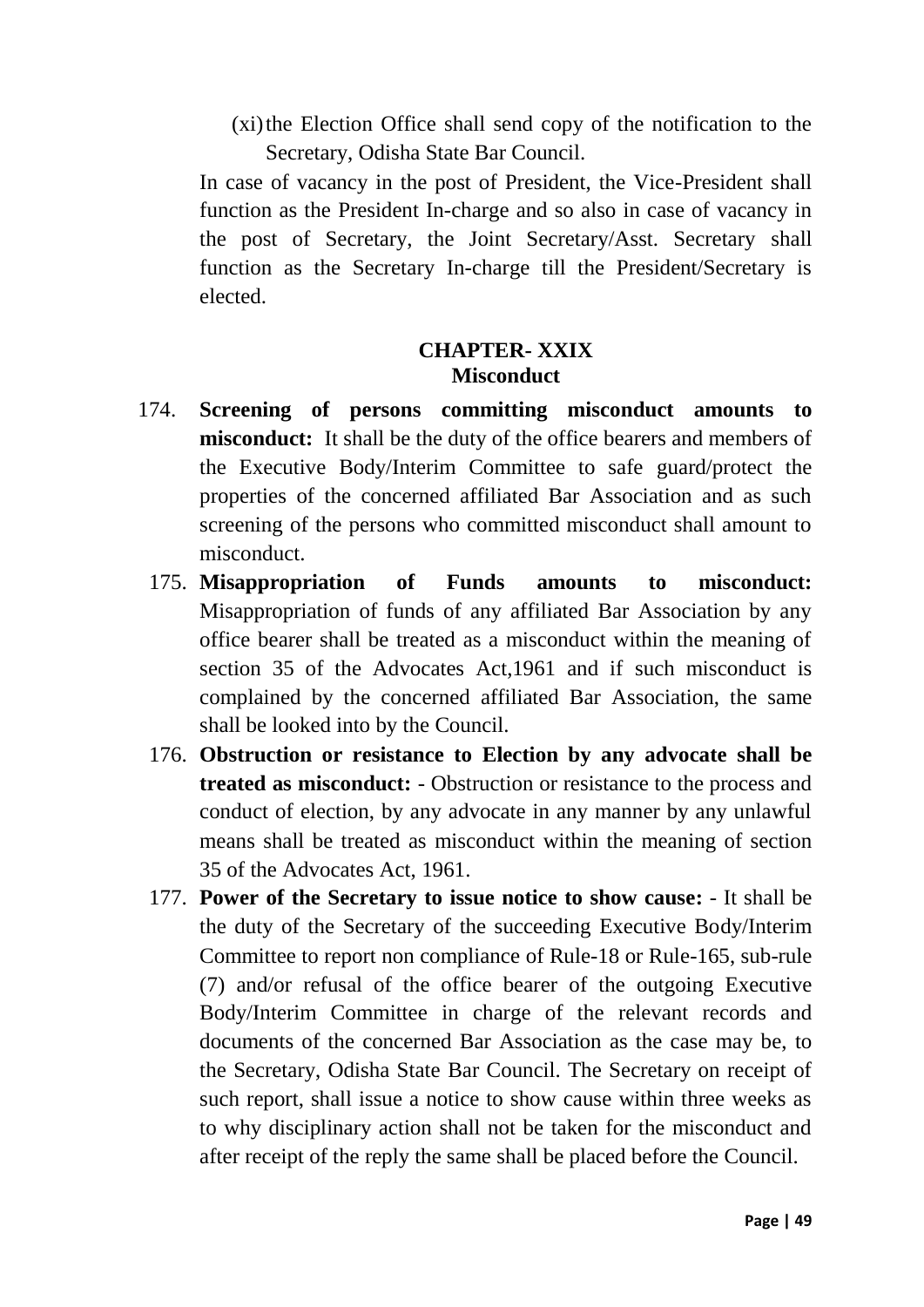(xi) the Election Office shall send copy of the notification to the Secretary, Odisha State Bar Council.

In case of vacancy in the post of President, the Vice-President shall function as the President In-charge and so also in case of vacancy in the post of Secretary, the Joint Secretary/Asst. Secretary shall function as the Secretary In-charge till the President/Secretary is elected.

## CHAPTER- XXIX
## Misconduct

174. **Screening of persons committing misconduct amounts to misconduct:** It shall be the duty of the office bearers and members of the Executive Body/Interim Committee to safe guard/protect the properties of the concerned affiliated Bar Association and as such screening of the persons who committed misconduct shall amount to misconduct.

175. **Misappropriation of Funds amounts to misconduct:** Misappropriation of funds of any affiliated Bar Association by any office bearer shall be treated as a misconduct within the meaning of section 35 of the Advocates Act,1961 and if such misconduct is complained by the concerned affiliated Bar Association, the same shall be looked into by the Council.

176. **Obstruction or resistance to Election by any advocate shall be treated as misconduct:** - Obstruction or resistance to the process and conduct of election, by any advocate in any manner by any unlawful means shall be treated as misconduct within the meaning of section 35 of the Advocates Act, 1961.

177. **Power of the Secretary to issue notice to show cause:** - It shall be the duty of the Secretary of the succeeding Executive Body/Interim Committee to report non compliance of Rule-18 or Rule-165, sub-rule (7) and/or refusal of the office bearer of the outgoing Executive Body/Interim Committee in charge of the relevant records and documents of the concerned Bar Association as the case may be, to the Secretary, Odisha State Bar Council. The Secretary on receipt of such report, shall issue a notice to show cause within three weeks as to why disciplinary action shall not be taken for the misconduct and after receipt of the reply the same shall be placed before the Council.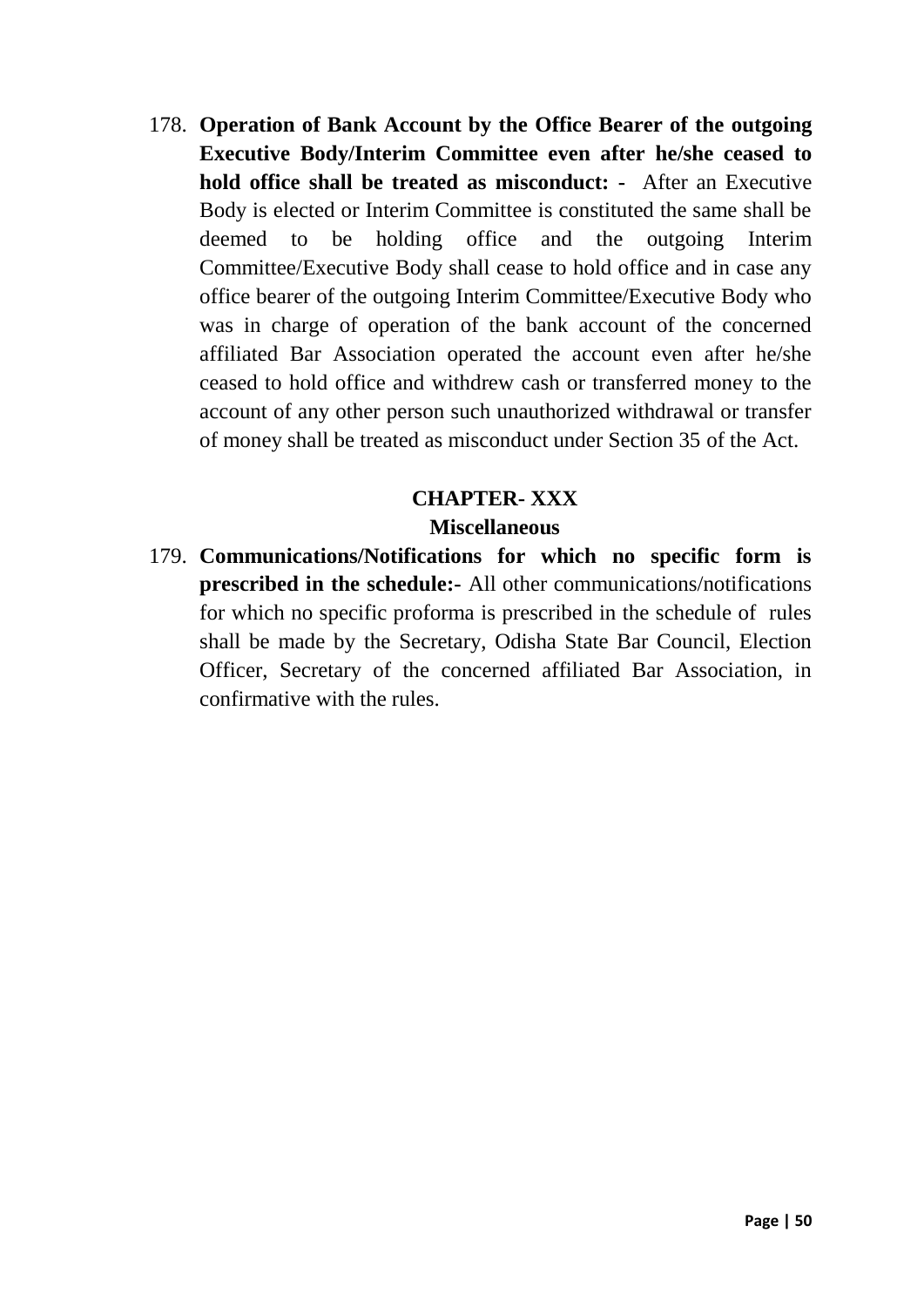178. **Operation of Bank Account by the Office Bearer of the outgoing Executive Body/Interim Committee even after he/she ceased to hold office shall be treated as misconduct: -** After an Executive Body is elected or Interim Committee is constituted the same shall be deemed to be holding office and the outgoing Interim Committee/Executive Body shall cease to hold office and in case any office bearer of the outgoing Interim Committee/Executive Body who was in charge of operation of the bank account of the concerned affiliated Bar Association operated the account even after he/she ceased to hold office and withdrew cash or transferred money to the account of any other person such unauthorized withdrawal or transfer of money shall be treated as misconduct under Section 35 of the Act.

## CHAPTER- XXX
### Miscellaneous

179. **Communications/Notifications for which no specific form is prescribed in the schedule:-** All other communications/notifications for which no specific proforma is prescribed in the schedule of rules shall be made by the Secretary, Odisha State Bar Council, Election Officer, Secretary of the concerned affiliated Bar Association, in confirmative with the rules.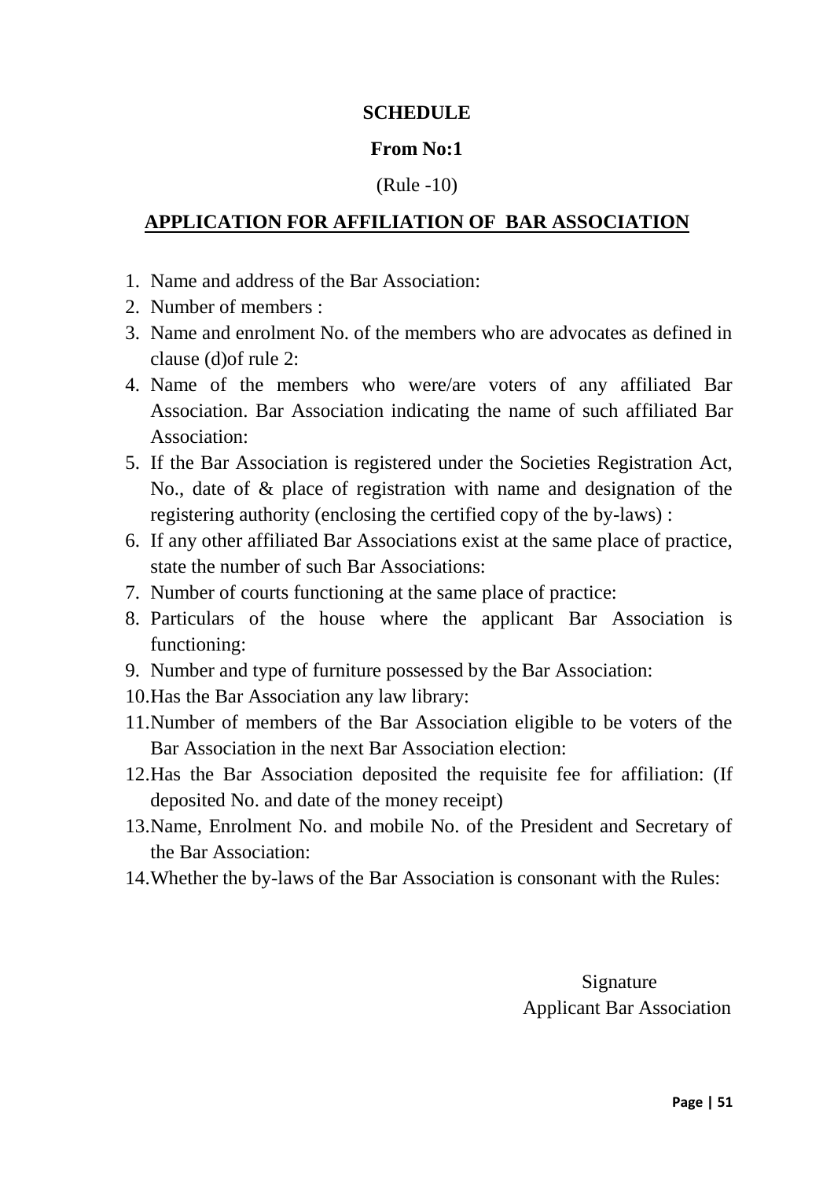**SCHEDULE**

**From No:1**

(Rule -10)

## APPLICATION FOR AFFILIATION OF BAR ASSOCIATION

1. Name and address of the Bar Association:
2. Number of members :
3. Name and enrolment No. of the members who are advocates as defined in clause (d)of rule 2:
4. Name of the members who were/are voters of any affiliated Bar Association. Bar Association indicating the name of such affiliated Bar Association:
5. If the Bar Association is registered under the Societies Registration Act, No., date of & place of registration with name and designation of the registering authority (enclosing the certified copy of the by-laws) :
6. If any other affiliated Bar Associations exist at the same place of practice, state the number of such Bar Associations:
7. Number of courts functioning at the same place of practice:
8. Particulars of the house where the applicant Bar Association is functioning:
9. Number and type of furniture possessed by the Bar Association:
10. Has the Bar Association any law library:
11. Number of members of the Bar Association eligible to be voters of the Bar Association in the next Bar Association election:
12. Has the Bar Association deposited the requisite fee for affiliation: (If deposited No. and date of the money receipt)
13. Name, Enrolment No. and mobile No. of the President and Secretary of the Bar Association:
14. Whether the by-laws of the Bar Association is consonant with the Rules:

Signature
Applicant Bar Association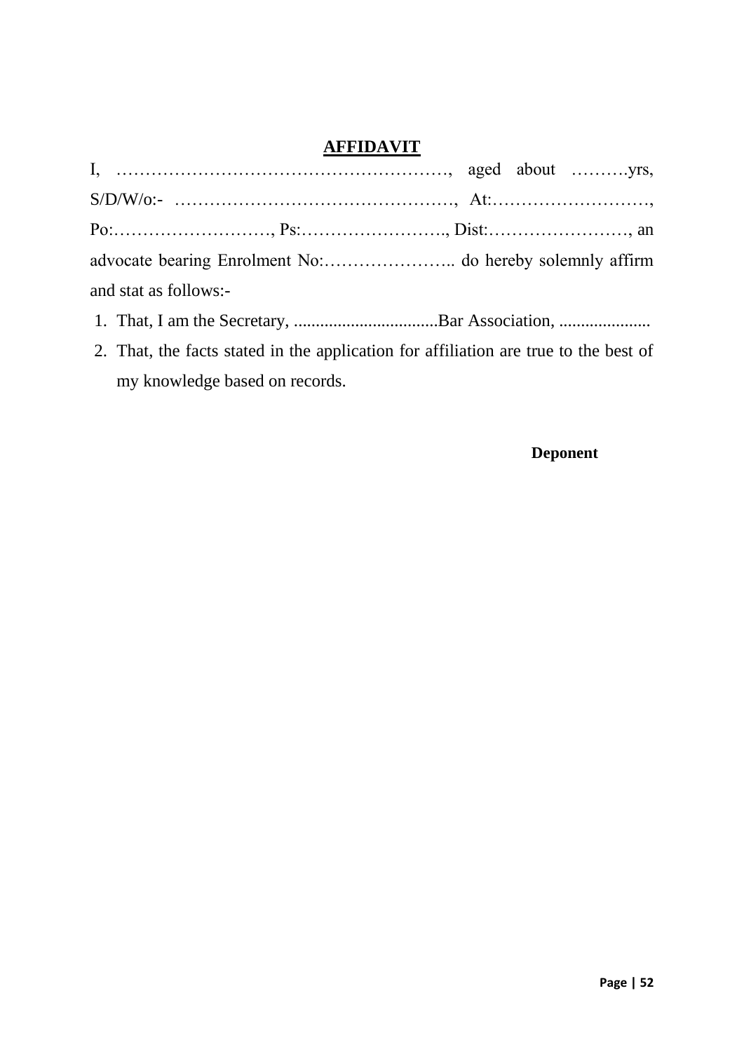# **AFFIDAVIT**

I, …………………………………………………, aged about ……….yrs, S/D/W/o:- …………………………………………, At:………………………, Po:………………………, Ps:…………………….., Dist:……………………, an advocate bearing Enrolment No:………………….. do hereby solemnly affirm and stat as follows:-

1. That, I am the Secretary, .................................Bar Association, .....................
2. That, the facts stated in the application for affiliation are true to the best of my knowledge based on records.

**Deponent**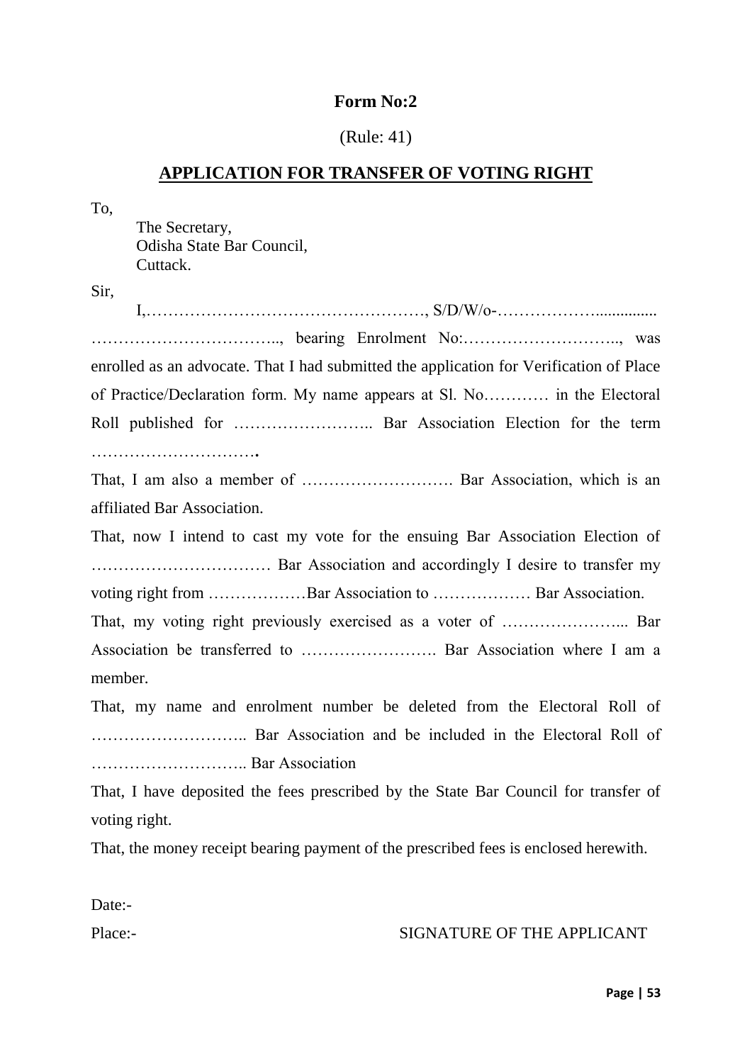**Form No:2**

(Rule: 41)

## APPLICATION FOR TRANSFER OF VOTING RIGHT

To,

The Secretary,
Odisha State Bar Council,
Cuttack.

Sir,

I,……………………………………………, S/D/W/o-……………….............. …………………………….., bearing Enrolment No:……………………….., was enrolled as an advocate. That I had submitted the application for Verification of Place of Practice/Declaration form. My name appears at Sl. No………… in the Electoral Roll published for …………………….. Bar Association Election for the term ………………………….

That, I am also a member of ………………………. Bar Association, which is an affiliated Bar Association.

That, now I intend to cast my vote for the ensuing Bar Association Election of …………………………… Bar Association and accordingly I desire to transfer my voting right from ………………Bar Association to ……………… Bar Association.

That, my voting right previously exercised as a voter of …………………... Bar Association be transferred to ……………………. Bar Association where I am a member.

That, my name and enrolment number be deleted from the Electoral Roll of ……………………….. Bar Association and be included in the Electoral Roll of ……………………….. Bar Association

That, I have deposited the fees prescribed by the State Bar Council for transfer of voting right.

That, the money receipt bearing payment of the prescribed fees is enclosed herewith.

Date:-

Place:- SIGNATURE OF THE APPLICANT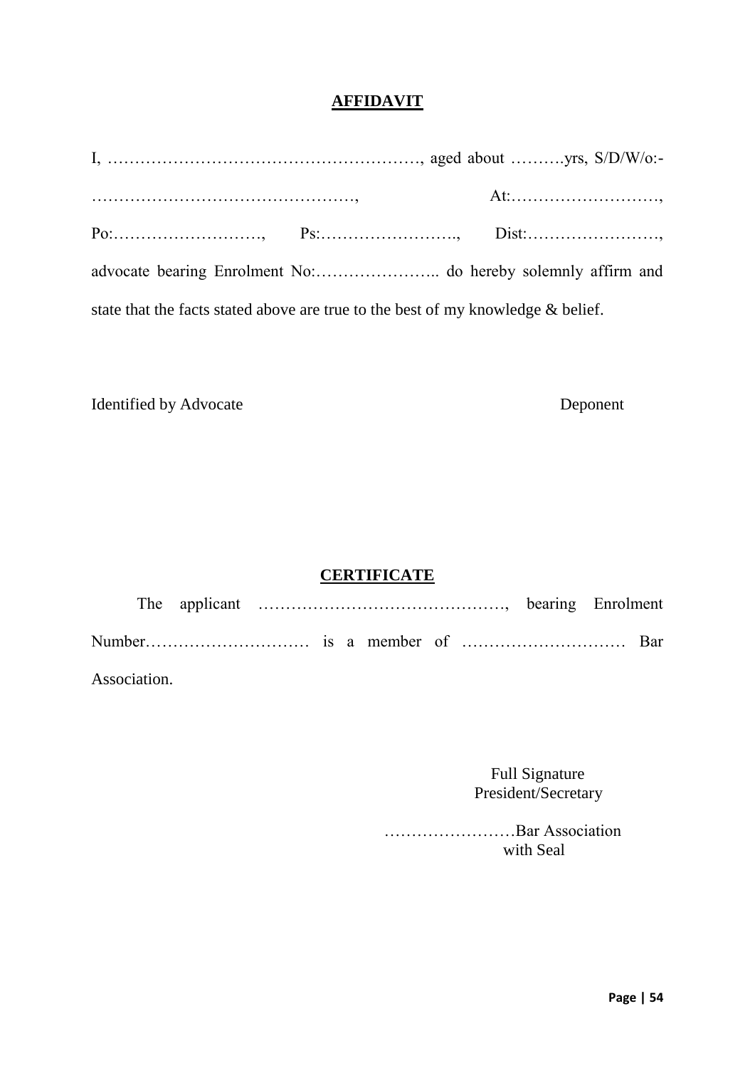# **AFFIDAVIT**

I, …………………………………………………, aged about ……….yrs, S/D/W/o:-…………………………………………, At:………………………, Po:………………………, Ps:……………………., Dist:……………………, advocate bearing Enrolment No:………………….. do hereby solemnly affirm and state that the facts stated above are true to the best of my knowledge & belief.

Identified by Advocate                                                                 Deponent

# **CERTIFICATE**

The applicant ………………………………………, bearing Enrolment Number………………………… is a member of ………………………… Bar Association.

Full Signature
President/Secretary

……………………Bar Association
with Seal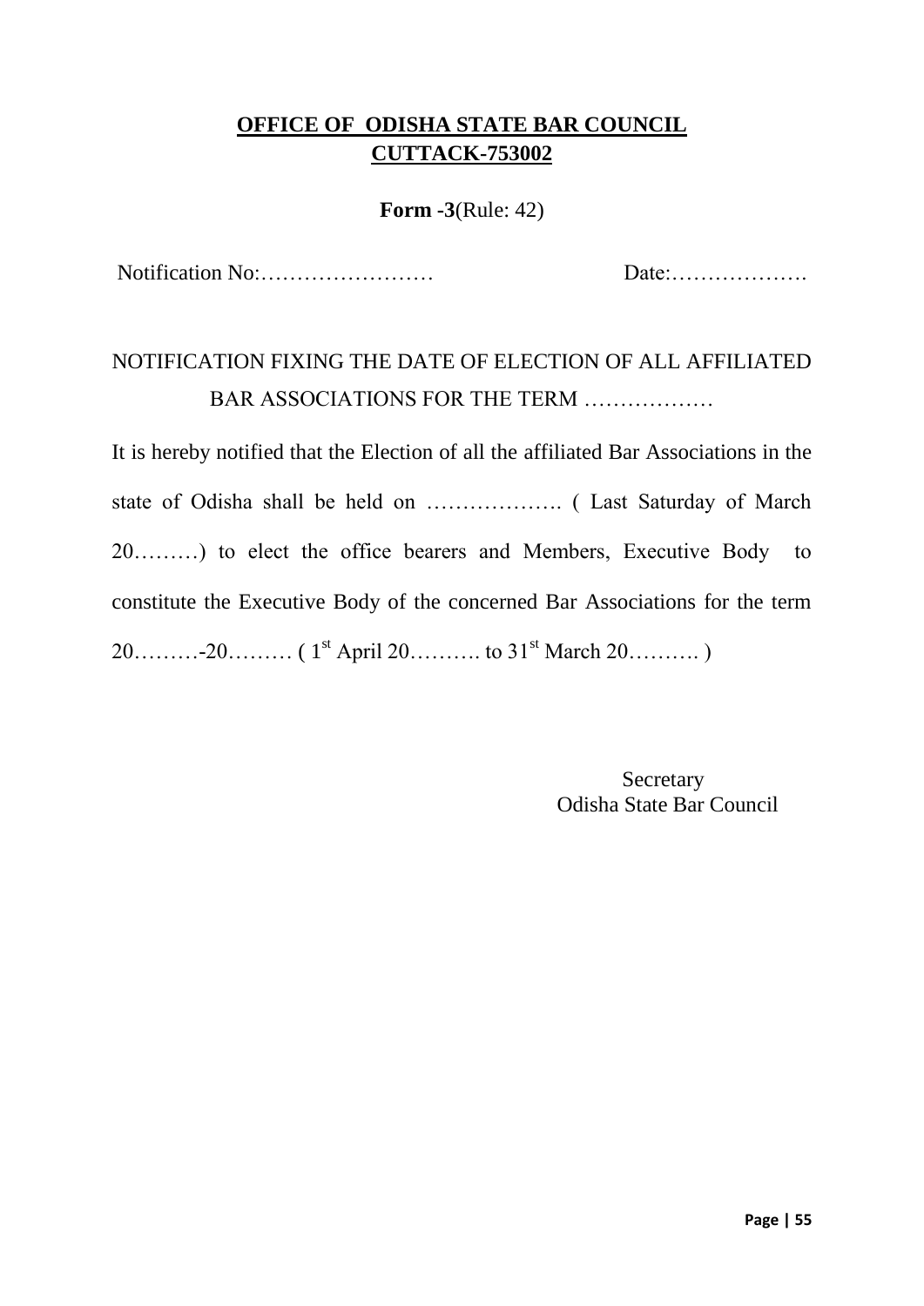**OFFICE OF ODISHA STATE BAR COUNCIL**
**CUTTACK-753002**

**Form -3**(Rule: 42)

Notification No:…………………… Date:……………….

NOTIFICATION FIXING THE DATE OF ELECTION OF ALL AFFILIATED BAR ASSOCIATIONS FOR THE TERM ………………

It is hereby notified that the Election of all the affiliated Bar Associations in the state of Odisha shall be held on ………………. ( Last Saturday of March 20………) to elect the office bearers and Members, Executive Body to constitute the Executive Body of the concerned Bar Associations for the term 20………-20……… ( 1st April 20………. to 31st March 20………. )

Secretary
Odisha State Bar Council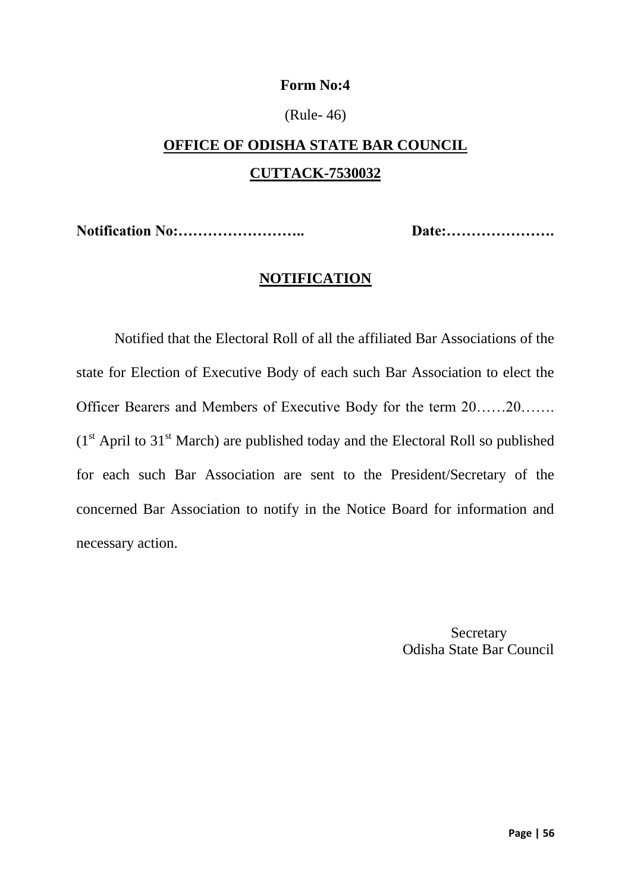**Form No:4**

(Rule- 46)

**OFFICE OF ODISHA STATE BAR COUNCIL**

**CUTTACK-7530032**

**Notification No:……………………..** **Date:………………….**

**NOTIFICATION**

Notified that the Electoral Roll of all the affiliated Bar Associations of the state for Election of Executive Body of each such Bar Association to elect the Officer Bearers and Members of Executive Body for the term 20……20……. (1st April to 31st March) are published today and the Electoral Roll so published for each such Bar Association are sent to the President/Secretary of the concerned Bar Association to notify in the Notice Board for information and necessary action.

Secretary
Odisha State Bar Council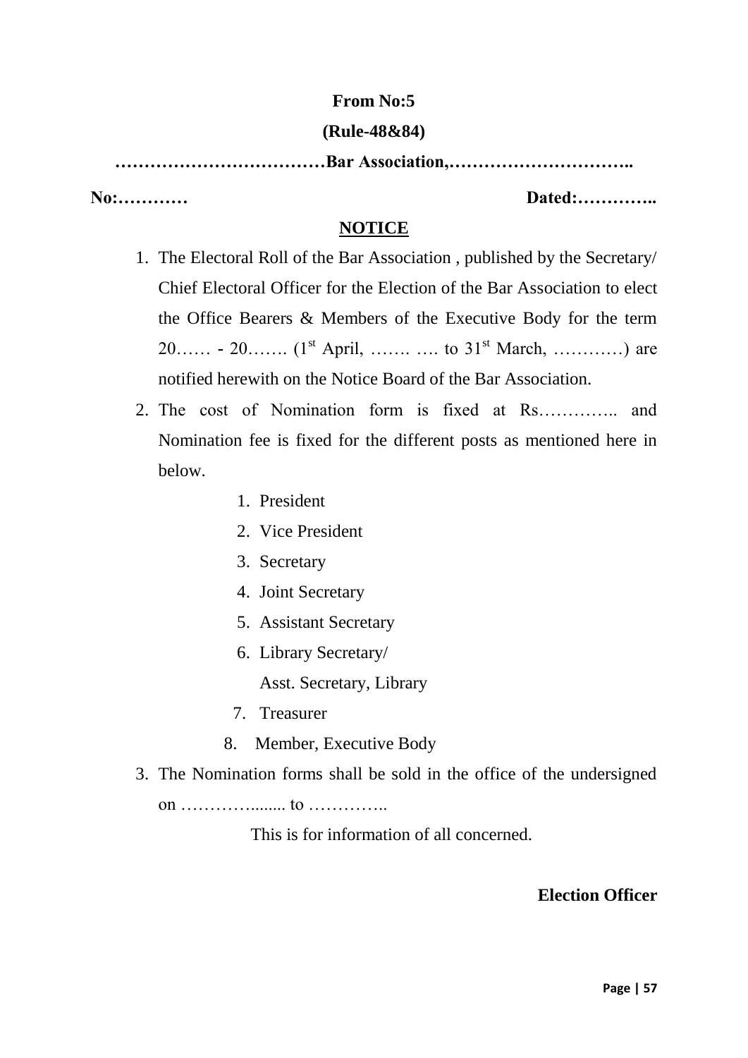**From No:5**

**(Rule-48&84)**

**………………………………Bar Association,…………………………..**

**No:…………** **Dated:…………..**

**NOTICE**

1. The Electoral Roll of the Bar Association , published by the Secretary/ Chief Electoral Officer for the Election of the Bar Association to elect the Office Bearers & Members of the Executive Body for the term 20…… - 20……. (1st April, ……. …. to 31st March, …………) are notified herewith on the Notice Board of the Bar Association.
2. The cost of Nomination form is fixed at Rs………….. and Nomination fee is fixed for the different posts as mentioned here in below.
    1. President
    2. Vice President
    3. Secretary
    4. Joint Secretary
    5. Assistant Secretary
    6. Library Secretary/ Asst. Secretary, Library
    7. Treasurer
    8. Member, Executive Body
3. The Nomination forms shall be sold in the office of the undersigned on ……………....... to …………..

This is for information of all concerned.

**Election Officer**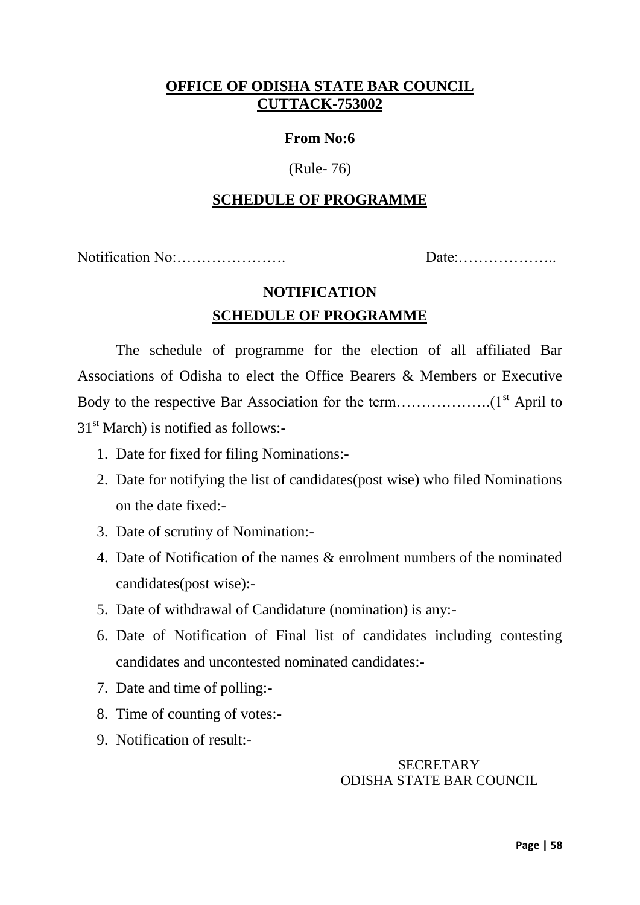**OFFICE OF ODISHA STATE BAR COUNCIL**
**CUTTACK-753002**

**From No:6**

(Rule- 76)

**SCHEDULE OF PROGRAMME**

Notification No:…………………. Date:………………..

**NOTIFICATION**

**SCHEDULE OF PROGRAMME**

The schedule of programme for the election of all affiliated Bar Associations of Odisha to elect the Office Bearers & Members or Executive Body to the respective Bar Association for the term……………….(1st April to 31st March) is notified as follows:-

1. Date for fixed for filing Nominations:-
2. Date for notifying the list of candidates(post wise) who filed Nominations on the date fixed:-
3. Date of scrutiny of Nomination:-
4. Date of Notification of the names & enrolment numbers of the nominated candidates(post wise):-
5. Date of withdrawal of Candidature (nomination) is any:-
6. Date of Notification of Final list of candidates including contesting candidates and uncontested nominated candidates:-
7. Date and time of polling:-
8. Time of counting of votes:-
9. Notification of result:-

SECRETARY
ODISHA STATE BAR COUNCIL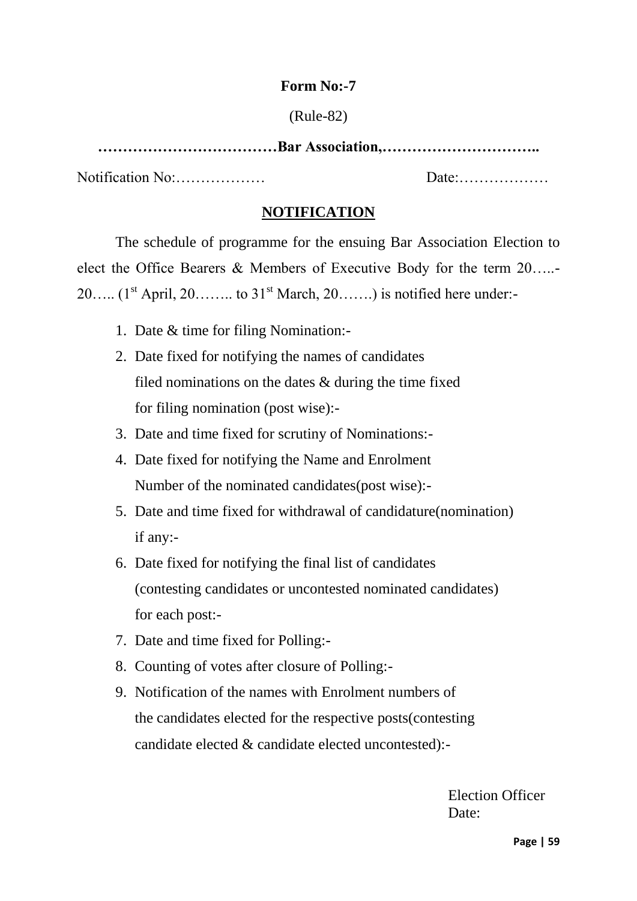**Form No:-7**

(Rule-82)

**………………………………Bar Association,…………………………..**

Notification No:……………… Date:………………

**NOTIFICATION**

The schedule of programme for the ensuing Bar Association Election to elect the Office Bearers & Members of Executive Body for the term 20…..-20….. (1st April, 20…….. to 31st March, 20…….) is notified here under:-

1. Date & time for filing Nomination:-
2. Date fixed for notifying the names of candidates filed nominations on the dates & during the time fixed for filing nomination (post wise):-
3. Date and time fixed for scrutiny of Nominations:-
4. Date fixed for notifying the Name and Enrolment Number of the nominated candidates(post wise):-
5. Date and time fixed for withdrawal of candidature(nomination) if any:-
6. Date fixed for notifying the final list of candidates (contesting candidates or uncontested nominated candidates) for each post:-
7. Date and time fixed for Polling:-
8. Counting of votes after closure of Polling:-
9. Notification of the names with Enrolment numbers of the candidates elected for the respective posts(contesting candidate elected & candidate elected uncontested):-

Election Officer
Date: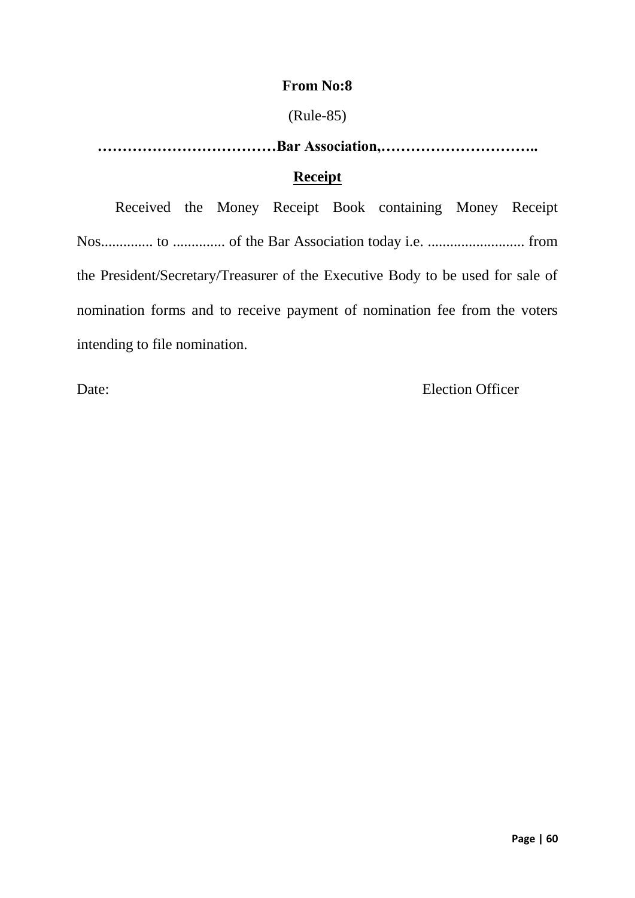**From No:8**

(Rule-85)

**………………………………Bar Association,…………………………..**

**Receipt**

Received the Money Receipt Book containing Money Receipt Nos.............. to .............. of the Bar Association today i.e. .......................... from the President/Secretary/Treasurer of the Executive Body to be used for sale of nomination forms and to receive payment of nomination fee from the voters intending to file nomination.

Date: Election Officer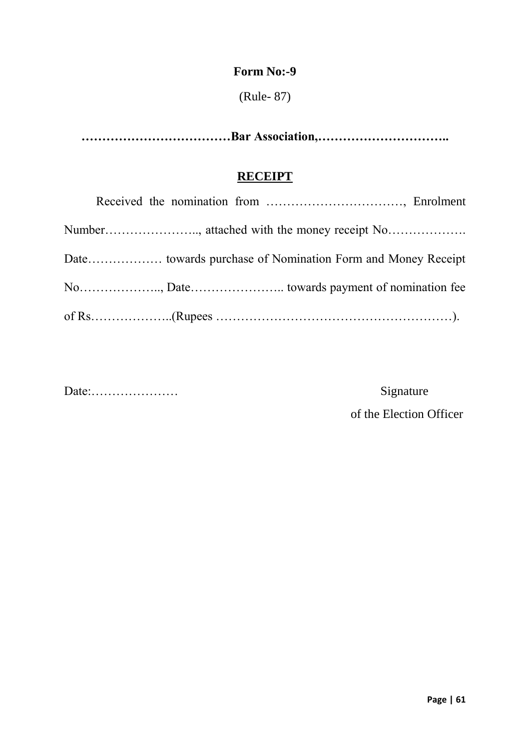**Form No:-9**

(Rule- 87)

**………………………………Bar Association,…………………………..**

**<u>RECEIPT</u>**

Received the nomination from ……………………………, Enrolment Number………………….., attached with the money receipt No………………. Date……………… towards purchase of Nomination Form and Money Receipt No……………….., Date………………….. towards payment of nomination fee of Rs………………..(Rupees …………………………………………………).

Date:…………………

Signature
of the Election Officer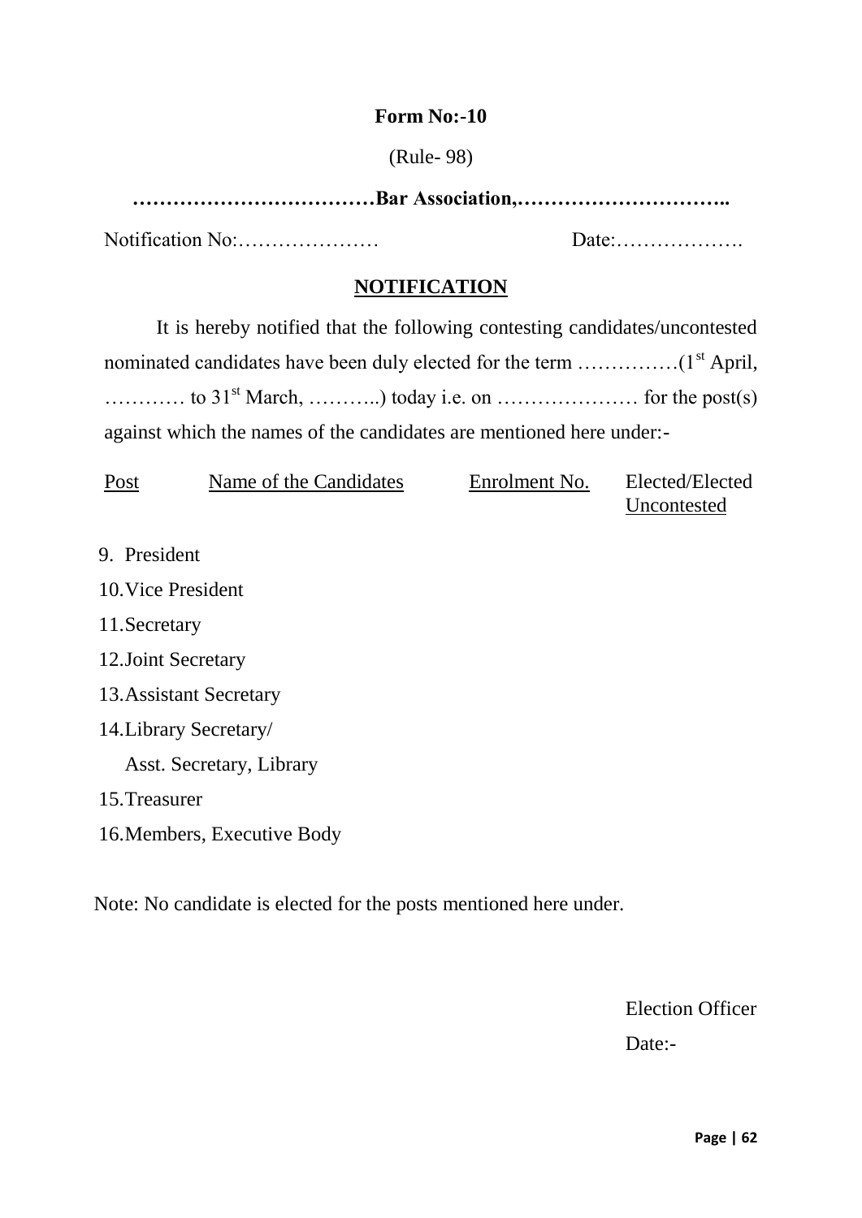**Form No:-10**

(Rule- 98)

**………………………………Bar Association,…………………………..**

Notification No:………………… Date:……………….

**NOTIFICATION**

It is hereby notified that the following contesting candidates/uncontested nominated candidates have been duly elected for the term ……………(1st April, ………… to 31st March, ………..) today i.e. on ………………… for the post(s) against which the names of the candidates are mentioned here under:-

| Post | Name of the Candidates | Enrolment No. | Elected/Elected Uncontested |
|---|---|---|---|

9. President
10. Vice President
11. Secretary
12. Joint Secretary
13. Assistant Secretary
14. Library Secretary/
    Asst. Secretary, Library
15. Treasurer
16. Members, Executive Body

Note: No candidate is elected for the posts mentioned here under.

Election Officer

Date:-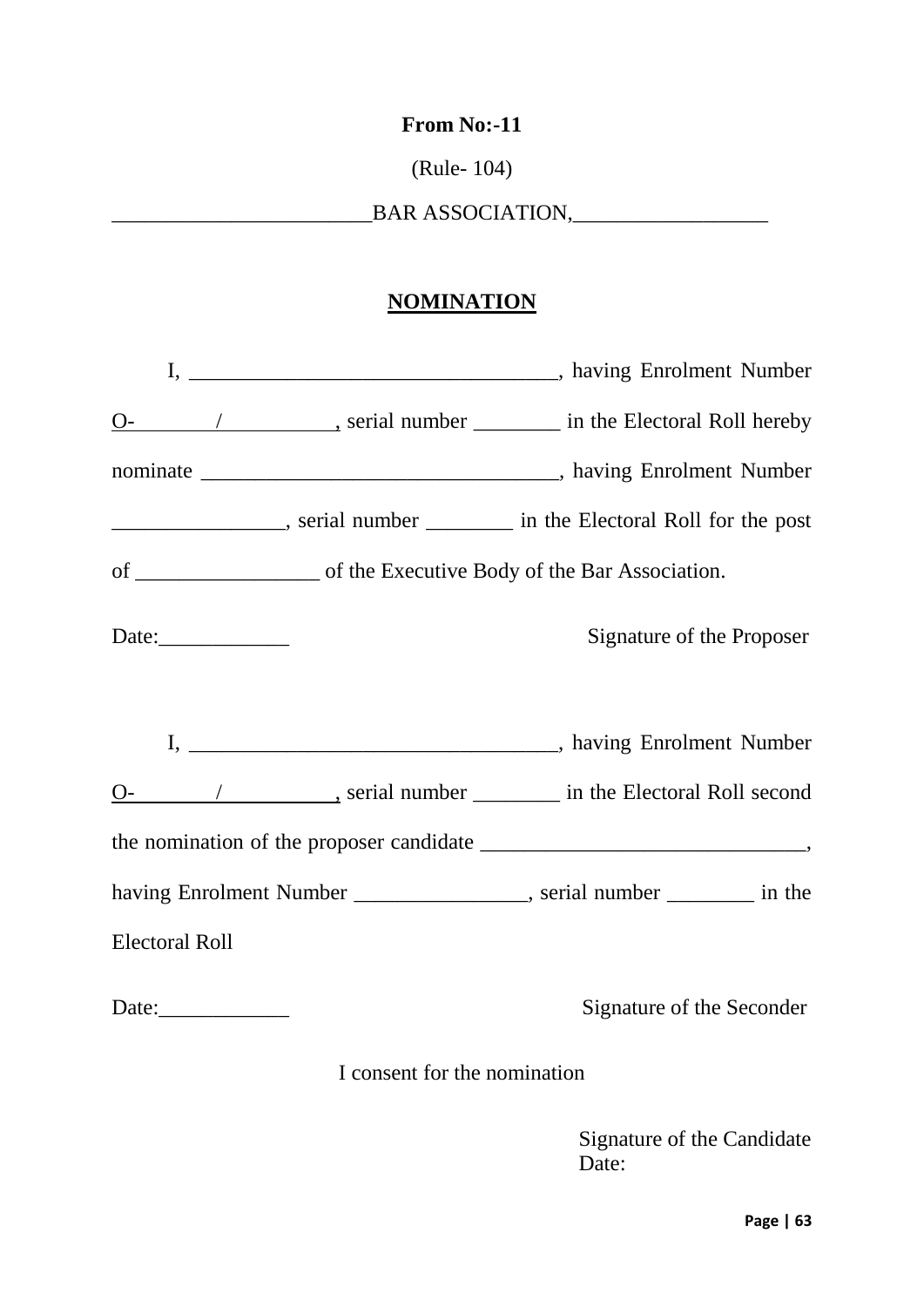**From No:-11**

(Rule- 104)

________________________BAR ASSOCIATION,__________________

**NOMINATION**

I, __________________________________, having Enrolment Number O-________/__________, serial number ________ in the Electoral Roll hereby nominate _________________________________, having Enrolment Number ________________, serial number ________ in the Electoral Roll for the post of _________________ of the Executive Body of the Bar Association.

Date:____________ Signature of the Proposer

I, __________________________________, having Enrolment Number O-________/__________, serial number ________ in the Electoral Roll second the nomination of the proposer candidate ______________________________, having Enrolment Number ________________, serial number ________ in the Electoral Roll

Date:____________ Signature of the Seconder

I consent for the nomination

Signature of the Candidate
Date: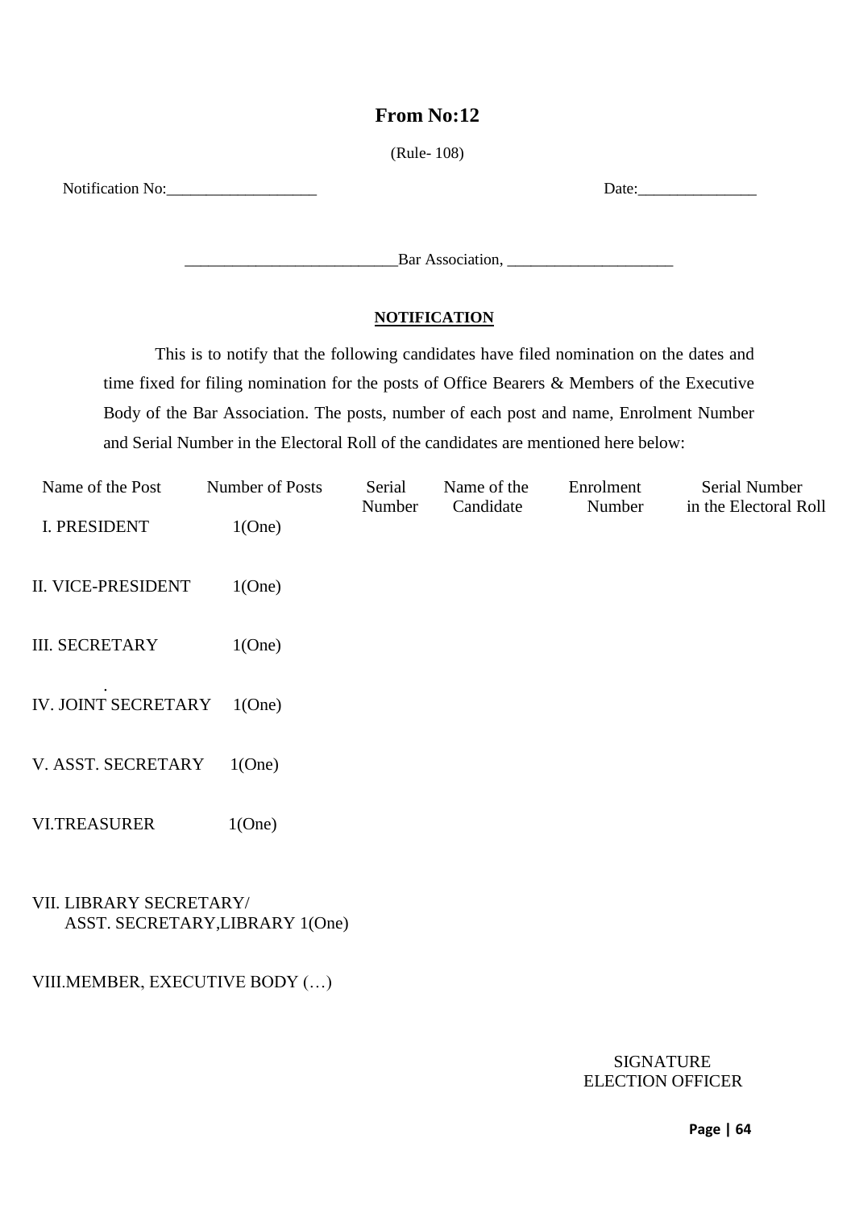# From No:12

(Rule- 108)

Notification No:___________________ Date:_______________

___________________________Bar Association, _____________________

**NOTIFICATION**

This is to notify that the following candidates have filed nomination on the dates and time fixed for filing nomination for the posts of Office Bearers & Members of the Executive Body of the Bar Association. The posts, number of each post and name, Enrolment Number and Serial Number in the Electoral Roll of the candidates are mentioned here below:

| Name of the Post | Number of Posts | Serial Number | Name of the Candidate | Enrolment Number | Serial Number in the Electoral Roll |
|---|---|---|---|---|---|
| I. PRESIDENT | 1(One) | | | | |
| II. VICE-PRESIDENT | 1(One) | | | | |
| III. SECRETARY | 1(One) | | | | |
| IV. JOINT SECRETARY | 1(One) | | | | |
| V. ASST. SECRETARY | 1(One) | | | | |
| VI.TREASURER | 1(One) | | | | |
| VII. LIBRARY SECRETARY/ ASST. SECRETARY,LIBRARY | 1(One) | | | | |
| VIII.MEMBER, EXECUTIVE BODY | (…) | | | | |

SIGNATURE
ELECTION OFFICER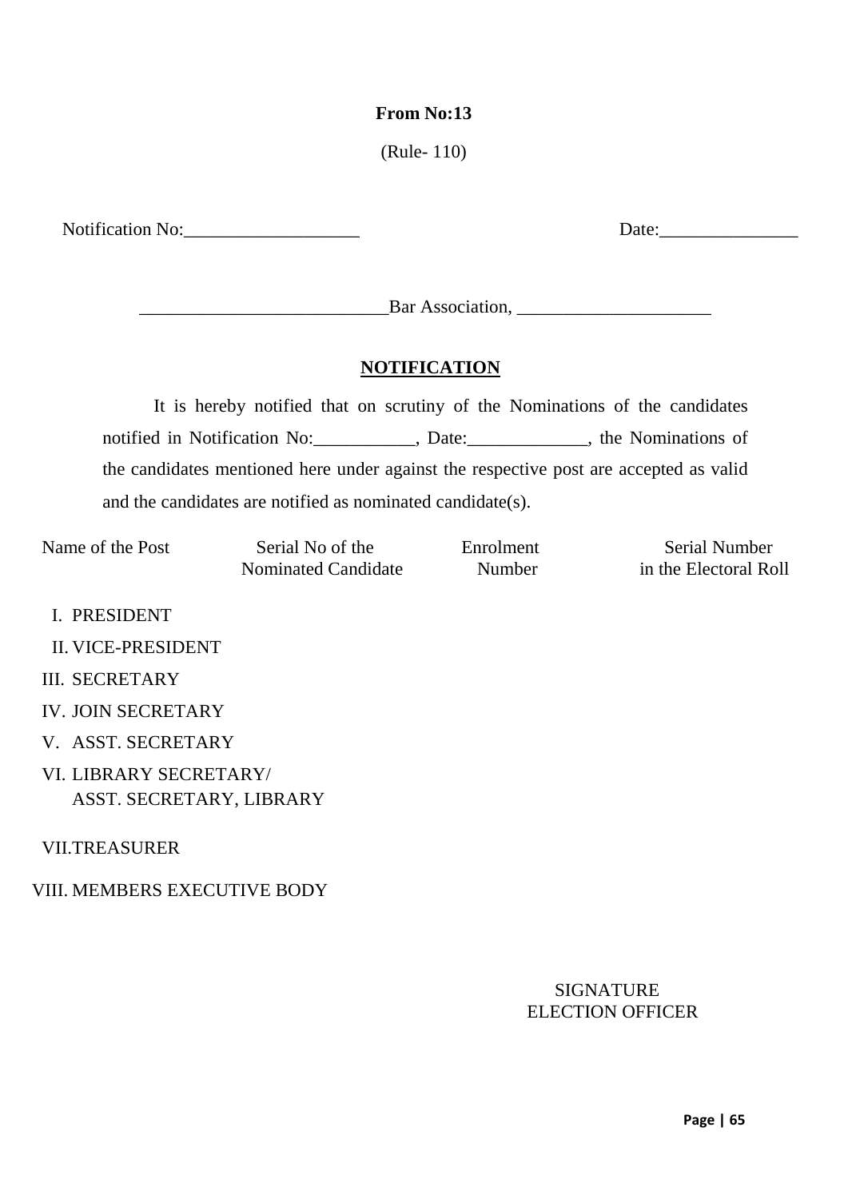**From No:13**

(Rule- 110)

Notification No:___________________ Date:_______________

___________________________Bar Association, _____________________

**NOTIFICATION**

It is hereby notified that on scrutiny of the Nominations of the candidates notified in Notification No:___________, Date:_____________, the Nominations of the candidates mentioned here under against the respective post are accepted as valid and the candidates are notified as nominated candidate(s).

| Name of the Post | Serial No of the Nominated Candidate | Enrolment Number | Serial Number in the Electoral Roll |
|---|---|---|---|
| I. PRESIDENT | | | |
| II. VICE-PRESIDENT | | | |
| III. SECRETARY | | | |
| IV. JOIN SECRETARY | | | |
| V. ASST. SECRETARY | | | |
| VI. LIBRARY SECRETARY/ ASST. SECRETARY, LIBRARY | | | |
| VII. TREASURER | | | |
| VIII. MEMBERS EXECUTIVE BODY | | | |

SIGNATURE
ELECTION OFFICER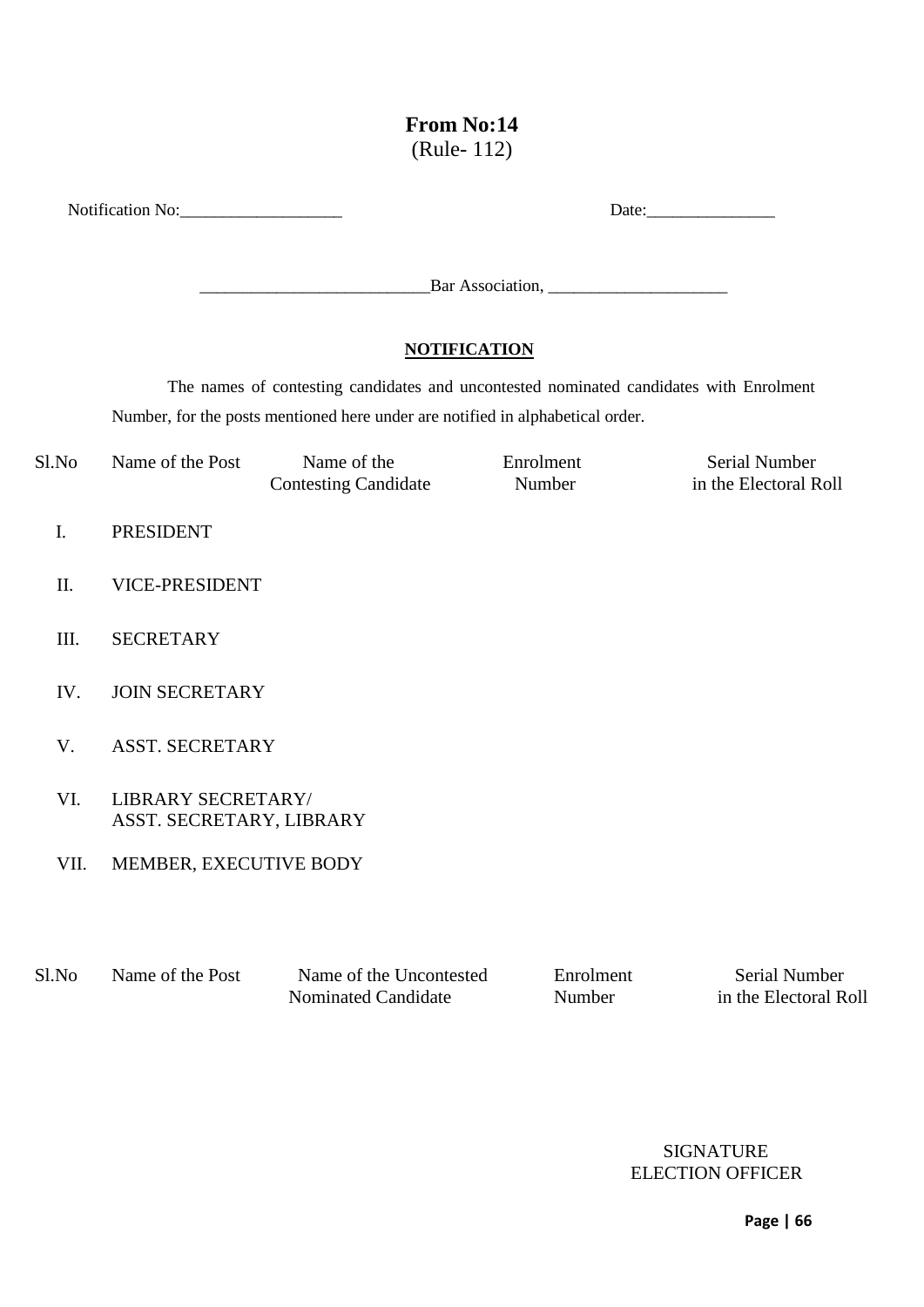# From No:14
(Rule- 112)

Notification No:___________________ Date:_______________

___________________________Bar Association, _____________________

**NOTIFICATION**

The names of contesting candidates and uncontested nominated candidates with Enrolment Number, for the posts mentioned here under are notified in alphabetical order.

| Sl.No | Name of the Post | Name of the Contesting Candidate | Enrolment Number | Serial Number in the Electoral Roll |
|---|---|---|---|---|
| I. | PRESIDENT | | | |
| II. | VICE-PRESIDENT | | | |
| III. | SECRETARY | | | |
| IV. | JOIN SECRETARY | | | |
| V. | ASST. SECRETARY | | | |
| VI. | LIBRARY SECRETARY/ ASST. SECRETARY, LIBRARY | | | |
| VII. | MEMBER, EXECUTIVE BODY | | | |

| Sl.No | Name of the Post | Name of the Uncontested Nominated Candidate | Enrolment Number | Serial Number in the Electoral Roll |
|---|---|---|---|---|

SIGNATURE
ELECTION OFFICER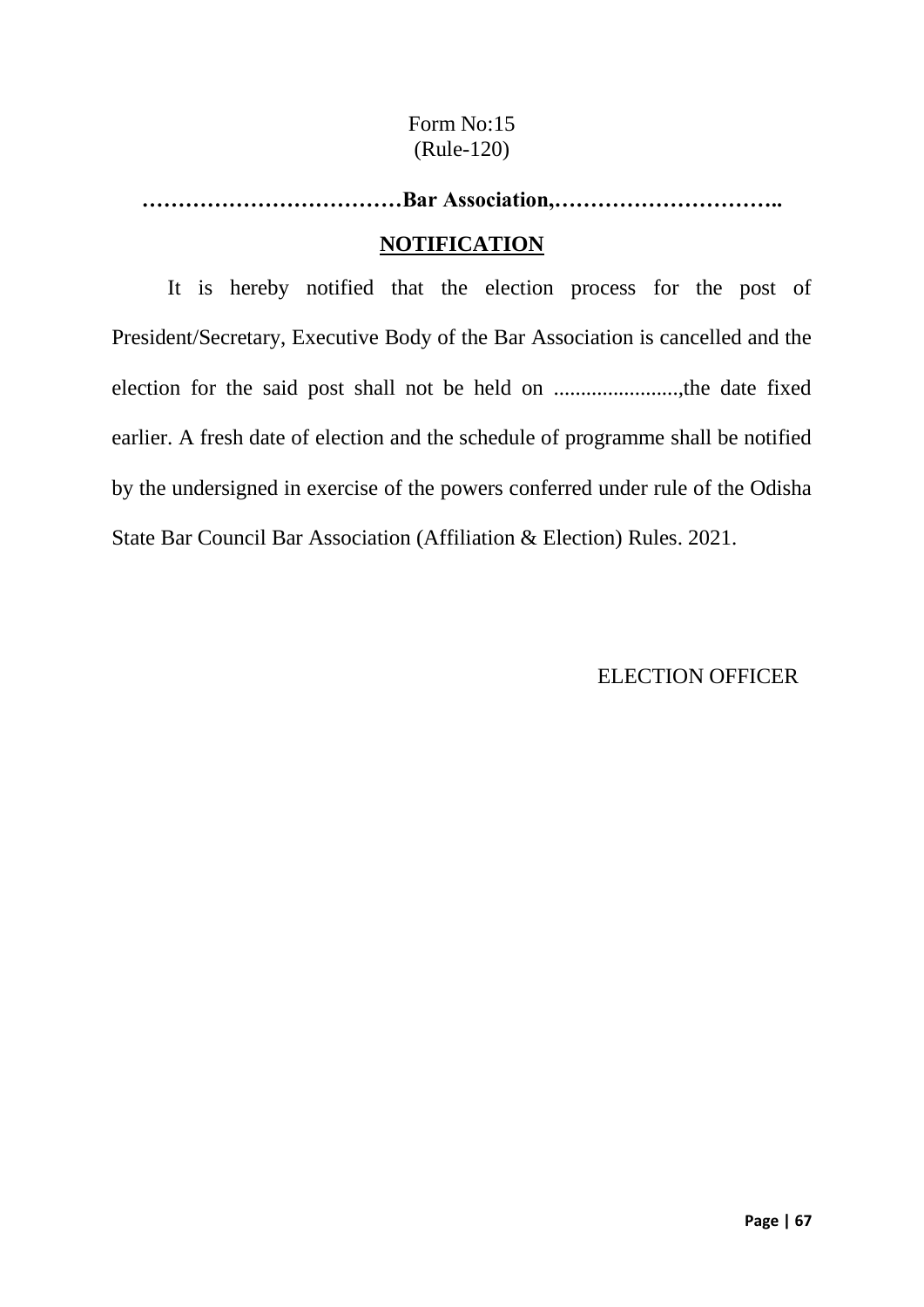Form No:15
(Rule-120)

**………………………………Bar Association,…………………………..**

## NOTIFICATION

It is hereby notified that the election process for the post of President/Secretary, Executive Body of the Bar Association is cancelled and the election for the said post shall not be held on .......................,the date fixed earlier. A fresh date of election and the schedule of programme shall be notified by the undersigned in exercise of the powers conferred under rule of the Odisha State Bar Council Bar Association (Affiliation & Election) Rules. 2021.

ELECTION OFFICER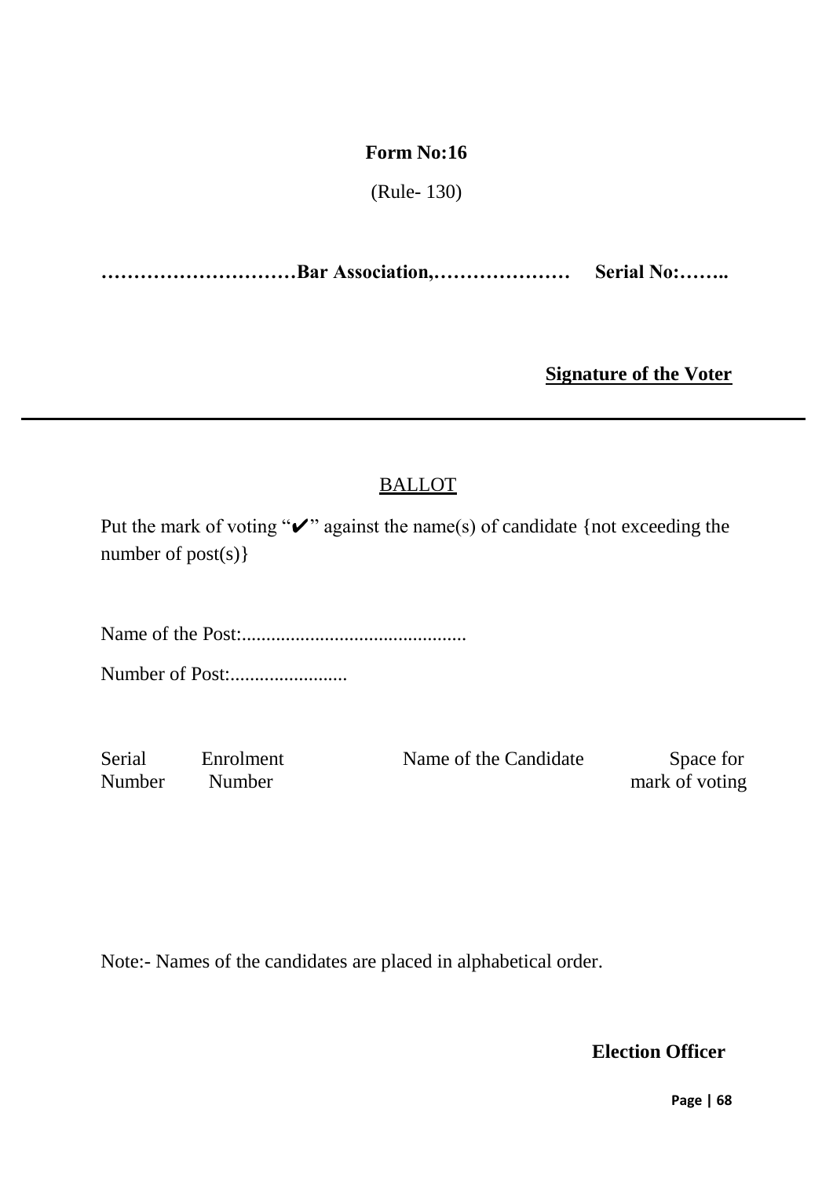**Form No:16**

(Rule- 130)

**…………………………Bar Association,…………………  Serial No:……..**

**<u>Signature of the Voter</u>**

---

<u>BALLOT</u>

Put the mark of voting "✔" against the name(s) of candidate {not exceeding the number of post(s)}

Name of the Post:.............................................

Number of Post:........................

| Serial Number | Enrolment Number | Name of the Candidate | Space for mark of voting |
|---|---|---|---|
| | | | |

Note:- Names of the candidates are placed in alphabetical order.

**Election Officer**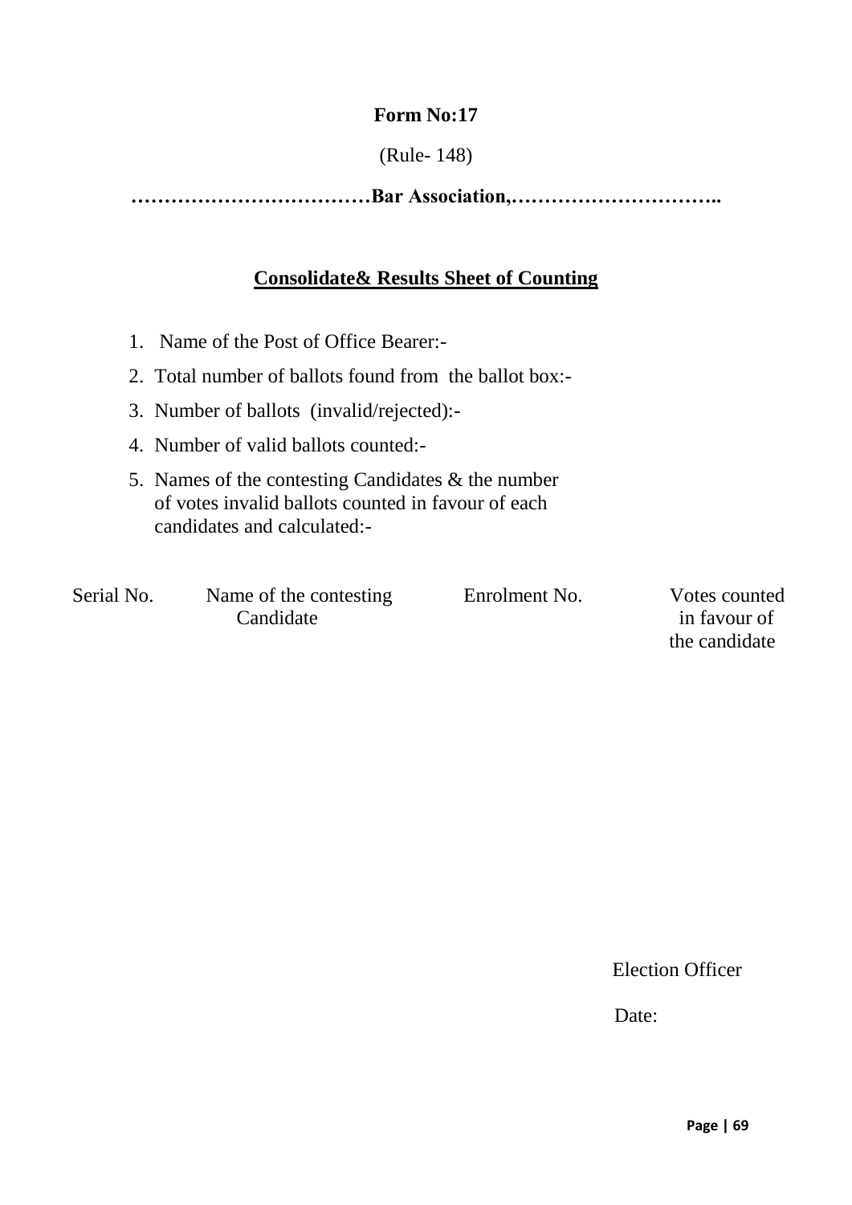**Form No:17**

(Rule- 148)

**………………………………Bar Association,…………………………..**

**<u>Consolidate& Results Sheet of Counting</u>**

1. Name of the Post of Office Bearer:-
2. Total number of ballots found from the ballot box:-
3. Number of ballots (invalid/rejected):-
4. Number of valid ballots counted:-
5. Names of the contesting Candidates & the number of votes invalid ballots counted in favour of each candidates and calculated:-

| Serial No. | Name of the contesting Candidate | Enrolment No. | Votes counted in favour of the candidate |
|---|---|---|---|
| | | | |

Election Officer

Date: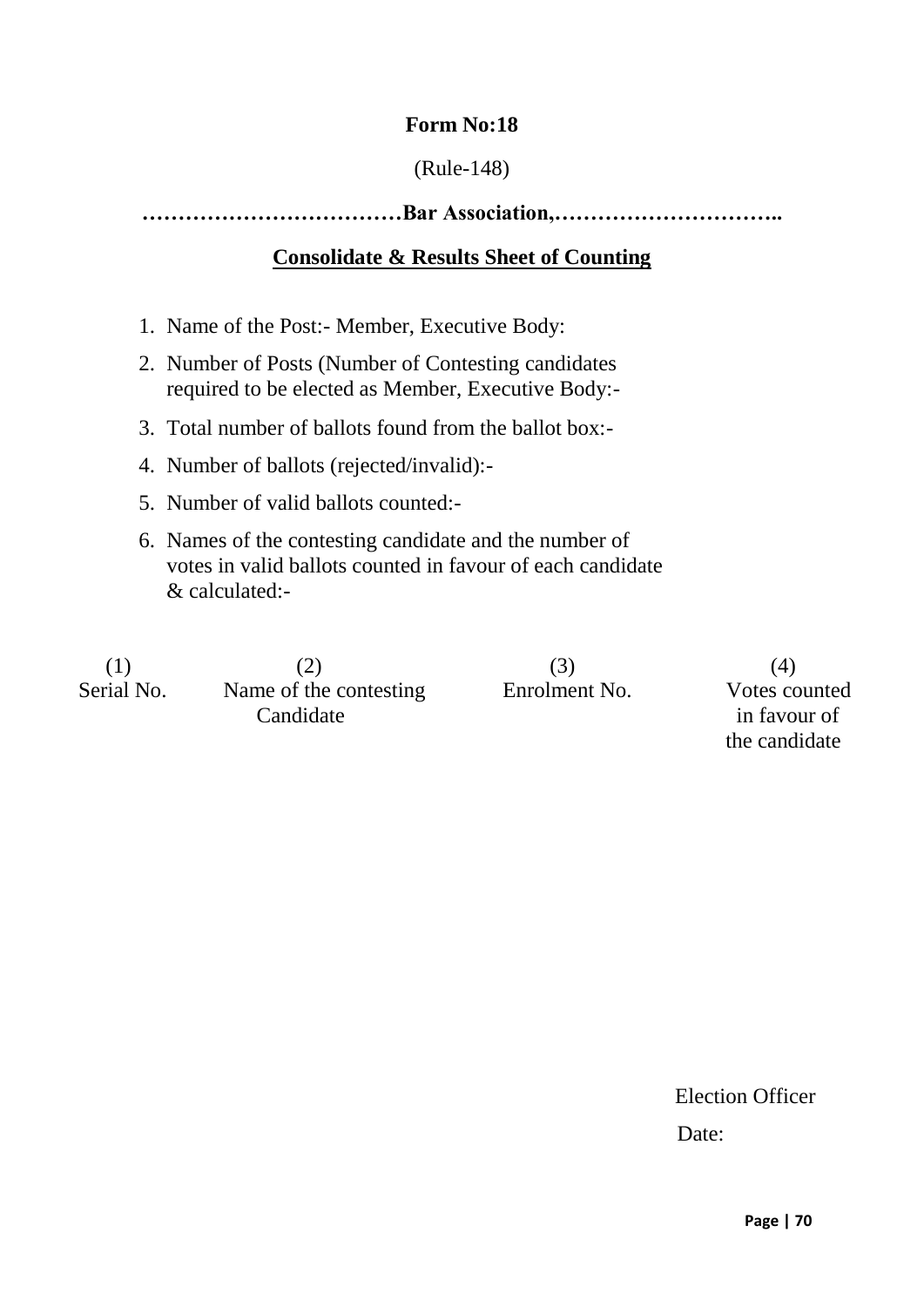**Form No:18**

(Rule-148)

**………………………………Bar Association,…………………………..**

**Consolidate & Results Sheet of Counting**

1. Name of the Post:- Member, Executive Body:
2. Number of Posts (Number of Contesting candidates required to be elected as Member, Executive Body:-
3. Total number of ballots found from the ballot box:-
4. Number of ballots (rejected/invalid):-
5. Number of valid ballots counted:-
6. Names of the contesting candidate and the number of votes in valid ballots counted in favour of each candidate & calculated:-

| (1) Serial No. | (2) Name of the contesting Candidate | (3) Enrolment No. | (4) Votes counted in favour of the candidate |
|---|---|---|---|

Election Officer

Date: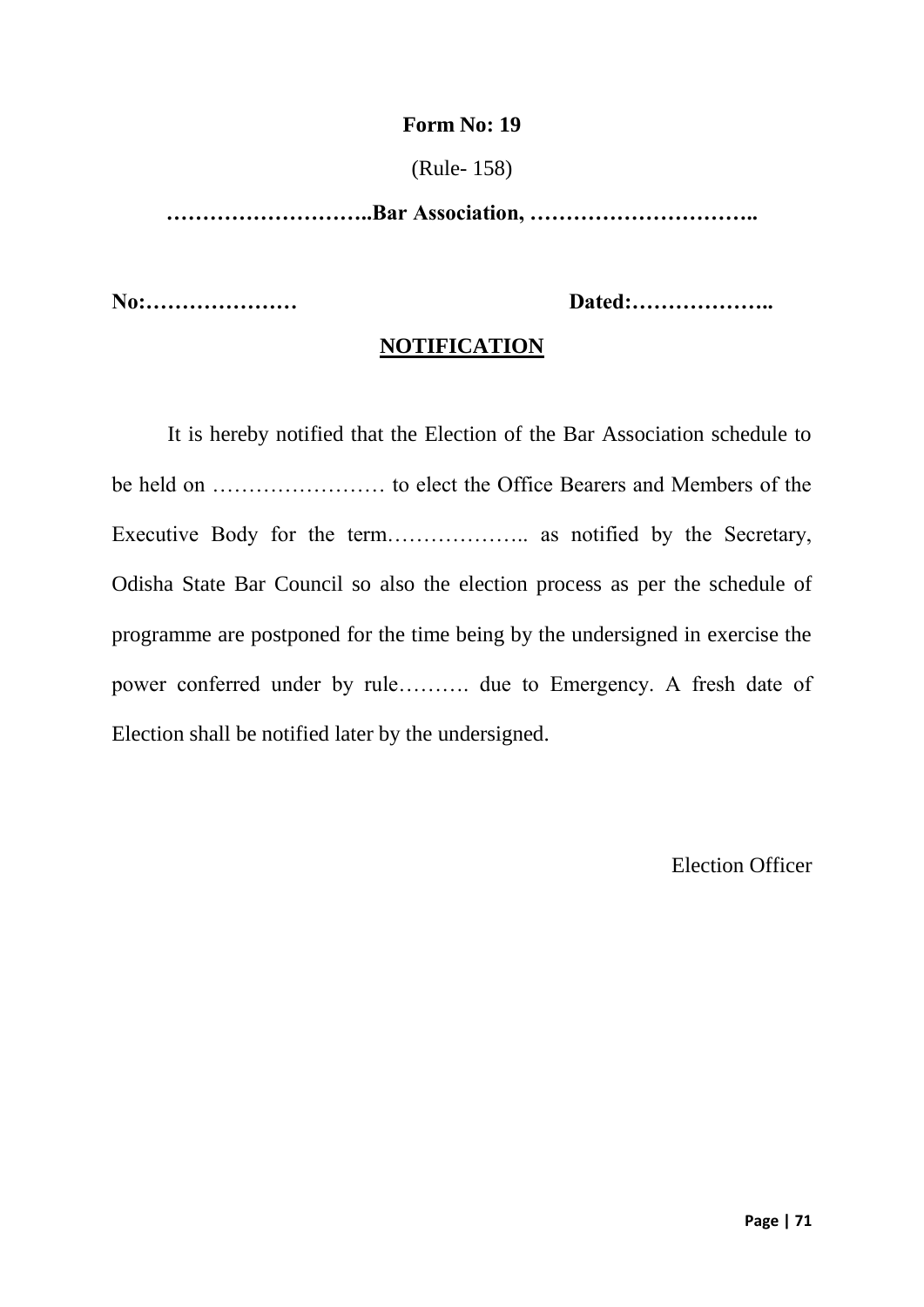**Form No: 19**

(Rule- 158)

**………………………..Bar Association, …………………………..**

**No:…………………** **Dated:………………..**

**<u>NOTIFICATION</u>**

It is hereby notified that the Election of the Bar Association schedule to be held on …………………… to elect the Office Bearers and Members of the Executive Body for the term……………….. as notified by the Secretary, Odisha State Bar Council so also the election process as per the schedule of programme are postponed for the time being by the undersigned in exercise the power conferred under by rule………. due to Emergency. A fresh date of Election shall be notified later by the undersigned.

Election Officer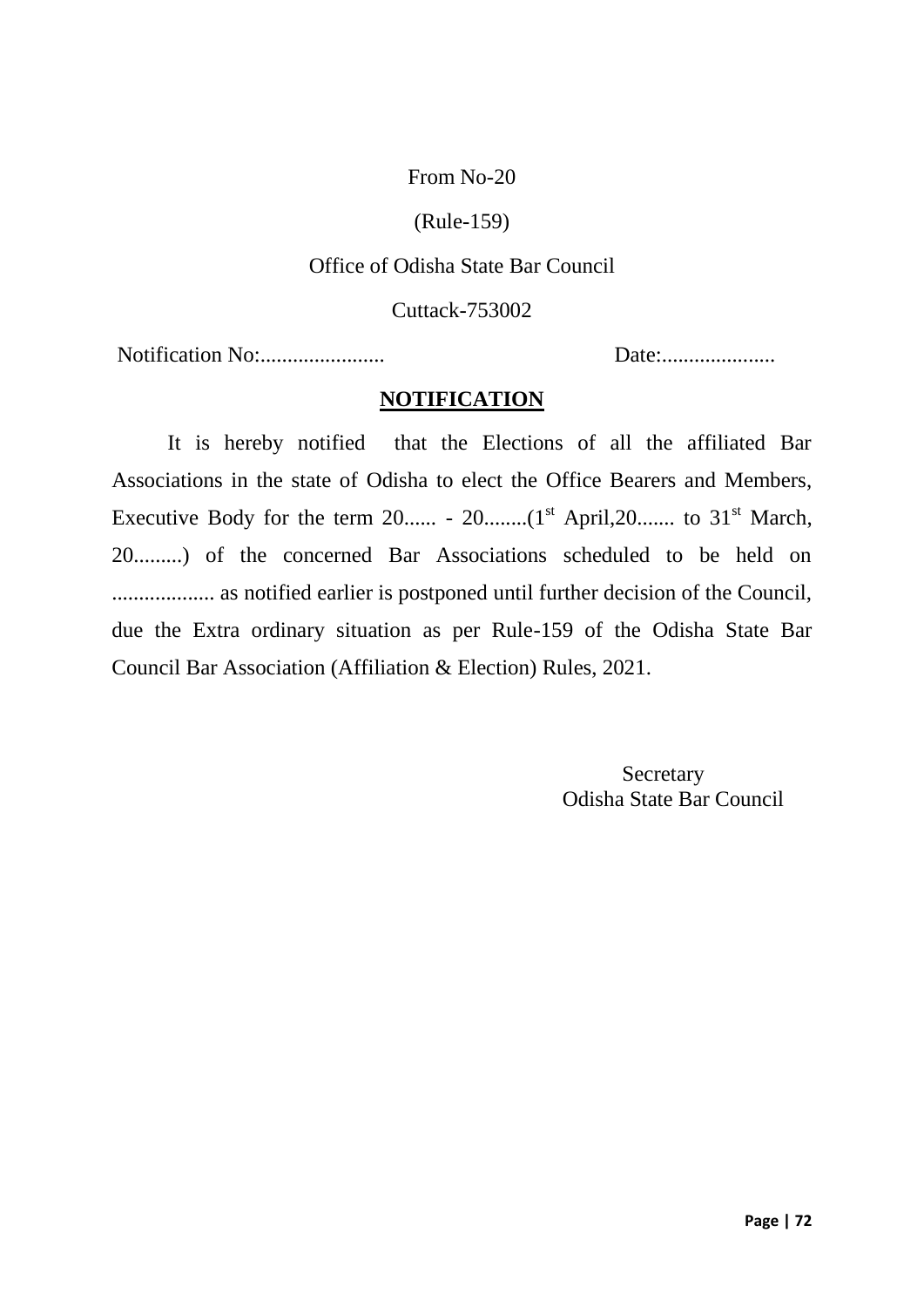From No-20

(Rule-159)

Office of Odisha State Bar Council

Cuttack-753002

Notification No:....................... Date:.....................

**NOTIFICATION**

It is hereby notified that the Elections of all the affiliated Bar Associations in the state of Odisha to elect the Office Bearers and Members, Executive Body for the term 20...... - 20........(1st April,20....... to 31st March, 20.........) of the concerned Bar Associations scheduled to be held on ................... as notified earlier is postponed until further decision of the Council, due the Extra ordinary situation as per Rule-159 of the Odisha State Bar Council Bar Association (Affiliation & Election) Rules, 2021.

Secretary
Odisha State Bar Council